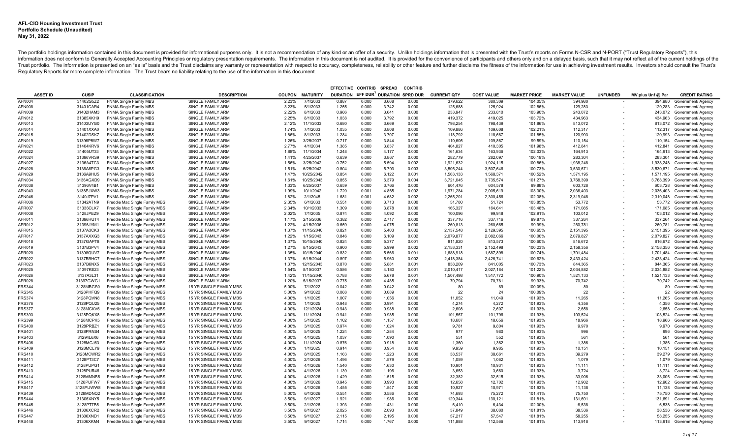**AFL-CIO Housing Investment Trust**
**Portfolio Schedule (Unaudited)**
**May 31, 2022**

The portfolio holdings information contained in this document is provided for informational purposes only. It is not a recommendation of any kind or an offer of a security. Unlike holdings information that is presented with the Trust's reports on Forms N-CSR and N-PORT ("Trust Regulatory Reports"), this information does not conform to Generally Accepted Accounting Principles or regulatory presentation requirements. The information in this document is not audited. It is provided for the convenience of participants and others only and on a delayed basis, such that it may not reflect all of the current holdings of the Trust portfolio. The information is presented on an "as is" basis and the Trust disclaims any warranty or representation with respect to accuracy, completeness, reliability or other feature and further disclaims the fitness of the information for use in achieving investment results. Investors should consult the Trust's Regulatory Reports for more complete information. The Trust bears no liability relating to the use of the information in this document.

| ASSET ID | CUSIP | CLASSIFICATION | DESCRIPTION | COUPON | MATURITY | EFFECTIVE DURATION | CONTRIB EFF DUR[1] | SPREAD DURATION | CONTRIB SPRD DUR | CURRENT QTY | COST VALUE | MARKET PRICE | MARKET VALUE | UNFUNDED | MV plus Unf @ Par | CREDIT RATING |
|---|---|---|---|---|---|---|---|---|---|---|---|---|---|---|---|---|
| AFN004 | 31402G5Z2 | FNMA Single Family MBS | SINGLE FAMILY ARM | 2.23% | 7/1/2033 | 0.887 | 0.000 | 3.668 | 0.000 | 379,622 | 380,309 | 104.05% | 394,980 | - | 394,980 | Government/ Agency |
| AFN008 | 31401CAR4 | FNMA Single Family MBS | SINGLE FAMILY ARM | 3.23% | 5/1/2033 | 1.255 | 0.000 | 3.742 | 0.000 | 125,688 | 125,924 | 102.86% | 129,283 | - | 129,283 | Government/ Agency |
| AFN009 | 31402HAM3 | FNMA Single Family MBS | SINGLE FAMILY ARM | 2.22% | 8/1/2033 | 0.986 | 0.000 | 3.641 | 0.000 | 233,947 | 233,810 | 103.90% | 243,072 | - | 243,072 | Government/ Agency |
| AFN012 | 31385XKH9 | FNMA Single Family MBS | SINGLE FAMILY ARM | 2.25% | 8/1/2033 | 1.038 | 0.000 | 3.792 | 0.000 | 419,372 | 419,025 | 103.72% | 434,963 | - | 434,963 | Government/ Agency |
| AFN013 | 31403UYG0 | FNMA Single Family MBS | SINGLE FAMILY ARM | 2.12% | 11/1/2033 | 0.680 | 0.000 | 3.669 | 0.000 | 798,254 | 798,439 | 101.86% | 813,072 | - | 813,072 | Government/ Agency |
| AFN014 | 31401XXA0 | FNMA Single Family MBS | SINGLE FAMILY ARM | 1.74% | 7/1/2033 | 1.035 | 0.000 | 3.808 | 0.000 | 109,886 | 109,608 | 102.21% | 112,317 | - | 112,317 | Government/ Agency |
| AFN015 | 31402DSK7 | FNMA Single Family MBS | SINGLE FAMILY ARM | 1.86% | 8/1/2033 | 1.284 | 0.000 | 3.707 | 0.000 | 118,792 | 118,667 | 101.85% | 120,993 | - | 120,993 | Government/ Agency |
| AFN019 | 31396P5W7 | FNMA Single Family MBS | SINGLE FAMILY ARM | 1.26% | 3/25/2037 | 0.717 | 0.000 | 3.844 | 0.000 | 110,605 | 109,867 | 99.59% | 110,154 | - | 110,154 | Government/ Agency |
| AFN021 | 31404KRV6 | FNMA Single Family MBS | SINGLE FAMILY ARM | 2.77% | 4/1/2034 | 1.385 | 0.000 | 3.837 | 0.000 | 404,827 | 410,305 | 101.98% | 412,841 | - | 412,841 | Government/ Agency |
| AFN022 | 31405UT33 | FNMA Single Family MBS | SINGLE FAMILY ARM | 1.88% | 11/1/2034 | 1.248 | 0.000 | 4.177 | 0.000 | 161,634 | 163,936 | 102.03% | 164,913 | - | 164,913 | Government/ Agency |
| AFN024 | 31396VRS9 | FNMA Single Family MBS | SINGLE FAMILY ARM | 1.41% | 4/25/2037 | 0.639 | 0.000 | 3.867 | 0.000 | 282,779 | 282,097 | 100.19% | 283,304 | - | 283,304 | Government/ Agency |
| AFN027 | 3136A4TC3 | FNMA Single Family MBS | SINGLE FAMILY ARM | 1.56% | 3/25/2042 | 0.752 | 0.000 | 5.594 | 0.002 | 1,921,632 | 1,924,115 | 100.86% | 1,938,248 | - | 1,938,248 | Government/ Agency |
| AFN028 | 3136A6PG3 | FNMA Single Family MBS | SINGLE FAMILY ARM | 1.51% | 6/25/2042 | 0.804 | 0.000 | 5.793 | 0.003 | 3,505,244 | 3,507,646 | 100.73% | 3,530,671 | - | 3,530,671 | Government/ Agency |
| AFN029 | 3136A9HU5 | FNMA Single Family MBS | SINGLE FAMILY ARM | 1.47% | 10/25/2042 | 0.854 | 0.000 | 6.122 | 0.001 | 1,563,133 | 1,568,371 | 100.52% | 1,571,195 | - | 1,571,195 | Government/ Agency |
| AFN034 | 3136AGXD9 | FNMA Single Family MBS | SINGLE FAMILY ARM | 1.61% | 10/25/2043 | 0.855 | 0.000 | 6.379 | 0.004 | 3,721,045 | 3,735,574 | 101.27% | 3,768,399 | - | 3,768,399 | Government/ Agency |
| AFN038 | 31396V4B1 | FNMA Single Family MBS | SINGLE FAMILY ARM | 1.33% | 6/25/2037 | 0.659 | 0.000 | 3.766 | 0.000 | 604,476 | 604,578 | 99.88% | 603,728 | - | 603,728 | Government/ Agency |
| AFN043 | 3138EJXW3 | FNMA Single Family MBS | SINGLE FAMILY ARM | 1.99% | 10/1/2042 | 1.720 | 0.001 | 4.865 | 0.002 | 1,971,284 | 2,005,619 | 103.30% | 2,036,403 | - | 2,036,403 | Government/ Agency |
| AFN046 | 3140J7PV1 | FNMA Single Family MBS | SINGLE FAMILY ARM | 1.82% | 2/1/2045 | 1.681 | 0.001 | 4.682 | 0.002 | 2,265,201 | 2,300,456 | 102.38% | 2,319,048 | - | 2,319,048 | Government/ Agency |
| AFR006 | 31342ATN9 | Freddie Mac Single Family MBS | SINGLE FAMILY ARM | 2.35% | 6/1/2033 | 0.551 | 0.000 | 3.713 | 0.000 | 51,780 | 51,724 | 103.85% | 53,772 | - | 53,772 | Government/ Agency |
| AFR007 | 31336CLK7 | Freddie Mac Single Family MBS | SINGLE FAMILY ARM | 2.34% | 10/1/2033 | 1.309 | 0.000 | 3.878 | 0.000 | 165,327 | 164,641 | 103.48% | 171,085 | - | 171,085 | Government/ Agency |
| AFR008 | 3128JPEZ9 | Freddie Mac Single Family MBS | SINGLE FAMILY ARM | 2.02% | 7/1/2035 | 0.874 | 0.000 | 4.092 | 0.000 | 100,096 | 99,948 | 102.91% | 103,012 | - | 103,012 | Government/ Agency |
| AFR011 | 31396HUT4 | Freddie Mac Single Family MBS | SINGLE FAMILY ARM | 1.17% | 2/15/2036 | 0.382 | 0.000 | 2.717 | 0.000 | 337,716 | 337,716 | 99.87% | 337,264 | - | 337,264 | Government/ Agency |
| AFR012 | 31396JYM1 | Freddie Mac Single Family MBS | SINGLE FAMILY ARM | 1.22% | 4/15/2036 | 0.659 | 0.000 | 4.075 | 0.000 | 260,813 | 260,665 | 99.99% | 260,781 | - | 260,781 | Government/ Agency |
| AFR015 | 3137A3CK3 | Freddie Mac Single Family MBS | SINGLE FAMILY ARM | 1.37% | 11/15/2040 | 0.821 | 0.000 | 5.403 | 0.002 | 2,137,548 | 2,129,395 | 100.65% | 2,151,395 | - | 2,151,395 | Government/ Agency |
| AFR017 | 3137AXXG3 | Freddie Mac Single Family MBS | SINGLE FAMILY ARM | 1.22% | 1/15/2043 | 0.846 | 0.000 | 6.109 | 0.002 | 2,079,877 | 2,082,066 | 100.00% | 2,079,827 | - | 2,079,827 | Government/ Agency |
| AFR018 | 3137GAPT8 | Freddie Mac Single Family MBS | SINGLE FAMILY ARM | 1.37% | 10/15/2040 | 0.824 | 0.000 | 5.377 | 0.001 | 811,820 | 813,573 | 100.60% | 816,672 | - | 816,672 | Government/ Agency |
| AFR019 | 3137B3PV4 | Freddie Mac Single Family MBS | SINGLE FAMILY ARM | 1.27% | 8/15/2043 | 0.900 | 0.000 | 5.999 | 0.002 | 2,153,331 | 2,152,498 | 100.23% | 2,158,356 | - | 2,158,356 | Government/ Agency |
| AFR020 | 31398QUV7 | Freddie Mac Single Family MBS | SINGLE FAMILY ARM | 1.35% | 10/15/2040 | 0.832 | 0.000 | 5.566 | 0.001 | 1,688,918 | 1,687,898 | 100.74% | 1,701,484 | - | 1,701,484 | Government/ Agency |
| AFR022 | 3137BBHC7 | Freddie Mac Single Family MBS | SINGLE FAMILY ARM | 1.37% | 6/15/2044 | 0.897 | 0.000 | 5.960 | 0.002 | 2,418,384 | 2,426,741 | 100.62% | 2,433,424 | - | 2,433,424 | Government/ Agency |
| AFR023 | 3137B6NX5 | Freddie Mac Single Family MBS | SINGLE FAMILY ARM | 1.37% | 12/15/2043 | 0.870 | 0.000 | 5.881 | 0.001 | 838,209 | 841,005 | 100.73% | 844,365 | - | 844,365 | Government/ Agency |
| AFR025 | 31397KE23 | Freddie Mac Single Family MBS | SINGLE FAMILY ARM | 1.54% | 8/15/2037 | 0.586 | 0.000 | 4.180 | 0.001 | 2,010,417 | 2,027,184 | 101.22% | 2,034,882 | - | 2,034,882 | Government/ Agency |
| AFR026 | 3137A3L31 | Freddie Mac Single Family MBS | SINGLE FAMILY ARM | 1.42% | 11/15/2040 | 0.788 | 0.000 | 5.678 | 0.001 | 1,507,498 | 1,517,772 | 100.90% | 1,521,133 | - | 1,521,133 | Government/ Agency |
| AFR028 | 31397GWG1 | Freddie Mac Single Family MBS | SINGLE FAMILY ARM | 1.20% | 5/15/2037 | 0.775 | 0.000 | 4.485 | 0.000 | 70,794 | 70,781 | 99.93% | 70,742 | - | 70,742 | Government/ Agency |
| FRS344 | 3128MBGS0 | Freddie Mac Single Family MBS | 15 YR SINGLE FAMILY MBS | 5.00% | 7/1/2022 | 0.042 | 0.000 | 0.042 | 0.000 | 80 | 89 | 100.09% | 80 | - | 80 | Government/ Agency |
| FRS345 | 3128PHFQ9 | Freddie Mac Single Family MBS | 15 YR SINGLE FAMILY MBS | 5.00% | 9/1/2022 | 0.088 | 0.000 | 0.089 | 0.000 | 22 | 24 | 100.09% | 22 | - | 22 | Government/ Agency |
| FRS374 | 3128PQVN8 | Freddie Mac Single Family MBS | 15 YR SINGLE FAMILY MBS | 4.00% | 1/1/2025 | 1.007 | 0.000 | 1.056 | 0.000 | 11,052 | 11,049 | 101.93% | 11,265 | - | 11,265 | Government/ Agency |
| FRS376 | 3128PQU25 | Freddie Mac Single Family MBS | 15 YR SINGLE FAMILY MBS | 4.00% | 1/1/2025 | 0.948 | 0.000 | 0.991 | 0.000 | 4,274 | 4,272 | 101.93% | 4,356 | - | 4,356 | Government/ Agency |
| FRS377 | 3128MCKV6 | Freddie Mac Single Family MBS | 15 YR SINGLE FAMILY MBS | 4.00% | 12/1/2024 | 0.943 | 0.000 | 0.988 | 0.000 | 2,608 | 2,607 | 101.93% | 2,658 | - | 2,658 | Government/ Agency |
| FRS393 | 3128PQKX8 | Freddie Mac Single Family MBS | 15 YR SINGLE FAMILY MBS | 4.00% | 11/1/2024 | 0.941 | 0.000 | 0.985 | 0.000 | 101,567 | 101,796 | 101.93% | 103,524 | - | 103,524 | Government/ Agency |
| FRS399 | 3128MCPK5 | Freddie Mac Single Family MBS | 15 YR SINGLE FAMILY MBS | 4.00% | 5/1/2025 | 1.102 | 0.000 | 1.157 | 0.000 | 18,607 | 18,656 | 101.93% | 18,966 | - | 18,966 | Government/ Agency |
| FRS400 | 3128PRBZ1 | Freddie Mac Single Family MBS | 15 YR SINGLE FAMILY MBS | 4.00% | 3/1/2025 | 0.974 | 0.000 | 1.024 | 0.000 | 9,781 | 9,804 | 101.93% | 9,970 | - | 9,970 | Government/ Agency |
| FRS401 | 3128PRNS4 | Freddie Mac Single Family MBS | 15 YR SINGLE FAMILY MBS | 4.00% | 5/1/2025 | 1.224 | 0.000 | 1.284 | 0.000 | 977 | 980 | 101.93% | 996 | - | 996 | Government/ Agency |
| FRS403 | 31294L6X6 | Freddie Mac Single Family MBS | 15 YR SINGLE FAMILY MBS | 4.00% | 4/1/2025 | 1.037 | 0.000 | 1.090 | 0.000 | 551 | 552 | 101.93% | 561 | - | 561 | Government/ Agency |
| FRS406 | 3128MCJ63 | Freddie Mac Single Family MBS | 15 YR SINGLE FAMILY MBS | 4.00% | 11/1/2024 | 0.876 | 0.000 | 0.918 | 0.000 | 1,360 | 1,362 | 101.93% | 1,386 | - | 1,386 | Government/ Agency |
| FRS409 | 3128MCLY9 | Freddie Mac Single Family MBS | 15 YR SINGLE FAMILY MBS | 4.00% | 1/1/2025 | 0.914 | 0.000 | 0.954 | 0.000 | 9,959 | 9,985 | 101.93% | 10,151 | - | 10,151 | Government/ Agency |
| FRS410 | 3128MCWR2 | Freddie Mac Single Family MBS | 15 YR SINGLE FAMILY MBS | 4.00% | 8/1/2025 | 1.163 | 0.000 | 1.223 | 0.000 | 38,537 | 38,661 | 101.93% | 39,279 | - | 39,279 | Government/ Agency |
| FRS411 | 3128PT3C7 | Freddie Mac Single Family MBS | 15 YR SINGLE FAMILY MBS | 4.00% | 2/1/2026 | 1.496 | 0.000 | 1.579 | 0.000 | 1,059 | 1,062 | 101.93% | 1,079 | - | 1,079 | Government/ Agency |
| FRS412 | 3128PUPG1 | Freddie Mac Single Family MBS | 15 YR SINGLE FAMILY MBS | 4.00% | 4/1/2026 | 1.540 | 0.000 | 1.630 | 0.000 | 10,901 | 10,931 | 101.93% | 11,111 | - | 11,111 | Government/ Agency |
| FRS413 | 3128PUR46 | Freddie Mac Single Family MBS | 15 YR SINGLE FAMILY MBS | 4.00% | 4/1/2026 | 1.139 | 0.000 | 1.196 | 0.000 | 3,653 | 3,660 | 101.93% | 3,724 | - | 3,724 | Government/ Agency |
| FRS414 | 3128MMNB5 | Freddie Mac Single Family MBS | 15 YR SINGLE FAMILY MBS | 4.00% | 4/1/2026 | 1.429 | 0.000 | 1.515 | 0.000 | 32,382 | 32,515 | 101.93% | 33,006 | - | 33,006 | Government/ Agency |
| FRS415 | 3128PUFW7 | Freddie Mac Single Family MBS | 15 YR SINGLE FAMILY MBS | 4.00% | 3/1/2026 | 0.945 | 0.000 | 0.993 | 0.000 | 12,658 | 12,702 | 101.93% | 12,902 | - | 12,902 | Government/ Agency |
| FRS417 | 3128PUWW8 | Freddie Mac Single Family MBS | 15 YR SINGLE FAMILY MBS | 4.00% | 4/1/2026 | 1.455 | 0.000 | 1.547 | 0.000 | 10,927 | 10,971 | 101.93% | 11,138 | - | 11,138 | Government/ Agency |
| FRS439 | 3128MDNQ2 | Freddie Mac Single Family MBS | 15 YR SINGLE FAMILY MBS | 5.00% | 6/1/2026 | 0.551 | 0.000 | 0.586 | 0.000 | 74,693 | 75,272 | 101.41% | 75,750 | - | 75,750 | Government/ Agency |
| FRS444 | 31306XNY5 | Freddie Mac Single Family MBS | 15 YR SINGLE FAMILY MBS | 3.50% | 9/1/2027 | 1.921 | 0.000 | 1.986 | 0.000 | 129,344 | 130,121 | 101.81% | 131,691 | - | 131,691 | Government/ Agency |
| FRS445 | 3128PT7B5 | Freddie Mac Single Family MBS | 15 YR SINGLE FAMILY MBS | 3.50% | 2/1/2026 | 1.393 | 0.000 | 1.431 | 0.000 | 6,410 | 6,434 | 102.00% | 6,538 | - | 6,538 | Government/ Agency |
| FRS446 | 31306XCR2 | Freddie Mac Single Family MBS | 15 YR SINGLE FAMILY MBS | 3.50% | 8/1/2027 | 2.025 | 0.000 | 2.093 | 0.000 | 37,849 | 38,080 | 101.81% | 38,536 | - | 38,536 | Government/ Agency |
| FRS447 | 31306XND1 | Freddie Mac Single Family MBS | 15 YR SINGLE FAMILY MBS | 3.50% | 9/1/2027 | 2.115 | 0.000 | 2.195 | 0.000 | 57,217 | 57,547 | 101.81% | 58,255 | - | 58,255 | Government/ Agency |
| FRS448 | 31306XKM4 | Freddie Mac Single Family MBS | 15 YR SINGLE FAMILY MBS | 3.50% | 9/1/2027 | 1.714 | 0.000 | 1.767 | 0.000 | 111,888 | 112,566 | 101.81% | 113,918 | - | 113,918 | Government/ Agency |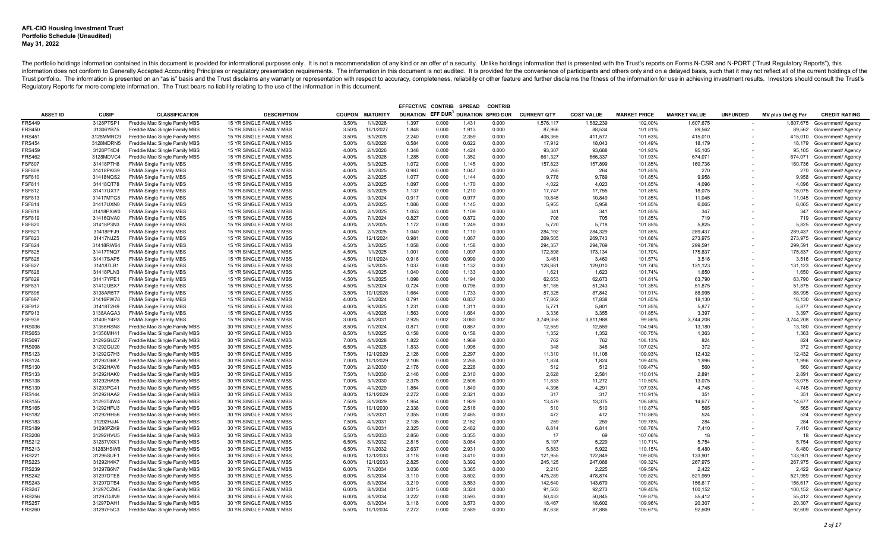**AFL-CIO Housing Investment Trust**
**Portfolio Schedule (Unaudited)**
**May 31, 2022**

The portfolio holdings information contained in this document is provided for informational purposes only. It is not a recommendation of any kind or an offer of a security. Unlike holdings information that is presented with the Trust's reports on Forms N-CSR and N-PORT ("Trust Regulatory Reports"), this information does not conform to Generally Accepted Accounting Principles or regulatory presentation requirements. The information in this document is not audited. It is provided for the convenience of participants and others only and on a delayed basis, such that it may not reflect all of the current holdings of the Trust portfolio. The information is presented on an "as is" basis and the Trust disclaims any warranty or representation with respect to accuracy, completeness, reliability or other feature and further disclaims the fitness of the information for use in achieving investment results. Investors should consult the Trust's Regulatory Reports for more complete information. The Trust bears no liability relating to the use of the information in this document.

| ASSET ID | CUSIP | CLASSIFICATION | DESCRIPTION | COUPON | MATURITY | EFFECTIVE DURATION | CONTRIB EFF DUR[1] | SPREAD DURATION | CONTRIB SPRD DUR | CURRENT QTY | COST VALUE | MARKET PRICE | MARKET VALUE | UNFUNDED | MV plus Unf @ Par | CREDIT RATING |
|---|---|---|---|---|---|---|---|---|---|---|---|---|---|---|---|---|
| FRS449 | 3128PTSP1 | Freddie Mac Single Family MBS | 15 YR SINGLE FAMILY MBS | 3.50% | 1/1/2026 | 1.397 | 0.000 | 1.431 | 0.000 | 1,576,117 | 1,582,239 | 102.00% | 1,607,675 | - | 1,607,675 | Government/ Agency |
| FRS450 | 31306YB75 | Freddie Mac Single Family MBS | 15 YR SINGLE FAMILY MBS | 3.50% | 10/1/2027 | 1.848 | 0.000 | 1.913 | 0.000 | 87,966 | 88,534 | 101.81% | 89,562 | - | 89,562 | Government/ Agency |
| FRS451 | 3128MMRC9 | Freddie Mac Single Family MBS | 15 YR SINGLE FAMILY MBS | 3.50% | 9/1/2028 | 2.240 | 0.000 | 2.359 | 0.000 | 408,365 | 411,577 | 101.63% | 415,010 | - | 415,010 | Government/ Agency |
| FRS454 | 3128MDRN5 | Freddie Mac Single Family MBS | 15 YR SINGLE FAMILY MBS | 5.00% | 6/1/2026 | 0.584 | 0.000 | 0.622 | 0.000 | 17,912 | 18,043 | 101.49% | 18,179 | - | 18,179 | Government/ Agency |
| FRS459 | 3128PT4D4 | Freddie Mac Single Family MBS | 15 YR SINGLE FAMILY MBS | 4.00% | 2/1/2026 | 1.348 | 0.000 | 1.424 | 0.000 | 93,307 | 93,688 | 101.93% | 95,105 | - | 95,105 | Government/ Agency |
| FRS462 | 3128MDVC4 | Freddie Mac Single Family MBS | 15 YR SINGLE FAMILY MBS | 4.00% | 8/1/2026 | 1.285 | 0.000 | 1.352 | 0.000 | 661,327 | 666,337 | 101.93% | 674,071 | - | 674,071 | Government/ Agency |
| FSF807 | 31418PTH8 | FNMA Single Family MBS | 15 YR SINGLE FAMILY MBS | 4.00% | 3/1/2025 | 1.072 | 0.000 | 1.145 | 0.000 | 157,823 | 157,899 | 101.85% | 160,736 | - | 160,736 | Government/ Agency |
| FSF809 | 31418PKG9 | FNMA Single Family MBS | 15 YR SINGLE FAMILY MBS | 4.00% | 3/1/2025 | 0.987 | 0.000 | 1.047 | 0.000 | 265 | 264 | 101.85% | 270 | - | 270 | Government/ Agency |
| FSF810 | 31418NQS2 | FNMA Single Family MBS | 15 YR SINGLE FAMILY MBS | 4.00% | 2/1/2025 | 1.077 | 0.000 | 1.144 | 0.000 | 9,778 | 9,789 | 101.85% | 9,958 | - | 9,958 | Government/ Agency |
| FSF811 | 31418QT78 | FNMA Single Family MBS | 15 YR SINGLE FAMILY MBS | 4.00% | 2/1/2025 | 1.097 | 0.000 | 1.170 | 0.000 | 4,022 | 4,023 | 101.85% | 4,096 | - | 4,096 | Government/ Agency |
| FSF812 | 31417UXT7 | FNMA Single Family MBS | 15 YR SINGLE FAMILY MBS | 4.00% | 3/1/2025 | 1.137 | 0.000 | 1.210 | 0.000 | 17,747 | 17,755 | 101.85% | 18,075 | - | 18,075 | Government/ Agency |
| FSF813 | 31417MTG8 | FNMA Single Family MBS | 15 YR SINGLE FAMILY MBS | 4.00% | 9/1/2024 | 0.917 | 0.000 | 0.977 | 0.000 | 10,845 | 10,849 | 101.85% | 11,045 | - | 11,045 | Government/ Agency |
| FSF814 | 31417UXN0 | FNMA Single Family MBS | 15 YR SINGLE FAMILY MBS | 4.00% | 2/1/2025 | 1.086 | 0.000 | 1.145 | 0.000 | 5,955 | 5,958 | 101.85% | 6,065 | - | 6,065 | Government/ Agency |
| FSF818 | 31418PXW0 | FNMA Single Family MBS | 15 YR SINGLE FAMILY MBS | 4.00% | 2/1/2025 | 1.053 | 0.000 | 1.109 | 0.000 | 341 | 341 | 101.85% | 347 | - | 347 | Government/ Agency |
| FSF819 | 31416QVA0 | FNMA Single Family MBS | 15 YR SINGLE FAMILY MBS | 4.00% | 7/1/2024 | 0.827 | 0.000 | 0.872 | 0.000 | 706 | 705 | 101.85% | 719 | - | 719 | Government/ Agency |
| FSF820 | 31418P3N3 | FNMA Single Family MBS | 15 YR SINGLE FAMILY MBS | 4.00% | 2/1/2025 | 1.172 | 0.000 | 1.249 | 0.000 | 5,720 | 5,718 | 101.85% | 5,825 | - | 5,825 | Government/ Agency |
| FSF821 | 31418PFJ9 | FNMA Single Family MBS | 15 YR SINGLE FAMILY MBS | 4.00% | 2/1/2025 | 1.040 | 0.000 | 1.110 | 0.000 | 284,192 | 284,329 | 101.85% | 289,437 | - | 289,437 | Government/ Agency |
| FSF823 | 31417NJZ5 | FNMA Single Family MBS | 15 YR SINGLE FAMILY MBS | 4.50% | 12/1/2024 | 0.981 | 0.000 | 1.067 | 0.000 | 269,505 | 269,743 | 101.66% | 273,975 | - | 273,975 | Government/ Agency |
| FSF824 | 31418RW64 | FNMA Single Family MBS | 15 YR SINGLE FAMILY MBS | 4.50% | 3/1/2025 | 1.058 | 0.000 | 1.158 | 0.000 | 294,357 | 294,769 | 101.78% | 299,591 | - | 299,591 | Government/ Agency |
| FSF825 | 31417TNQ7 | FNMA Single Family MBS | 15 YR SINGLE FAMILY MBS | 4.50% | 1/1/2025 | 1.001 | 0.000 | 1.097 | 0.000 | 172,898 | 173,134 | 101.70% | 175,837 | - | 175,837 | Government/ Agency |
| FSF826 | 31417SAP5 | FNMA Single Family MBS | 15 YR SINGLE FAMILY MBS | 4.50% | 10/1/2024 | 0.916 | 0.000 | 0.999 | 0.000 | 3,461 | 3,460 | 101.57% | 3,516 | - | 3,516 | Government/ Agency |
| FSF827 | 31418TLB1 | FNMA Single Family MBS | 15 YR SINGLE FAMILY MBS | 4.50% | 5/1/2025 | 1.037 | 0.000 | 1.132 | 0.000 | 128,881 | 129,010 | 101.74% | 131,123 | - | 131,123 | Government/ Agency |
| FSF828 | 31418PLN3 | FNMA Single Family MBS | 15 YR SINGLE FAMILY MBS | 4.50% | 4/1/2025 | 1.040 | 0.000 | 1.133 | 0.000 | 1,621 | 1,623 | 101.74% | 1,650 | - | 1,650 | Government/ Agency |
| FSF829 | 31417YPE1 | FNMA Single Family MBS | 15 YR SINGLE FAMILY MBS | 4.50% | 5/1/2025 | 1.098 | 0.000 | 1.194 | 0.000 | 62,653 | 62,673 | 101.81% | 63,790 | - | 63,790 | Government/ Agency |
| FSF831 | 31412UBX7 | FNMA Single Family MBS | 15 YR SINGLE FAMILY MBS | 4.50% | 5/1/2024 | 0.724 | 0.000 | 0.796 | 0.000 | 51,185 | 51,243 | 101.35% | 51,875 | - | 51,875 | Government/ Agency |
| FSF896 | 3138AR5T7 | FNMA Single Family MBS | 15 YR SINGLE FAMILY MBS | 3.50% | 10/1/2026 | 1.664 | 0.000 | 1.733 | 0.000 | 87,325 | 87,842 | 101.91% | 88,995 | - | 88,995 | Government/ Agency |
| FSF897 | 31416PW78 | FNMA Single Family MBS | 15 YR SINGLE FAMILY MBS | 4.00% | 5/1/2024 | 0.791 | 0.000 | 0.837 | 0.000 | 17,802 | 17,838 | 101.85% | 18,130 | - | 18,130 | Government/ Agency |
| FSF912 | 31418T2H9 | FNMA Single Family MBS | 15 YR SINGLE FAMILY MBS | 4.00% | 9/1/2025 | 1.231 | 0.000 | 1.311 | 0.000 | 5,771 | 5,801 | 101.85% | 5,877 | - | 5,877 | Government/ Agency |
| FSF913 | 3138AAGA3 | FNMA Single Family MBS | 15 YR SINGLE FAMILY MBS | 4.00% | 4/1/2026 | 1.563 | 0.000 | 1.684 | 0.000 | 3,336 | 3,355 | 101.85% | 3,397 | - | 3,397 | Government/ Agency |
| FSF938 | 3140EY4P3 | FNMA Single Family MBS | 15 YR SINGLE FAMILY MBS | 3.00% | 4/1/2031 | 2.925 | 0.002 | 3.080 | 0.002 | 3,749,358 | 3,811,988 | 99.86% | 3,744,208 | - | 3,744,208 | Government/ Agency |
| FRS036 | 31356HSN8 | Freddie Mac Single Family MBS | 30 YR SINGLE FAMILY MBS | 8.50% | 7/1/2024 | 0.871 | 0.000 | 0.867 | 0.000 | 12,559 | 12,559 | 104.94% | 13,180 | - | 13,180 | Government/ Agency |
| FRS053 | 31356MH41 | Freddie Mac Single Family MBS | 30 YR SINGLE FAMILY MBS | 8.50% | 1/1/2025 | 0.158 | 0.000 | 0.158 | 0.000 | 1,352 | 1,352 | 100.75% | 1,363 | - | 1,363 | Government/ Agency |
| FRS097 | 31292GUZ7 | Freddie Mac Single Family MBS | 30 YR SINGLE FAMILY MBS | 7.00% | 4/1/2028 | 1.822 | 0.000 | 1.969 | 0.000 | 762 | 762 | 108.13% | 824 | - | 824 | Government/ Agency |
| FRS098 | 31292GU20 | Freddie Mac Single Family MBS | 30 YR SINGLE FAMILY MBS | 6.50% | 4/1/2028 | 1.833 | 0.000 | 1.996 | 0.000 | 348 | 348 | 107.02% | 372 | - | 372 | Government/ Agency |
| FRS123 | 31292G7H3 | Freddie Mac Single Family MBS | 30 YR SINGLE FAMILY MBS | 7.50% | 12/1/2029 | 2.126 | 0.000 | 2.297 | 0.000 | 11,310 | 11,108 | 109.93% | 12,432 | - | 12,432 | Government/ Agency |
| FRS124 | 31292G6K7 | Freddie Mac Single Family MBS | 30 YR SINGLE FAMILY MBS | 7.00% | 10/1/2029 | 2.108 | 0.000 | 2.268 | 0.000 | 1,824 | 1,824 | 109.40% | 1,996 | - | 1,996 | Government/ Agency |
| FRS130 | 31292HAV6 | Freddie Mac Single Family MBS | 30 YR SINGLE FAMILY MBS | 7.00% | 2/1/2030 | 2.176 | 0.000 | 2.228 | 0.000 | 512 | 512 | 109.47% | 560 | - | 560 | Government/ Agency |
| FRS133 | 31292HAK0 | Freddie Mac Single Family MBS | 30 YR SINGLE FAMILY MBS | 7.50% | 1/1/2030 | 2.146 | 0.000 | 2.310 | 0.000 | 2,628 | 2,581 | 110.01% | 2,891 | - | 2,891 | Government/ Agency |
| FRS138 | 31292HA95 | Freddie Mac Single Family MBS | 30 YR SINGLE FAMILY MBS | 7.00% | 3/1/2030 | 2.375 | 0.000 | 2.506 | 0.000 | 11,833 | 11,272 | 110.50% | 13,075 | - | 13,075 | Government/ Agency |
| FRS139 | 31293PG41 | Freddie Mac Single Family MBS | 30 YR SINGLE FAMILY MBS | 7.00% | 4/1/2029 | 1.854 | 0.000 | 1.849 | 0.000 | 4,396 | 4,291 | 107.93% | 4,745 | - | 4,745 | Government/ Agency |
| FRS144 | 31292HAA2 | Freddie Mac Single Family MBS | 30 YR SINGLE FAMILY MBS | 8.00% | 12/1/2029 | 2.272 | 0.000 | 2.321 | 0.000 | 317 | 317 | 110.91% | 351 | - | 351 | Government/ Agency |
| FRS155 | 31293T4W4 | Freddie Mac Single Family MBS | 30 YR SINGLE FAMILY MBS | 7.50% | 8/1/2029 | 1.954 | 0.000 | 1.929 | 0.000 | 13,479 | 13,375 | 108.88% | 14,677 | - | 14,677 | Government/ Agency |
| FRS165 | 31292HFU3 | Freddie Mac Single Family MBS | 30 YR SINGLE FAMILY MBS | 7.50% | 10/1/2030 | 2.338 | 0.000 | 2.516 | 0.000 | 510 | 510 | 110.87% | 565 | - | 565 | Government/ Agency |
| FRS182 | 31292HH56 | Freddie Mac Single Family MBS | 30 YR SINGLE FAMILY MBS | 7.50% | 3/1/2031 | 2.355 | 0.000 | 2.465 | 0.000 | 472 | 472 | 110.86% | 524 | - | 524 | Government/ Agency |
| FRS183 | 31292HJJ4 | Freddie Mac Single Family MBS | 30 YR SINGLE FAMILY MBS | 7.50% | 4/1/2031 | 2.135 | 0.000 | 2.162 | 0.000 | 259 | 259 | 109.78% | 284 | - | 284 | Government/ Agency |
| FRS189 | 31298PZK9 | Freddie Mac Single Family MBS | 30 YR SINGLE FAMILY MBS | 6.50% | 6/1/2031 | 2.325 | 0.000 | 2.482 | 0.000 | 6,814 | 6,814 | 108.76% | 7,410 | - | 7,410 | Government/ Agency |
| FRS208 | 31292HVU5 | Freddie Mac Single Family MBS | 30 YR SINGLE FAMILY MBS | 5.50% | 4/1/2033 | 2.856 | 0.000 | 3.355 | 0.000 | 17 | 69 | 107.06% | 18 | - | 18 | Government/ Agency |
| FRS212 | 31287VXK1 | Freddie Mac Single Family MBS | 30 YR SINGLE FAMILY MBS | 6.50% | 8/1/2032 | 2.815 | 0.000 | 3.084 | 0.000 | 5,197 | 5,229 | 110.71% | 5,754 | - | 5,754 | Government/ Agency |
| FRS213 | 31283HSW6 | Freddie Mac Single Family MBS | 30 YR SINGLE FAMILY MBS | 6.50% | 7/1/2032 | 2.637 | 0.000 | 2.931 | 0.000 | 5,883 | 5,922 | 110.15% | 6,480 | - | 6,480 | Government/ Agency |
| FRS221 | 31296SUF1 | Freddie Mac Single Family MBS | 30 YR SINGLE FAMILY MBS | 6.00% | 12/1/2033 | 3.118 | 0.000 | 3.410 | 0.000 | 121,955 | 122,849 | 109.80% | 133,901 | - | 133,901 | Government/ Agency |
| FRS223 | 31292H4K7 | Freddie Mac Single Family MBS | 30 YR SINGLE FAMILY MBS | 6.00% | 12/1/2033 | 2.825 | 0.000 | 3.392 | 0.000 | 245,125 | 247,088 | 109.32% | 267,975 | - | 267,975 | Government/ Agency |
| FRS239 | 31297B6N7 | Freddie Mac Single Family MBS | 30 YR SINGLE FAMILY MBS | 6.00% | 7/1/2034 | 3.036 | 0.000 | 3.365 | 0.000 | 2,210 | 2,225 | 109.59% | 2,422 | - | 2,422 | Government/ Agency |
| FRS242 | 31297DTE8 | Freddie Mac Single Family MBS | 30 YR SINGLE FAMILY MBS | 6.00% | 8/1/2034 | 3.110 | 0.000 | 3.602 | 0.000 | 475,289 | 478,874 | 109.82% | 521,959 | - | 521,959 | Government/ Agency |
| FRS243 | 31297DTB4 | Freddie Mac Single Family MBS | 30 YR SINGLE FAMILY MBS | 6.00% | 8/1/2034 | 3.219 | 0.000 | 3.583 | 0.000 | 142,640 | 143,679 | 109.80% | 156,617 | - | 156,617 | Government/ Agency |
| FRS247 | 31297CZM5 | Freddie Mac Single Family MBS | 30 YR SINGLE FAMILY MBS | 6.00% | 8/1/2034 | 3.015 | 0.000 | 3.324 | 0.000 | 91,503 | 92,273 | 109.45% | 100,152 | - | 100,152 | Government/ Agency |
| FRS256 | 31297DJN9 | Freddie Mac Single Family MBS | 30 YR SINGLE FAMILY MBS | 6.00% | 8/1/2034 | 3.222 | 0.000 | 3.593 | 0.000 | 50,433 | 50,845 | 109.87% | 55,412 | - | 55,412 | Government/ Agency |
| FRS257 | 31297DAH1 | Freddie Mac Single Family MBS | 30 YR SINGLE FAMILY MBS | 6.00% | 8/1/2034 | 3.118 | 0.000 | 3.573 | 0.000 | 18,467 | 18,602 | 109.96% | 20,307 | - | 20,307 | Government/ Agency |
| FRS260 | 31297F5C3 | Freddie Mac Single Family MBS | 30 YR SINGLE FAMILY MBS | 5.50% | 10/1/2034 | 2.272 | 0.000 | 2.589 | 0.000 | 87,638 | 87,886 | 105.67% | 92,609 | - | 92,609 | Government/ Agency |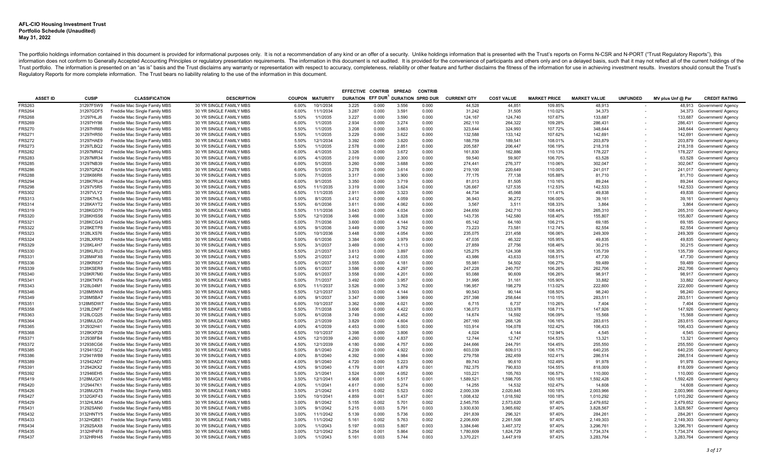**AFL-CIO Housing Investment Trust**
**Portfolio Schedule (Unaudited)**
**May 31, 2022**

The portfolio holdings information contained in this document is provided for informational purposes only. It is not a recommendation of any kind or an offer of a security. Unlike holdings information that is presented with the Trust's reports on Forms N-CSR and N-PORT ("Trust Regulatory Reports"), this information does not conform to Generally Accepted Accounting Principles or regulatory presentation requirements. The information in this document is not audited. It is provided for the convenience of participants and others only and on a delayed basis, such that it may not reflect all of the current holdings of the Trust portfolio. The information is presented on an "as is" basis and the Trust disclaims any warranty or representation with respect to accuracy, completeness, reliability or other feature and further disclaims the fitness of the information for use in achieving investment results. Investors should consult the Trust's Regulatory Reports for more complete information. The Trust bears no liability relating to the use of the information in this document.

| ASSET ID | CUSIP | CLASSIFICATION | DESCRIPTION | COUPON | MATURITY | EFFECTIVE DURATION | CONTRIB EFF DUR[1] | SPREAD DURATION | CONTRIB SPRD DUR | CURRENT QTY | COST VALUE | MARKET PRICE | MARKET VALUE | UNFUNDED | MV plus Unf @ Par | CREDIT RATING |
|---|---|---|---|---|---|---|---|---|---|---|---|---|---|---|---|---|
| FRS263 | 31297F5W9 | Freddie Mac Single Family MBS | 30 YR SINGLE FAMILY MBS | 6.00% | 10/1/2034 | 3.225 | 0.000 | 3.556 | 0.000 | 44,528 | 44,851 | 109.85% | 48,913 | - | 48,913 | Government/ Agency |
| FRS264 | 31297GDF5 | Freddie Mac Single Family MBS | 30 YR SINGLE FAMILY MBS | 6.00% | 11/1/2034 | 3.287 | 0.000 | 3.591 | 0.000 | 31,242 | 31,505 | 110.02% | 34,373 | - | 34,373 | Government/ Agency |
| FRS268 | 31297HLJ6 | Freddie Mac Single Family MBS | 30 YR SINGLE FAMILY MBS | 5.50% | 1/1/2035 | 3.227 | 0.000 | 3.590 | 0.000 | 124,167 | 124,740 | 107.67% | 133,687 | - | 133,687 | Government/ Agency |
| FRS269 | 31297HY86 | Freddie Mac Single Family MBS | 30 YR SINGLE FAMILY MBS | 6.00% | 1/1/2035 | 2.934 | 0.000 | 3.274 | 0.000 | 262,110 | 264,322 | 109.28% | 286,431 | - | 286,431 | Government/ Agency |
| FRS270 | 31297HR68 | Freddie Mac Single Family MBS | 30 YR SINGLE FAMILY MBS | 5.50% | 1/1/2035 | 3.208 | 0.000 | 3.663 | 0.000 | 323,644 | 324,993 | 107.72% | 348,644 | - | 348,644 | Government/ Agency |
| FRS271 | 31297HR50 | Freddie Mac Single Family MBS | 30 YR SINGLE FAMILY MBS | 5.50% | 1/1/2035 | 3.229 | 0.000 | 3.622 | 0.000 | 132,588 | 133,142 | 107.62% | 142,691 | - | 142,691 | Government/ Agency |
| FRS272 | 31297HAE9 | Freddie Mac Single Family MBS | 30 YR SINGLE FAMILY MBS | 5.50% | 12/1/2034 | 3.392 | 0.000 | 3.820 | 0.000 | 188,759 | 189,541 | 108.01% | 203,879 | - | 203,879 | Government/ Agency |
| FRS273 | 31297LBQ2 | Freddie Mac Single Family MBS | 30 YR SINGLE FAMILY MBS | 5.50% | 1/1/2035 | 2.578 | 0.000 | 2.851 | 0.000 | 205,587 | 206,447 | 106.19% | 218,318 | - | 218,318 | Government/ Agency |
| FRS282 | 31297MR42 | Freddie Mac Single Family MBS | 30 YR SINGLE FAMILY MBS | 6.00% | 4/1/2035 | 3.326 | 0.000 | 3.672 | 0.000 | 161,830 | 162,886 | 110.13% | 178,227 | - | 178,227 | Government/ Agency |
| FRS283 | 31297MR34 | Freddie Mac Single Family MBS | 30 YR SINGLE FAMILY MBS | 6.00% | 4/1/2035 | 2.019 | 0.000 | 2.300 | 0.000 | 59,540 | 59,907 | 106.70% | 63,528 | - | 63,528 | Government/ Agency |
| FRS285 | 31297NB39 | Freddie Mac Single Family MBS | 30 YR SINGLE FAMILY MBS | 6.00% | 5/1/2035 | 3.260 | 0.000 | 3.688 | 0.000 | 274,441 | 276,377 | 110.06% | 302,047 | - | 302,047 | Government/ Agency |
| FRS286 | 31297QRZ4 | Freddie Mac Single Family MBS | 30 YR SINGLE FAMILY MBS | 6.00% | 5/1/2035 | 3.278 | 0.000 | 3.614 | 0.000 | 219,100 | 220,649 | 110.00% | 241,017 | - | 241,017 | Government/ Agency |
| FRS288 | 3128K66R6 | Freddie Mac Single Family MBS | 30 YR SINGLE FAMILY MBS | 5.00% | 7/1/2035 | 3.317 | 0.000 | 3.900 | 0.000 | 77,175 | 77,138 | 105.88% | 81,710 | - | 81,710 | Government/ Agency |
| FRS294 | 3128K7RU4 | Freddie Mac Single Family MBS | 30 YR SINGLE FAMILY MBS | 6.00% | 9/1/2035 | 3.350 | 0.000 | 3.719 | 0.000 | 81,013 | 81,505 | 110.16% | 89,244 | - | 89,244 | Government/ Agency |
| FRS298 | 31297V5R5 | Freddie Mac Single Family MBS | 30 YR SINGLE FAMILY MBS | 6.50% | 11/1/2035 | 3.319 | 0.000 | 3.624 | 0.000 | 126,667 | 127,535 | 112.53% | 142,533 | - | 142,533 | Government/ Agency |
| FRS302 | 31297VLY2 | Freddie Mac Single Family MBS | 30 YR SINGLE FAMILY MBS | 6.50% | 11/1/2035 | 2.911 | 0.000 | 3.323 | 0.000 | 44,734 | 45,068 | 111.41% | 49,838 | - | 49,838 | Government/ Agency |
| FRS313 | 3128K7HL5 | Freddie Mac Single Family MBS | 30 YR SINGLE FAMILY MBS | 5.00% | 8/1/2035 | 3.412 | 0.000 | 4.059 | 0.000 | 36,943 | 36,272 | 106.00% | 39,161 | - | 39,161 | Government/ Agency |
| FRS314 | 3128KAYT2 | Freddie Mac Single Family MBS | 30 YR SINGLE FAMILY MBS | 5.50% | 6/1/2036 | 3.611 | 0.000 | 4.062 | 0.000 | 3,567 | 3,511 | 108.33% | 3,864 | - | 3,864 | Government/ Agency |
| FRS319 | 3128KGD70 | Freddie Mac Single Family MBS | 30 YR SINGLE FAMILY MBS | 5.50% | 11/1/2036 | 3.643 | 0.000 | 4.034 | 0.000 | 244,650 | 242,710 | 108.44% | 265,310 | - | 265,310 | Government/ Agency |
| FRS320 | 3128KHSS6 | Freddie Mac Single Family MBS | 30 YR SINGLE FAMILY MBS | 5.50% | 12/1/2036 | 3.466 | 0.000 | 3.828 | 0.000 | 143,735 | 142,580 | 108.40% | 155,807 | - | 155,807 | Government/ Agency |
| FRS321 | 3128KCG43 | Freddie Mac Single Family MBS | 30 YR SINGLE FAMILY MBS | 5.00% | 7/1/2036 | 3.600 | 0.000 | 4.144 | 0.000 | 65,142 | 64,160 | 106.21% | 69,185 | - | 69,185 | Government/ Agency |
| FRS322 | 3128KETP8 | Freddie Mac Single Family MBS | 30 YR SINGLE FAMILY MBS | 6.50% | 9/1/2036 | 3.449 | 0.000 | 3.762 | 0.000 | 73,223 | 73,581 | 112.74% | 82,554 | - | 82,554 | Government/ Agency |
| FRS323 | 3128LXS76 | Freddie Mac Single Family MBS | 30 YR SINGLE FAMILY MBS | 5.00% | 10/1/2036 | 3.448 | 0.000 | 4.054 | 0.000 | 235,075 | 231,458 | 106.06% | 249,309 | - | 249,309 | Government/ Agency |
| FRS324 | 3128LXRR3 | Freddie Mac Single Family MBS | 30 YR SINGLE FAMILY MBS | 5.00% | 6/1/2036 | 3.384 | 0.000 | 3.979 | 0.000 | 47,035 | 46,322 | 105.95% | 49,835 | - | 49,835 | Government/ Agency |
| FRS329 | 3128KL4H7 | Freddie Mac Single Family MBS | 30 YR SINGLE FAMILY MBS | 5.50% | 3/1/2037 | 3.469 | 0.000 | 4.113 | 0.000 | 27,859 | 27,756 | 108.46% | 30,215 | - | 30,215 | Government/ Agency |
| FRS330 | 3128KLRU3 | Freddie Mac Single Family MBS | 30 YR SINGLE FAMILY MBS | 5.50% | 2/1/2037 | 3.613 | 0.000 | 3.897 | 0.000 | 125,275 | 124,308 | 108.35% | 135,739 | - | 135,739 | Government/ Agency |
| FRS331 | 3128M4FX6 | Freddie Mac Single Family MBS | 30 YR SINGLE FAMILY MBS | 5.50% | 2/1/2037 | 3.412 | 0.000 | 4.035 | 0.000 | 43,986 | 43,633 | 108.51% | 47,730 | - | 47,730 | Government/ Agency |
| FRS336 | 3128KR6X7 | Freddie Mac Single Family MBS | 30 YR SINGLE FAMILY MBS | 5.00% | 6/1/2037 | 3.555 | 0.000 | 4.181 | 0.000 | 55,981 | 54,502 | 106.27% | 59,489 | - | 59,489 | Government/ Agency |
| FRS339 | 3128KSER9 | Freddie Mac Single Family MBS | 30 YR SINGLE FAMILY MBS | 5.00% | 6/1/2037 | 3.586 | 0.000 | 4.297 | 0.000 | 247,228 | 240,757 | 106.26% | 262,706 | - | 262,706 | Government/ Agency |
| FRS340 | 3128KR7M0 | Freddie Mac Single Family MBS | 30 YR SINGLE FAMILY MBS | 5.00% | 6/1/2037 | 3.558 | 0.000 | 4.201 | 0.000 | 93,088 | 90,609 | 106.26% | 98,917 | - | 98,917 | Government/ Agency |
| FRS341 | 3128KTKF6 | Freddie Mac Single Family MBS | 30 YR SINGLE FAMILY MBS | 5.00% | 7/1/2037 | 3.492 | 0.000 | 3.957 | 0.000 | 31,995 | 31,161 | 105.90% | 33,882 | - | 33,882 | Government/ Agency |
| FRS343 | 3128L04M1 | Freddie Mac Single Family MBS | 30 YR SINGLE FAMILY MBS | 6.50% | 11/1/2037 | 3.526 | 0.000 | 3.762 | 0.000 | 196,957 | 198,279 | 113.02% | 222,600 | - | 222,600 | Government/ Agency |
| FRS346 | 3128M5NV8 | Freddie Mac Single Family MBS | 30 YR SINGLE FAMILY MBS | 5.50% | 12/1/2037 | 3.503 | 0.000 | 4.144 | 0.000 | 90,543 | 90,144 | 108.50% | 98,240 | - | 98,240 | Government/ Agency |
| FRS349 | 3128M5BA7 | Freddie Mac Single Family MBS | 30 YR SINGLE FAMILY MBS | 6.00% | 9/1/2037 | 3.347 | 0.000 | 3.969 | 0.000 | 257,398 | 258,644 | 110.15% | 283,511 | - | 283,511 | Government/ Agency |
| FRS351 | 3128M5DW7 | Freddie Mac Single Family MBS | 30 YR SINGLE FAMILY MBS | 6.00% | 10/1/2037 | 3.362 | 0.000 | 4.021 | 0.000 | 6,715 | 6,737 | 110.26% | 7,404 | - | 7,404 | Government/ Agency |
| FRS358 | 3128LDNF7 | Freddie Mac Single Family MBS | 30 YR SINGLE FAMILY MBS | 5.50% | 7/1/2038 | 3.606 | 0.000 | 4.422 | 0.000 | 136,073 | 133,978 | 108.71% | 147,926 | - | 147,926 | Government/ Agency |
| FRS363 | 3128LCQ25 | Freddie Mac Single Family MBS | 30 YR SINGLE FAMILY MBS | 5.00% | 6/1/2038 | 3.749 | 0.000 | 4.452 | 0.000 | 14,674 | 14,592 | 106.09% | 15,568 | - | 15,568 | Government/ Agency |
| FRS364 | 3128MJLD0 | Freddie Mac Single Family MBS | 30 YR SINGLE FAMILY MBS | 5.00% | 2/1/2039 | 3.829 | 0.000 | 4.604 | 0.000 | 267,160 | 268,126 | 106.16% | 283,615 | - | 283,615 | Government/ Agency |
| FRS365 | 312932H41 | Freddie Mac Single Family MBS | 30 YR SINGLE FAMILY MBS | 4.00% | 4/1/2039 | 4.453 | 0.000 | 5.003 | 0.000 | 103,914 | 104,078 | 102.42% | 106,433 | - | 106,433 | Government/ Agency |
| FRS368 | 3128KXPZ8 | Freddie Mac Single Family MBS | 30 YR SINGLE FAMILY MBS | 6.50% | 10/1/2037 | 3.398 | 0.000 | 3.806 | 0.000 | 4,024 | 4,144 | 112.94% | 4,545 | - | 4,545 | Government/ Agency |
| FRS371 | 312938FB4 | Freddie Mac Single Family MBS | 30 YR SINGLE FAMILY MBS | 4.50% | 12/1/2039 | 4.260 | 0.000 | 4.837 | 0.000 | 12,744 | 12,747 | 104.53% | 13,321 | - | 13,321 | Government/ Agency |
| FRS372 | 312938CG6 | Freddie Mac Single Family MBS | 30 YR SINGLE FAMILY MBS | 4.50% | 12/1/2039 | 4.180 | 0.000 | 4.757 | 0.000 | 244,666 | 244,791 | 104.45% | 255,550 | - | 255,550 | Government/ Agency |
| FRS385 | 312941SC2 | Freddie Mac Single Family MBS | 30 YR SINGLE FAMILY MBS | 5.00% | 8/1/2040 | 4.239 | 0.000 | 4.922 | 0.000 | 603,039 | 609,013 | 106.17% | 640,235 | - | 640,235 | Government/ Agency |
| FRS386 | 312941WB9 | Freddie Mac Single Family MBS | 30 YR SINGLE FAMILY MBS | 4.00% | 8/1/2040 | 4.392 | 0.000 | 4.984 | 0.000 | 279,758 | 282,459 | 102.41% | 286,514 | - | 286,514 | Government/ Agency |
| FRS389 | 312942AD7 | Freddie Mac Single Family MBS | 30 YR SINGLE FAMILY MBS | 4.00% | 9/1/2040 | 4.720 | 0.000 | 5.223 | 0.000 | 89,743 | 90,610 | 102.49% | 91,978 | - | 91,978 | Government/ Agency |
| FRS391 | 312942KX2 | Freddie Mac Single Family MBS | 30 YR SINGLE FAMILY MBS | 4.50% | 9/1/2040 | 4.179 | 0.001 | 4.879 | 0.001 | 782,375 | 790,833 | 104.55% | 818,009 | - | 818,009 | Government/ Agency |
| FRS392 | 312946EH5 | Freddie Mac Single Family MBS | 30 YR SINGLE FAMILY MBS | 5.00% | 3/1/2041 | 3.524 | 0.000 | 4.052 | 0.000 | 103,221 | 105,763 | 106.57% | 110,000 | - | 110,000 | Government/ Agency |
| FRS419 | 3128MJQX1 | Freddie Mac Single Family MBS | 30 YR SINGLE FAMILY MBS | 3.50% | 12/1/2041 | 4.908 | 0.001 | 5.517 | 0.001 | 1,589,521 | 1,598,705 | 100.18% | 1,592,428 | - | 1,592,428 | Government/ Agency |
| FRS420 | 3129447K1 | Freddie Mac Single Family MBS | 30 YR SINGLE FAMILY MBS | 4.00% | 1/1/2041 | 4.617 | 0.000 | 5.274 | 0.000 | 14,255 | 14,532 | 102.47% | 14,608 | - | 14,608 | Government/ Agency |
| FRS426 | 3128MJQ78 | Freddie Mac Single Family MBS | 30 YR SINGLE FAMILY MBS | 3.50% | 2/1/2042 | 4.915 | 0.002 | 5.523 | 0.002 | 2,000,339 | 2,020,845 | 100.18% | 2,003,966 | - | 2,003,966 | Government/ Agency |
| FRS427 | 3132GKF43 | Freddie Mac Single Family MBS | 30 YR SINGLE FAMILY MBS | 3.50% | 10/1/2041 | 4.859 | 0.001 | 5.437 | 0.001 | 1,008,432 | 1,018,592 | 100.18% | 1,010,292 | - | 1,010,292 | Government/ Agency |
| FRS429 | 3132HLM34 | Freddie Mac Single Family MBS | 30 YR SINGLE FAMILY MBS | 3.00% | 8/1/2042 | 5.155 | 0.002 | 5.701 | 0.002 | 2,545,755 | 2,573,620 | 97.40% | 2,479,652 | - | 2,479,652 | Government/ Agency |
| FRS431 | 31292SAN0 | Freddie Mac Single Family MBS | 30 YR SINGLE FAMILY MBS | 3.00% | 9/1/2042 | 5.215 | 0.003 | 5.791 | 0.003 | 3,930,630 | 3,965,692 | 97.40% | 3,828,567 | - | 3,828,567 | Government/ Agency |
| FRS432 | 3132HNTY5 | Freddie Mac Single Family MBS | 30 YR SINGLE FAMILY MBS | 3.00% | 11/1/2042 | 5.139 | 0.000 | 5.736 | 0.000 | 291,839 | 296,321 | 97.40% | 284,261 | - | 284,261 | Government/ Agency |
| FRS433 | 3132HQBE1 | Freddie Mac Single Family MBS | 30 YR SINGLE FAMILY MBS | 3.00% | 11/1/2042 | 5.161 | 0.002 | 5.763 | 0.002 | 2,206,600 | 2,261,508 | 97.40% | 2,149,303 | - | 2,149,303 | Government/ Agency |
| FRS434 | 31292SAX8 | Freddie Mac Single Family MBS | 30 YR SINGLE FAMILY MBS | 3.00% | 1/1/2043 | 5.197 | 0.003 | 5.807 | 0.003 | 3,384,646 | 3,467,372 | 97.40% | 3,296,761 | - | 3,296,761 | Government/ Agency |
| FRS435 | 3132HP4F8 | Freddie Mac Single Family MBS | 30 YR SINGLE FAMILY MBS | 3.00% | 12/1/2042 | 5.254 | 0.001 | 5.864 | 0.002 | 1,780,609 | 1,824,729 | 97.40% | 1,734,374 | - | 1,734,374 | Government/ Agency |
| FRS437 | 3132HRH45 | Freddie Mac Single Family MBS | 30 YR SINGLE FAMILY MBS | 3.00% | 1/1/2043 | 5.161 | 0.003 | 5.744 | 0.003 | 3,370,221 | 3,447,919 | 97.43% | 3,283,764 | - | 3,283,764 | Government/ Agency |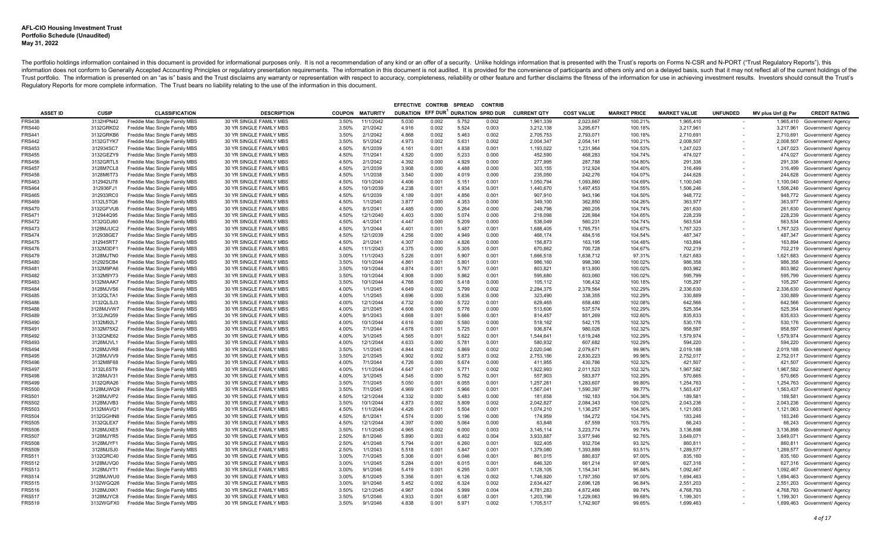**AFL-CIO Housing Investment Trust**
**Portfolio Schedule (Unaudited)**
**May 31, 2022**

The portfolio holdings information contained in this document is provided for informational purposes only. It is not a recommendation of any kind or an offer of a security. Unlike holdings information that is presented with the Trust's reports on Forms N-CSR and N-PORT ("Trust Regulatory Reports"), this information does not conform to Generally Accepted Accounting Principles or regulatory presentation requirements. The information in this document is not audited. It is provided for the convenience of participants and others only and on a delayed basis, such that it may not reflect all of the current holdings of the Trust portfolio. The information is presented on an "as is" basis and the Trust disclaims any warranty or representation with respect to accuracy, completeness, reliability or other feature and further disclaims the fitness of the information for use in achieving investment results. Investors should consult the Trust's Regulatory Reports for more complete information. The Trust bears no liability relating to the use of the information in this document.

| ASSET ID | CUSIP | CLASSIFICATION | DESCRIPTION | COUPON | MATURITY | EFFECTIVE DURATION | CONTRIB EFF DUR[1] | SPREAD DURATION | CONTRIB SPRD DUR | CURRENT QTY | COST VALUE | MARKET PRICE | MARKET VALUE | UNFUNDED | MV plus Unf @ Par | CREDIT RATING |
|---|---|---|---|---|---|---|---|---|---|---|---|---|---|---|---|---|
| FRS438 | 3132HPN42 | Freddie Mac Single Family MBS | 30 YR SINGLE FAMILY MBS | 3.50% | 11/1/2042 | 5.030 | 0.002 | 5.752 | 0.002 | 1,961,339 | 2,023,667 | 100.21% | 1,965,410 | - | 1,965,410 | Government/ Agency |
| FRS440 | 3132GRKD2 | Freddie Mac Single Family MBS | 30 YR SINGLE FAMILY MBS | 3.50% | 2/1/2042 | 4.916 | 0.002 | 5.524 | 0.003 | 3,212,138 | 3,295,671 | 100.18% | 3,217,961 | - | 3,217,961 | Government/ Agency |
| FRS441 | 3132GRKB6 | Freddie Mac Single Family MBS | 30 YR SINGLE FAMILY MBS | 3.50% | 2/1/2042 | 4.868 | 0.002 | 5.463 | 0.002 | 2,705,753 | 2,793,071 | 100.18% | 2,710,691 | - | 2,710,691 | Government/ Agency |
| FRS442 | 3132GTYK7 | Freddie Mac Single Family MBS | 30 YR SINGLE FAMILY MBS | 3.50% | 5/1/2042 | 4.973 | 0.002 | 5.631 | 0.002 | 2,004,347 | 2,054,141 | 100.21% | 2,008,507 | - | 2,008,507 | Government/ Agency |
| FRS453 | 312934SC7 | Freddie Mac Single Family MBS | 30 YR SINGLE FAMILY MBS | 4.50% | 8/1/2039 | 4.161 | 0.001 | 4.838 | 0.001 | 1,193,022 | 1,231,964 | 104.53% | 1,247,023 | - | 1,247,023 | Government/ Agency |
| FRS455 | 3132GEZY9 | Freddie Mac Single Family MBS | 30 YR SINGLE FAMILY MBS | 4.50% | 7/1/2041 | 4.520 | 0.000 | 5.233 | 0.000 | 452,590 | 468,283 | 104.74% | 474,027 | - | 474,027 | Government/ Agency |
| FRS456 | 3132GRTL5 | Freddie Mac Single Family MBS | 30 YR SINGLE FAMILY MBS | 4.50% | 2/1/2042 | 4.392 | 0.000 | 4.929 | 0.000 | 277,995 | 287,788 | 104.80% | 291,336 | - | 291,336 | Government/ Agency |
| FRS457 | 3128M7CL8 | Freddie Mac Single Family MBS | 30 YR SINGLE FAMILY MBS | 4.50% | 2/1/2039 | 3.908 | 0.000 | 4.488 | 0.000 | 303,155 | 312,924 | 104.40% | 316,499 | - | 316,499 | Government/ Agency |
| FRS458 | 3128M6T73 | Freddie Mac Single Family MBS | 30 YR SINGLE FAMILY MBS | 4.50% | 1/1/2038 | 3.540 | 0.000 | 4.019 | 0.000 | 235,050 | 242,276 | 104.07% | 244,628 | - | 244,628 | Government/ Agency |
| FRS463 | 312942U78 | Freddie Mac Single Family MBS | 30 YR SINGLE FAMILY MBS | 4.50% | 10/1/2040 | 4.406 | 0.001 | 5.151 | 0.001 | 1,050,794 | 1,093,860 | 104.69% | 1,100,040 | - | 1,100,040 | Government/ Agency |
| FRS464 | 312936FJ1 | Freddie Mac Single Family MBS | 30 YR SINGLE FAMILY MBS | 4.50% | 10/1/2039 | 4.238 | 0.001 | 4.934 | 0.001 | 1,440,670 | 1,497,453 | 104.55% | 1,506,246 | - | 1,506,246 | Government/ Agency |
| FRS465 | 312933RC0 | Freddie Mac Single Family MBS | 30 YR SINGLE FAMILY MBS | 4.50% | 6/1/2039 | 4.189 | 0.001 | 4.856 | 0.001 | 907,910 | 943,196 | 104.50% | 948,772 | - | 948,772 | Government/ Agency |
| FRS469 | 3132L5TQ6 | Freddie Mac Single Family MBS | 30 YR SINGLE FAMILY MBS | 4.50% | 1/1/2040 | 3.877 | 0.000 | 4.353 | 0.000 | 349,100 | 362,850 | 104.26% | 363,977 | - | 363,977 | Government/ Agency |
| FRS470 | 3132GFVU8 | Freddie Mac Single Family MBS | 30 YR SINGLE FAMILY MBS | 4.50% | 8/1/2041 | 4.485 | 0.000 | 5.264 | 0.000 | 249,798 | 260,205 | 104.74% | 261,630 | - | 261,630 | Government/ Agency |
| FRS471 | 312944Q95 | Freddie Mac Single Family MBS | 30 YR SINGLE FAMILY MBS | 4.50% | 12/1/2040 | 4.403 | 0.000 | 5.074 | 0.000 | 218,098 | 226,984 | 104.65% | 228,239 | - | 228,239 | Government/ Agency |
| FRS472 | 3132GDJ60 | Freddie Mac Single Family MBS | 30 YR SINGLE FAMILY MBS | 4.50% | 4/1/2041 | 4.447 | 0.000 | 5.209 | 0.000 | 538,049 | 560,231 | 104.74% | 563,534 | - | 563,534 | Government/ Agency |
| FRS473 | 3128MJUC2 | Freddie Mac Single Family MBS | 30 YR SINGLE FAMILY MBS | 4.50% | 3/1/2044 | 4.401 | 0.001 | 5.487 | 0.001 | 1,688,405 | 1,765,751 | 104.67% | 1,767,323 | - | 1,767,323 | Government/ Agency |
| FRS474 | 312938GE7 | Freddie Mac Single Family MBS | 30 YR SINGLE FAMILY MBS | 4.50% | 12/1/2039 | 4.256 | 0.000 | 4.949 | 0.000 | 466,174 | 484,516 | 104.54% | 487,347 | - | 487,347 | Government/ Agency |
| FRS475 | 312945RT7 | Freddie Mac Single Family MBS | 30 YR SINGLE FAMILY MBS | 4.50% | 2/1/2041 | 4.307 | 0.000 | 4.826 | 0.000 | 156,873 | 163,195 | 104.48% | 163,894 | - | 163,894 | Government/ Agency |
| FRS476 | 3132M3DF1 | Freddie Mac Single Family MBS | 30 YR SINGLE FAMILY MBS | 4.50% | 11/1/2043 | 4.375 | 0.000 | 5.305 | 0.001 | 670,862 | 700,728 | 104.67% | 702,219 | - | 702,219 | Government/ Agency |
| FRS479 | 3128MJTN0 | Freddie Mac Single Family MBS | 30 YR SINGLE FAMILY MBS | 3.00% | 11/1/2043 | 5.226 | 0.001 | 5.907 | 0.001 | 1,666,518 | 1,638,712 | 97.31% | 1,621,683 | - | 1,621,683 | Government/ Agency |
| FRS480 | 31292SCB4 | Freddie Mac Single Family MBS | 30 YR SINGLE FAMILY MBS | 3.50% | 10/1/2044 | 4.861 | 0.001 | 5.801 | 0.001 | 986,160 | 998,390 | 100.02% | 986,358 | - | 986,358 | Government/ Agency |
| FRS481 | 3132M9PA6 | Freddie Mac Single Family MBS | 30 YR SINGLE FAMILY MBS | 3.50% | 10/1/2044 | 4.874 | 0.001 | 5.767 | 0.001 | 803,821 | 813,800 | 100.02% | 803,982 | - | 803,982 | Government/ Agency |
| FRS482 | 3132M9Y73 | Freddie Mac Single Family MBS | 30 YR SINGLE FAMILY MBS | 3.50% | 10/1/2044 | 4.908 | 0.000 | 5.862 | 0.001 | 595,680 | 603,060 | 100.02% | 595,799 | - | 595,799 | Government/ Agency |
| FRS483 | 3132MAAK7 | Freddie Mac Single Family MBS | 30 YR SINGLE FAMILY MBS | 3.50% | 10/1/2044 | 4.768 | 0.000 | 5.418 | 0.000 | 105,112 | 106,432 | 100.18% | 105,297 | - | 105,297 | Government/ Agency |
| FRS484 | 3128MJVS6 | Freddie Mac Single Family MBS | 30 YR SINGLE FAMILY MBS | 4.00% | 1/1/2045 | 4.649 | 0.002 | 5.799 | 0.002 | 2,284,375 | 2,379,564 | 102.29% | 2,336,630 | - | 2,336,630 | Government/ Agency |
| FRS485 | 3132QLTA1 | Freddie Mac Single Family MBS | 30 YR SINGLE FAMILY MBS | 4.00% | 1/1/2045 | 4.696 | 0.000 | 5.836 | 0.000 | 323,490 | 338,355 | 102.29% | 330,889 | - | 330,889 | Government/ Agency |
| FRS486 | 3132QLSJ3 | Freddie Mac Single Family MBS | 30 YR SINGLE FAMILY MBS | 4.00% | 12/1/2044 | 4.732 | 0.000 | 5.722 | 0.001 | 629,465 | 658,480 | 102.08% | 642,566 | - | 642,566 | Government/ Agency |
| FRS488 | 3128MJVW7 | Freddie Mac Single Family MBS | 30 YR SINGLE FAMILY MBS | 4.00% | 2/1/2045 | 4.606 | 0.000 | 5.776 | 0.000 | 513,606 | 537,574 | 102.29% | 525,354 | - | 525,354 | Government/ Agency |
| FRS489 | 3132JNQ59 | Freddie Mac Single Family MBS | 30 YR SINGLE FAMILY MBS | 4.00% | 9/1/2043 | 4.668 | 0.001 | 5.666 | 0.001 | 814,457 | 851,269 | 102.60% | 835,633 | - | 835,633 | Government/ Agency |
| FRS490 | 3132M92L7 | Freddie Mac Single Family MBS | 30 YR SINGLE FAMILY MBS | 4.00% | 10/1/2044 | 4.616 | 0.000 | 5.580 | 0.000 | 518,162 | 542,175 | 102.32% | 530,176 | - | 530,176 | Government/ Agency |
| FRS491 | 3132M75X2 | Freddie Mac Single Family MBS | 30 YR SINGLE FAMILY MBS | 4.00% | 7/1/2044 | 4.678 | 0.001 | 5.725 | 0.001 | 936,874 | 980,026 | 102.32% | 958,597 | - | 958,597 | Government/ Agency |
| FRS492 | 3132QNE62 | Freddie Mac Single Family MBS | 30 YR SINGLE FAMILY MBS | 4.00% | 3/1/2045 | 4.565 | 0.001 | 5.622 | 0.001 | 1,544,641 | 1,619,248 | 102.29% | 1,579,974 | - | 1,579,974 | Government/ Agency |
| FRS493 | 3128MJVL1 | Freddie Mac Single Family MBS | 30 YR SINGLE FAMILY MBS | 4.00% | 12/1/2044 | 4.633 | 0.000 | 5.781 | 0.001 | 580,932 | 607,682 | 102.29% | 594,220 | - | 594,220 | Government/ Agency |
| FRS494 | 3128MJVR8 | Freddie Mac Single Family MBS | 30 YR SINGLE FAMILY MBS | 3.50% | 1/1/2045 | 4.844 | 0.002 | 5.869 | 0.002 | 2,020,046 | 2,079,671 | 99.96% | 2,019,188 | - | 2,019,188 | Government/ Agency |
| FRS495 | 3128MJVV9 | Freddie Mac Single Family MBS | 30 YR SINGLE FAMILY MBS | 3.50% | 2/1/2045 | 4.902 | 0.002 | 5.873 | 0.002 | 2,753,186 | 2,830,223 | 99.96% | 2,752,017 | - | 2,752,017 | Government/ Agency |
| FRS496 | 3132M8F68 | Freddie Mac Single Family MBS | 30 YR SINGLE FAMILY MBS | 4.00% | 7/1/2044 | 4.726 | 0.000 | 5.674 | 0.000 | 411,955 | 430,786 | 102.32% | 421,507 | - | 421,507 | Government/ Agency |
| FRS497 | 3132L6ST9 | Freddie Mac Single Family MBS | 30 YR SINGLE FAMILY MBS | 4.00% | 11/1/2044 | 4.647 | 0.001 | 5.771 | 0.002 | 1,922,993 | 2,011,523 | 102.32% | 1,967,582 | - | 1,967,582 | Government/ Agency |
| FRS498 | 3128MJV31 | Freddie Mac Single Family MBS | 30 YR SINGLE FAMILY MBS | 4.00% | 3/1/2045 | 4.545 | 0.000 | 5.762 | 0.001 | 557,903 | 583,877 | 102.29% | 570,665 | - | 570,665 | Government/ Agency |
| FRS499 | 3132QRA26 | Freddie Mac Single Family MBS | 30 YR SINGLE FAMILY MBS | 3.50% | 7/1/2045 | 5.050 | 0.001 | 6.055 | 0.001 | 1,257,261 | 1,283,607 | 99.80% | 1,254,763 | - | 1,254,763 | Government/ Agency |
| FRS500 | 3128MJWQ9 | Freddie Mac Single Family MBS | 30 YR SINGLE FAMILY MBS | 3.50% | 7/1/2045 | 4.969 | 0.001 | 5.966 | 0.001 | 1,567,041 | 1,590,397 | 99.77% | 1,563,437 | - | 1,563,437 | Government/ Agency |
| FRS501 | 3128MJVP2 | Freddie Mac Single Family MBS | 30 YR SINGLE FAMILY MBS | 4.50% | 12/1/2044 | 4.332 | 0.000 | 5.483 | 0.000 | 181,658 | 192,183 | 104.36% | 189,581 | - | 189,581 | Government/ Agency |
| FRS502 | 3128MJVB3 | Freddie Mac Single Family MBS | 30 YR SINGLE FAMILY MBS | 3.50% | 10/1/2044 | 4.873 | 0.002 | 5.809 | 0.002 | 2,042,827 | 2,084,343 | 100.02% | 2,043,236 | - | 2,043,236 | Government/ Agency |
| FRS503 | 3132MAVQ1 | Freddie Mac Single Family MBS | 30 YR SINGLE FAMILY MBS | 4.50% | 11/1/2044 | 4.426 | 0.001 | 5.504 | 0.001 | 1,074,210 | 1,136,257 | 104.36% | 1,121,063 | - | 1,121,063 | Government/ Agency |
| FRS504 | 3132GGHN8 | Freddie Mac Single Family MBS | 30 YR SINGLE FAMILY MBS | 4.50% | 8/1/2041 | 4.574 | 0.000 | 5.196 | 0.000 | 174,959 | 184,272 | 104.74% | 183,246 | - | 183,246 | Government/ Agency |
| FRS505 | 3132QLEX7 | Freddie Mac Single Family MBS | 30 YR SINGLE FAMILY MBS | 4.50% | 12/1/2044 | 4.397 | 0.000 | 5.064 | 0.000 | 63,848 | 67,559 | 103.75% | 66,243 | - | 66,243 | Government/ Agency |
| FRS506 | 3128MJXE5 | Freddie Mac Single Family MBS | 30 YR SINGLE FAMILY MBS | 3.50% | 11/1/2045 | 4.965 | 0.002 | 6.000 | 0.003 | 3,145,114 | 3,223,774 | 99.74% | 3,136,898 | - | 3,136,898 | Government/ Agency |
| FRS507 | 3128MJYR5 | Freddie Mac Single Family MBS | 30 YR SINGLE FAMILY MBS | 2.50% | 8/1/2046 | 5.890 | 0.003 | 6.402 | 0.004 | 3,933,887 | 3,977,946 | 92.76% | 3,649,071 | - | 3,649,071 | Government/ Agency |
| FRS508 | 3128MJYF1 | Freddie Mac Single Family MBS | 30 YR SINGLE FAMILY MBS | 2.50% | 4/1/2046 | 5.794 | 0.001 | 6.260 | 0.001 | 922,405 | 932,704 | 93.32% | 860,811 | - | 860,811 | Government/ Agency |
| FRS509 | 3128MJSJ0 | Freddie Mac Single Family MBS | 30 YR SINGLE FAMILY MBS | 2.50% | 1/1/2043 | 5.518 | 0.001 | 5.847 | 0.001 | 1,379,080 | 1,393,889 | 93.51% | 1,289,577 | - | 1,289,577 | Government/ Agency |
| FRS511 | 3132QRC40 | Freddie Mac Single Family MBS | 30 YR SINGLE FAMILY MBS | 3.00% | 7/1/2045 | 5.306 | 0.001 | 6.046 | 0.001 | 861,015 | 880,837 | 97.00% | 835,160 | - | 835,160 | Government/ Agency |
| FRS512 | 3128MJVQ0 | Freddie Mac Single Family MBS | 30 YR SINGLE FAMILY MBS | 3.00% | 1/1/2045 | 5.284 | 0.001 | 6.015 | 0.001 | 646,320 | 661,214 | 97.06% | 627,316 | - | 627,316 | Government/ Agency |
| FRS513 | 3128MJYT1 | Freddie Mac Single Family MBS | 30 YR SINGLE FAMILY MBS | 3.00% | 9/1/2046 | 5.419 | 0.001 | 6.295 | 0.001 | 1,128,105 | 1,154,341 | 96.84% | 1,092,467 | - | 1,092,467 | Government/ Agency |
| FRS514 | 3128MJWU0 | Freddie Mac Single Family MBS | 30 YR SINGLE FAMILY MBS | 3.00% | 8/1/2045 | 5.356 | 0.001 | 6.126 | 0.002 | 1,746,920 | 1,787,350 | 97.00% | 1,694,463 | - | 1,694,463 | Government/ Agency |
| FRS515 | 3132WGQ26 | Freddie Mac Single Family MBS | 30 YR SINGLE FAMILY MBS | 3.00% | 9/1/2046 | 5.452 | 0.002 | 6.324 | 0.002 | 2,634,427 | 2,696,128 | 96.84% | 2,551,203 | - | 2,551,203 | Government/ Agency |
| FRS516 | 3128MJXK1 | Freddie Mac Single Family MBS | 30 YR SINGLE FAMILY MBS | 3.50% | 12/1/2045 | 4.967 | 0.004 | 5.999 | 0.004 | 4,781,283 | 4,872,466 | 99.74% | 4,768,793 | - | 4,768,793 | Government/ Agency |
| FRS517 | 3128MJYC8 | Freddie Mac Single Family MBS | 30 YR SINGLE FAMILY MBS | 3.50% | 5/1/2046 | 4.933 | 0.001 | 6.087 | 0.001 | 1,203,196 | 1,229,063 | 99.68% | 1,199,301 | - | 1,199,301 | Government/ Agency |
| FRS519 | 3132WGFX0 | Freddie Mac Single Family MBS | 30 YR SINGLE FAMILY MBS | 3.50% | 9/1/2046 | 4.838 | 0.001 | 5.971 | 0.002 | 1,705,517 | 1,742,907 | 99.65% | 1,699,463 | - | 1,699,463 | Government/ Agency |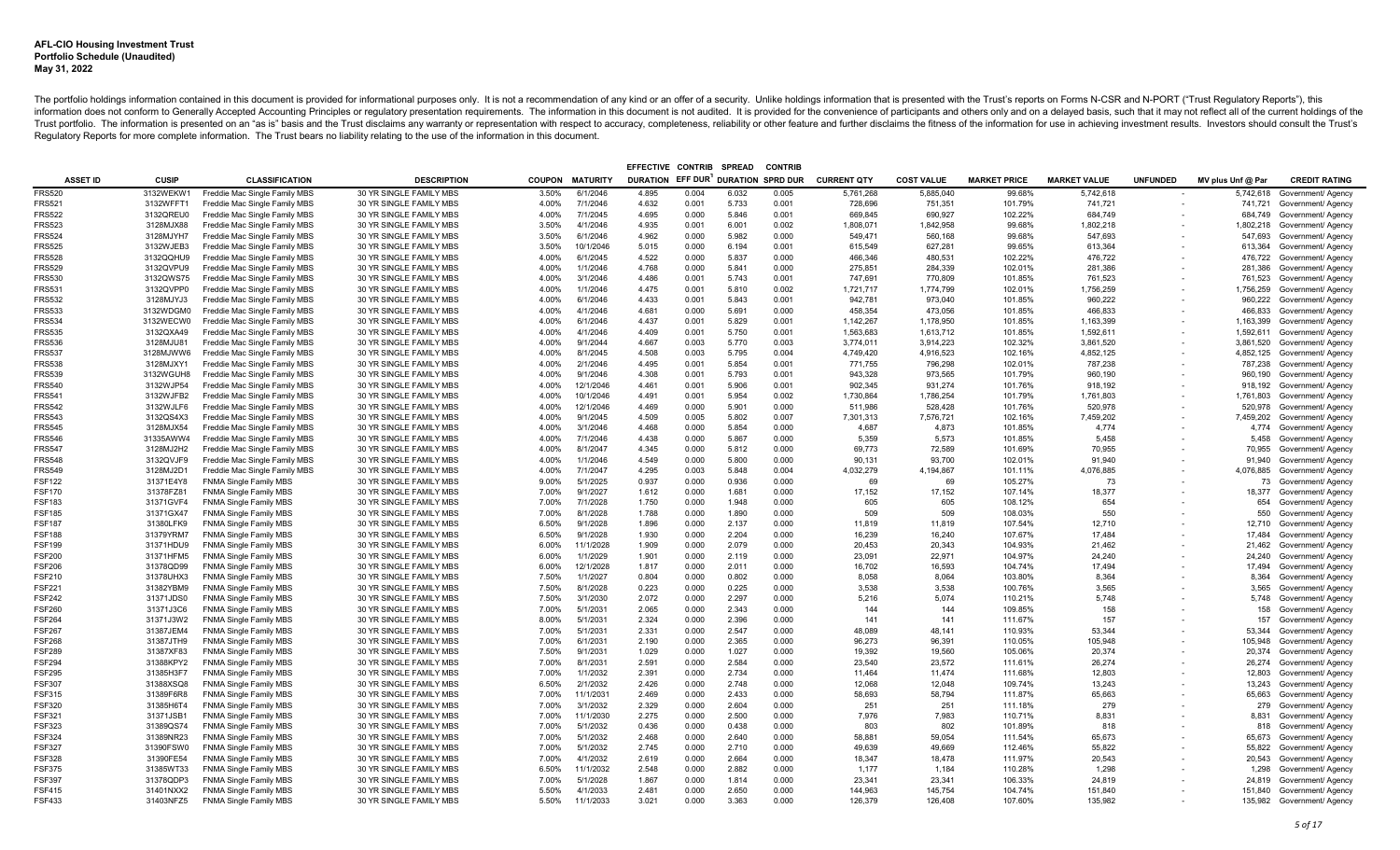**AFL-CIO Housing Investment Trust**
**Portfolio Schedule (Unaudited)**
**May 31, 2022**

The portfolio holdings information contained in this document is provided for informational purposes only. It is not a recommendation of any kind or an offer of a security. Unlike holdings information that is presented with the Trust's reports on Forms N-CSR and N-PORT ("Trust Regulatory Reports"), this information does not conform to Generally Accepted Accounting Principles or regulatory presentation requirements. The information in this document is not audited. It is provided for the convenience of participants and others only and on a delayed basis, such that it may not reflect all of the current holdings of the Trust portfolio. The information is presented on an "as is" basis and the Trust disclaims any warranty or representation with respect to accuracy, completeness, reliability or other feature and further disclaims the fitness of the information for use in achieving investment results. Investors should consult the Trust's Regulatory Reports for more complete information. The Trust bears no liability relating to the use of the information in this document.

| ASSET ID | CUSIP | CLASSIFICATION | DESCRIPTION | COUPON | MATURITY | EFFECTIVE DURATION | CONTRIB EFF DUR[1] | SPREAD DURATION | CONTRIB SPRD DUR | CURRENT QTY | COST VALUE | MARKET PRICE | MARKET VALUE | UNFUNDED | MV plus Unf @ Par | CREDIT RATING |
|---|---|---|---|---|---|---|---|---|---|---|---|---|---|---|---|---|
| FRS520 | 3132WEKW1 | Freddie Mac Single Family MBS | 30 YR SINGLE FAMILY MBS | 3.50% | 6/1/2046 | 4.895 | 0.004 | 6.032 | 0.005 | 5,761,268 | 5,885,040 | 99.68% | 5,742,618 | - | 5,742,618 | Government/ Agency |
| FRS521 | 3132WFFT1 | Freddie Mac Single Family MBS | 30 YR SINGLE FAMILY MBS | 4.00% | 7/1/2046 | 4.632 | 0.001 | 5.733 | 0.001 | 728,696 | 751,351 | 101.79% | 741,721 | - | 741,721 | Government/ Agency |
| FRS522 | 3132QREU0 | Freddie Mac Single Family MBS | 30 YR SINGLE FAMILY MBS | 4.00% | 7/1/2045 | 4.695 | 0.000 | 5.846 | 0.001 | 669,845 | 690,927 | 102.22% | 684,749 | - | 684,749 | Government/ Agency |
| FRS523 | 3128MJX88 | Freddie Mac Single Family MBS | 30 YR SINGLE FAMILY MBS | 3.50% | 4/1/2046 | 4.935 | 0.001 | 6.001 | 0.002 | 1,808,071 | 1,842,958 | 99.68% | 1,802,218 | - | 1,802,218 | Government/ Agency |
| FRS524 | 3128MJYH7 | Freddie Mac Single Family MBS | 30 YR SINGLE FAMILY MBS | 3.50% | 6/1/2046 | 4.962 | 0.000 | 5.982 | 0.000 | 549,471 | 560,168 | 99.68% | 547,693 | - | 547,693 | Government/ Agency |
| FRS525 | 3132WJEB3 | Freddie Mac Single Family MBS | 30 YR SINGLE FAMILY MBS | 3.50% | 10/1/2046 | 5.015 | 0.000 | 6.194 | 0.001 | 615,549 | 627,281 | 99.65% | 613,364 | - | 613,364 | Government/ Agency |
| FRS528 | 3132QQHU9 | Freddie Mac Single Family MBS | 30 YR SINGLE FAMILY MBS | 4.00% | 6/1/2045 | 4.522 | 0.000 | 5.837 | 0.000 | 466,346 | 480,531 | 102.22% | 476,722 | - | 476,722 | Government/ Agency |
| FRS529 | 3132QVPU9 | Freddie Mac Single Family MBS | 30 YR SINGLE FAMILY MBS | 4.00% | 1/1/2046 | 4.768 | 0.000 | 5.841 | 0.000 | 275,851 | 284,339 | 102.01% | 281,386 | - | 281,386 | Government/ Agency |
| FRS530 | 3132QWS75 | Freddie Mac Single Family MBS | 30 YR SINGLE FAMILY MBS | 4.00% | 3/1/2046 | 4.486 | 0.001 | 5.743 | 0.001 | 747,691 | 770,809 | 101.85% | 761,523 | - | 761,523 | Government/ Agency |
| FRS531 | 3132QVPP0 | Freddie Mac Single Family MBS | 30 YR SINGLE FAMILY MBS | 4.00% | 1/1/2046 | 4.475 | 0.001 | 5.810 | 0.002 | 1,721,717 | 1,774,799 | 102.01% | 1,756,259 | - | 1,756,259 | Government/ Agency |
| FRS532 | 3128MJYJ3 | Freddie Mac Single Family MBS | 30 YR SINGLE FAMILY MBS | 4.00% | 6/1/2046 | 4.433 | 0.001 | 5.843 | 0.001 | 942,781 | 973,040 | 101.85% | 960,222 | - | 960,222 | Government/ Agency |
| FRS533 | 3132WDGM0 | Freddie Mac Single Family MBS | 30 YR SINGLE FAMILY MBS | 4.00% | 4/1/2046 | 4.681 | 0.000 | 5.691 | 0.000 | 458,354 | 473,056 | 101.85% | 466,833 | - | 466,833 | Government/ Agency |
| FRS534 | 3132WECW0 | Freddie Mac Single Family MBS | 30 YR SINGLE FAMILY MBS | 4.00% | 6/1/2046 | 4.437 | 0.001 | 5.829 | 0.001 | 1,142,267 | 1,178,950 | 101.85% | 1,163,399 | - | 1,163,399 | Government/ Agency |
| FRS535 | 3132QXA49 | Freddie Mac Single Family MBS | 30 YR SINGLE FAMILY MBS | 4.00% | 4/1/2046 | 4.409 | 0.001 | 5.750 | 0.001 | 1,563,683 | 1,613,712 | 101.85% | 1,592,611 | - | 1,592,611 | Government/ Agency |
| FRS536 | 3128MJU81 | Freddie Mac Single Family MBS | 30 YR SINGLE FAMILY MBS | 4.00% | 9/1/2044 | 4.667 | 0.003 | 5.770 | 0.003 | 3,774,011 | 3,914,223 | 102.32% | 3,861,520 | - | 3,861,520 | Government/ Agency |
| FRS537 | 3128MJWW6 | Freddie Mac Single Family MBS | 30 YR SINGLE FAMILY MBS | 4.00% | 8/1/2045 | 4.508 | 0.003 | 5.795 | 0.004 | 4,749,420 | 4,916,523 | 102.16% | 4,852,125 | - | 4,852,125 | Government/ Agency |
| FRS538 | 3128MJXY1 | Freddie Mac Single Family MBS | 30 YR SINGLE FAMILY MBS | 4.00% | 2/1/2046 | 4.495 | 0.001 | 5.854 | 0.001 | 771,755 | 796,298 | 102.01% | 787,238 | - | 787,238 | Government/ Agency |
| FRS539 | 3132WGUH8 | Freddie Mac Single Family MBS | 30 YR SINGLE FAMILY MBS | 4.00% | 9/1/2046 | 4.308 | 0.001 | 5.793 | 0.001 | 943,328 | 973,565 | 101.79% | 960,190 | - | 960,190 | Government/ Agency |
| FRS540 | 3132WJP54 | Freddie Mac Single Family MBS | 30 YR SINGLE FAMILY MBS | 4.00% | 12/1/2046 | 4.461 | 0.001 | 5.906 | 0.001 | 902,345 | 931,274 | 101.76% | 918,192 | - | 918,192 | Government/ Agency |
| FRS541 | 3132WJFB2 | Freddie Mac Single Family MBS | 30 YR SINGLE FAMILY MBS | 4.00% | 10/1/2046 | 4.491 | 0.001 | 5.954 | 0.002 | 1,730,864 | 1,786,254 | 101.79% | 1,761,803 | - | 1,761,803 | Government/ Agency |
| FRS542 | 3132WJLF6 | Freddie Mac Single Family MBS | 30 YR SINGLE FAMILY MBS | 4.00% | 12/1/2046 | 4.469 | 0.000 | 5.901 | 0.000 | 511,986 | 528,428 | 101.76% | 520,978 | - | 520,978 | Government/ Agency |
| FRS543 | 3132QS4X3 | Freddie Mac Single Family MBS | 30 YR SINGLE FAMILY MBS | 4.00% | 9/1/2045 | 4.509 | 0.005 | 5.802 | 0.007 | 7,301,313 | 7,576,721 | 102.16% | 7,459,202 | - | 7,459,202 | Government/ Agency |
| FRS545 | 3128MJX54 | Freddie Mac Single Family MBS | 30 YR SINGLE FAMILY MBS | 4.00% | 3/1/2046 | 4.468 | 0.000 | 5.854 | 0.000 | 4,687 | 4,873 | 101.85% | 4,774 | - | 4,774 | Government/ Agency |
| FRS546 | 31335AWW4 | Freddie Mac Single Family MBS | 30 YR SINGLE FAMILY MBS | 4.00% | 7/1/2046 | 4.438 | 0.000 | 5.867 | 0.000 | 5,359 | 5,573 | 101.85% | 5,458 | - | 5,458 | Government/ Agency |
| FRS547 | 3128MJ2H2 | Freddie Mac Single Family MBS | 30 YR SINGLE FAMILY MBS | 4.00% | 8/1/2047 | 4.345 | 0.000 | 5.812 | 0.000 | 69,773 | 72,589 | 101.69% | 70,955 | - | 70,955 | Government/ Agency |
| FRS548 | 3132QVJF9 | Freddie Mac Single Family MBS | 30 YR SINGLE FAMILY MBS | 4.00% | 1/1/2046 | 4.549 | 0.000 | 5.800 | 0.000 | 90,131 | 93,700 | 102.01% | 91,940 | - | 91,940 | Government/ Agency |
| FRS549 | 3128MJ2D1 | Freddie Mac Single Family MBS | 30 YR SINGLE FAMILY MBS | 4.00% | 7/1/2047 | 4.295 | 0.003 | 5.848 | 0.004 | 4,032,279 | 4,194,867 | 101.11% | 4,076,885 | - | 4,076,885 | Government/ Agency |
| FSF122 | 31371E4Y8 | FNMA Single Family MBS | 30 YR SINGLE FAMILY MBS | 9.00% | 5/1/2025 | 0.937 | 0.000 | 0.936 | 0.000 | 69 | 69 | 105.27% | 73 | - | 73 | Government/ Agency |
| FSF170 | 31378FZ81 | FNMA Single Family MBS | 30 YR SINGLE FAMILY MBS | 7.00% | 9/1/2027 | 1.612 | 0.000 | 1.681 | 0.000 | 17,152 | 17,152 | 107.14% | 18,377 | - | 18,377 | Government/ Agency |
| FSF183 | 31371GVF4 | FNMA Single Family MBS | 30 YR SINGLE FAMILY MBS | 7.00% | 7/1/2028 | 1.750 | 0.000 | 1.948 | 0.000 | 605 | 605 | 108.12% | 654 | - | 654 | Government/ Agency |
| FSF185 | 31371GX47 | FNMA Single Family MBS | 30 YR SINGLE FAMILY MBS | 7.00% | 8/1/2028 | 1.788 | 0.000 | 1.890 | 0.000 | 509 | 509 | 108.03% | 550 | - | 550 | Government/ Agency |
| FSF187 | 31380LFK9 | FNMA Single Family MBS | 30 YR SINGLE FAMILY MBS | 6.50% | 9/1/2028 | 1.896 | 0.000 | 2.137 | 0.000 | 11,819 | 11,819 | 107.54% | 12,710 | - | 12,710 | Government/ Agency |
| FSF188 | 31379YRM7 | FNMA Single Family MBS | 30 YR SINGLE FAMILY MBS | 6.50% | 9/1/2028 | 1.930 | 0.000 | 2.204 | 0.000 | 16,239 | 16,240 | 107.67% | 17,484 | - | 17,484 | Government/ Agency |
| FSF199 | 31371HDU9 | FNMA Single Family MBS | 30 YR SINGLE FAMILY MBS | 6.00% | 11/1/2028 | 1.909 | 0.000 | 2.079 | 0.000 | 20,453 | 20,343 | 104.93% | 21,462 | - | 21,462 | Government/ Agency |
| FSF200 | 31371HFM5 | FNMA Single Family MBS | 30 YR SINGLE FAMILY MBS | 6.00% | 1/1/2029 | 1.901 | 0.000 | 2.119 | 0.000 | 23,091 | 22,971 | 104.97% | 24,240 | - | 24,240 | Government/ Agency |
| FSF206 | 31378QD99 | FNMA Single Family MBS | 30 YR SINGLE FAMILY MBS | 6.00% | 12/1/2028 | 1.817 | 0.000 | 2.011 | 0.000 | 16,702 | 16,593 | 104.74% | 17,494 | - | 17,494 | Government/ Agency |
| FSF210 | 31378UHX3 | FNMA Single Family MBS | 30 YR SINGLE FAMILY MBS | 7.50% | 1/1/2027 | 0.804 | 0.000 | 0.802 | 0.000 | 8,058 | 8,064 | 103.80% | 8,364 | - | 8,364 | Government/ Agency |
| FSF221 | 31382YBM9 | FNMA Single Family MBS | 30 YR SINGLE FAMILY MBS | 7.50% | 8/1/2028 | 0.223 | 0.000 | 0.225 | 0.000 | 3,538 | 3,538 | 100.76% | 3,565 | - | 3,565 | Government/ Agency |
| FSF242 | 31371JDS0 | FNMA Single Family MBS | 30 YR SINGLE FAMILY MBS | 7.50% | 3/1/2030 | 2.072 | 0.000 | 2.297 | 0.000 | 5,216 | 5,074 | 110.21% | 5,748 | - | 5,748 | Government/ Agency |
| FSF260 | 31371J3C6 | FNMA Single Family MBS | 30 YR SINGLE FAMILY MBS | 7.00% | 5/1/2031 | 2.065 | 0.000 | 2.343 | 0.000 | 144 | 144 | 109.85% | 158 | - | 158 | Government/ Agency |
| FSF264 | 31371J3W2 | FNMA Single Family MBS | 30 YR SINGLE FAMILY MBS | 8.00% | 5/1/2031 | 2.324 | 0.000 | 2.396 | 0.000 | 141 | 141 | 111.67% | 157 | - | 157 | Government/ Agency |
| FSF267 | 31387JEM4 | FNMA Single Family MBS | 30 YR SINGLE FAMILY MBS | 7.00% | 5/1/2031 | 2.331 | 0.000 | 2.547 | 0.000 | 48,089 | 48,141 | 110.93% | 53,344 | - | 53,344 | Government/ Agency |
| FSF268 | 31387JTH9 | FNMA Single Family MBS | 30 YR SINGLE FAMILY MBS | 7.00% | 6/1/2031 | 2.190 | 0.000 | 2.365 | 0.000 | 96,273 | 96,391 | 110.05% | 105,948 | - | 105,948 | Government/ Agency |
| FSF289 | 31387XF83 | FNMA Single Family MBS | 30 YR SINGLE FAMILY MBS | 7.50% | 9/1/2031 | 1.029 | 0.000 | 1.027 | 0.000 | 19,392 | 19,560 | 105.06% | 20,374 | - | 20,374 | Government/ Agency |
| FSF294 | 31388KPY2 | FNMA Single Family MBS | 30 YR SINGLE FAMILY MBS | 7.00% | 8/1/2031 | 2.591 | 0.000 | 2.584 | 0.000 | 23,540 | 23,572 | 111.61% | 26,274 | - | 26,274 | Government/ Agency |
| FSF295 | 31385H3F7 | FNMA Single Family MBS | 30 YR SINGLE FAMILY MBS | 7.00% | 1/1/2032 | 2.391 | 0.000 | 2.734 | 0.000 | 11,464 | 11,474 | 111.68% | 12,803 | - | 12,803 | Government/ Agency |
| FSF307 | 31388XSQ8 | FNMA Single Family MBS | 30 YR SINGLE FAMILY MBS | 6.50% | 2/1/2032 | 2.426 | 0.000 | 2.748 | 0.000 | 12,068 | 12,048 | 109.74% | 13,243 | - | 13,243 | Government/ Agency |
| FSF315 | 31389F6R8 | FNMA Single Family MBS | 30 YR SINGLE FAMILY MBS | 7.00% | 11/1/2031 | 2.469 | 0.000 | 2.433 | 0.000 | 58,693 | 58,794 | 111.87% | 65,663 | - | 65,663 | Government/ Agency |
| FSF320 | 31385H6T4 | FNMA Single Family MBS | 30 YR SINGLE FAMILY MBS | 7.00% | 3/1/2032 | 2.329 | 0.000 | 2.604 | 0.000 | 251 | 251 | 111.18% | 279 | - | 279 | Government/ Agency |
| FSF321 | 31371JSB1 | FNMA Single Family MBS | 30 YR SINGLE FAMILY MBS | 7.00% | 11/1/2030 | 2.275 | 0.000 | 2.500 | 0.000 | 7,976 | 7,983 | 110.71% | 8,831 | - | 8,831 | Government/ Agency |
| FSF323 | 31389QS74 | FNMA Single Family MBS | 30 YR SINGLE FAMILY MBS | 7.00% | 5/1/2032 | 0.436 | 0.000 | 0.438 | 0.000 | 803 | 802 | 101.89% | 818 | - | 818 | Government/ Agency |
| FSF324 | 31389NR23 | FNMA Single Family MBS | 30 YR SINGLE FAMILY MBS | 7.00% | 5/1/2032 | 2.468 | 0.000 | 2.640 | 0.000 | 58,881 | 59,054 | 111.54% | 65,673 | - | 65,673 | Government/ Agency |
| FSF327 | 31390FSW0 | FNMA Single Family MBS | 30 YR SINGLE FAMILY MBS | 7.00% | 5/1/2032 | 2.745 | 0.000 | 2.710 | 0.000 | 49,639 | 49,669 | 112.46% | 55,822 | - | 55,822 | Government/ Agency |
| FSF328 | 31390FE54 | FNMA Single Family MBS | 30 YR SINGLE FAMILY MBS | 7.00% | 4/1/2032 | 2.619 | 0.000 | 2.664 | 0.000 | 18,347 | 18,478 | 111.97% | 20,543 | - | 20,543 | Government/ Agency |
| FSF375 | 31385WT33 | FNMA Single Family MBS | 30 YR SINGLE FAMILY MBS | 6.50% | 11/1/2032 | 2.548 | 0.000 | 2.882 | 0.000 | 1,177 | 1,184 | 110.28% | 1,298 | - | 1,298 | Government/ Agency |
| FSF397 | 31378QDP3 | FNMA Single Family MBS | 30 YR SINGLE FAMILY MBS | 7.00% | 5/1/2028 | 1.867 | 0.000 | 1.814 | 0.000 | 23,341 | 23,341 | 106.33% | 24,819 | - | 24,819 | Government/ Agency |
| FSF415 | 31401NXX2 | FNMA Single Family MBS | 30 YR SINGLE FAMILY MBS | 5.50% | 4/1/2033 | 2.481 | 0.000 | 2.650 | 0.000 | 144,963 | 145,754 | 104.74% | 151,840 | - | 151,840 | Government/ Agency |
| FSF433 | 31403NFZ5 | FNMA Single Family MBS | 30 YR SINGLE FAMILY MBS | 5.50% | 11/1/2033 | 3.021 | 0.000 | 3.363 | 0.000 | 126,379 | 126,408 | 107.60% | 135,982 | - | 135,982 | Government/ Agency |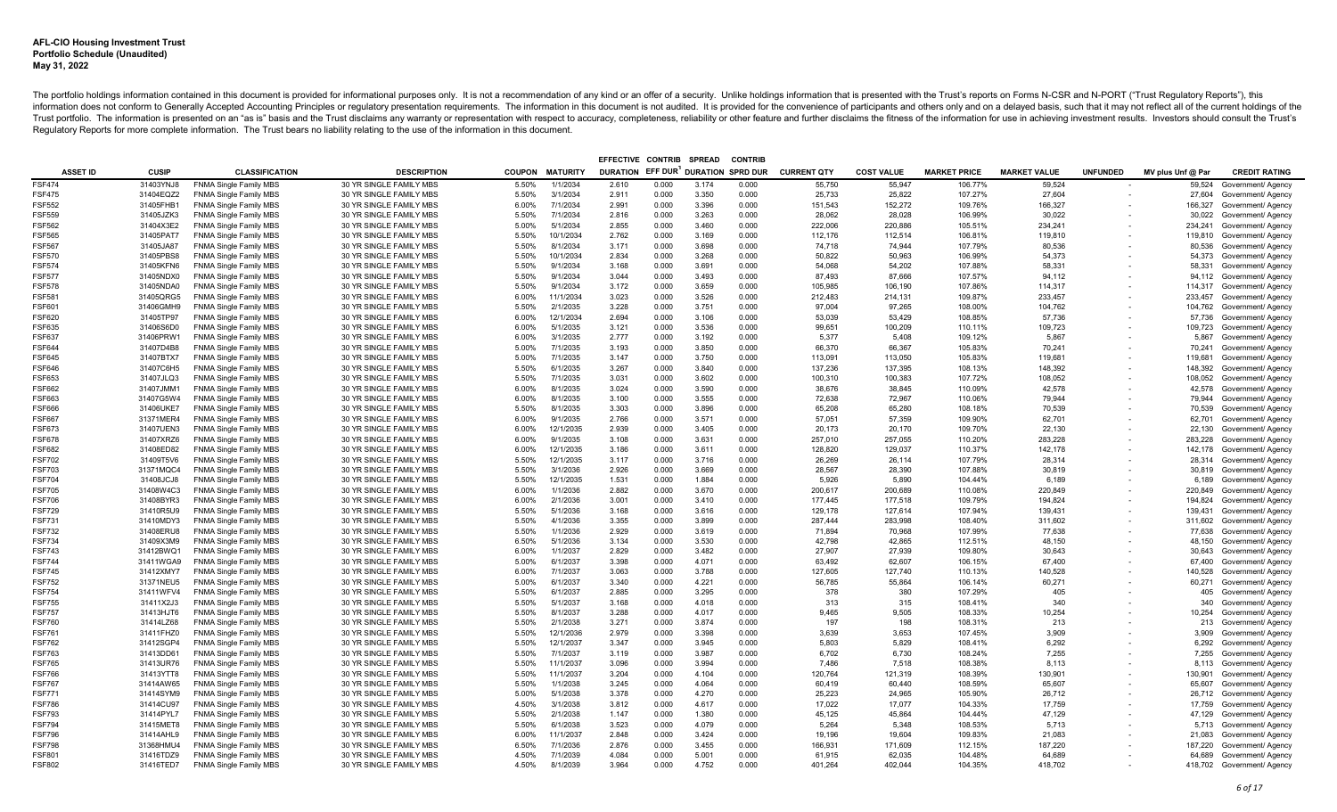**AFL-CIO Housing Investment Trust**
**Portfolio Schedule (Unaudited)**
**May 31, 2022**

The portfolio holdings information contained in this document is provided for informational purposes only. It is not a recommendation of any kind or an offer of a security. Unlike holdings information that is presented with the Trust's reports on Forms N-CSR and N-PORT ("Trust Regulatory Reports"), this information does not conform to Generally Accepted Accounting Principles or regulatory presentation requirements. The information in this document is not audited. It is provided for the convenience of participants and others only and on a delayed basis, such that it may not reflect all of the current holdings of the Trust portfolio. The information is presented on an "as is" basis and the Trust disclaims any warranty or representation with respect to accuracy, completeness, reliability or other feature and further disclaims the fitness of the information for use in achieving investment results. Investors should consult the Trust's Regulatory Reports for more complete information. The Trust bears no liability relating to the use of the information in this document.

| ASSET ID | CUSIP | CLASSIFICATION | DESCRIPTION | COUPON | MATURITY | EFFECTIVE DURATION | CONTRIB EFF DUR[1] | SPREAD DURATION | CONTRIB SPRD DUR | CURRENT QTY | COST VALUE | MARKET PRICE | MARKET VALUE | UNFUNDED | MV plus Unf @ Par | CREDIT RATING |
|---|---|---|---|---|---|---|---|---|---|---|---|---|---|---|---|---|
| FSF474 | 31403YNJ8 | FNMA Single Family MBS | 30 YR SINGLE FAMILY MBS | 5.50% | 1/1/2034 | 2.610 | 0.000 | 3.174 | 0.000 | 55,750 | 55,947 | 106.77% | 59,524 | - | 59,524 | Government/ Agency |
| FSF475 | 31404EQZ2 | FNMA Single Family MBS | 30 YR SINGLE FAMILY MBS | 5.50% | 3/1/2034 | 2.911 | 0.000 | 3.350 | 0.000 | 25,733 | 25,822 | 107.27% | 27,604 | - | 27,604 | Government/ Agency |
| FSF552 | 31405FHB1 | FNMA Single Family MBS | 30 YR SINGLE FAMILY MBS | 6.00% | 7/1/2034 | 2.991 | 0.000 | 3.396 | 0.000 | 151,543 | 152,272 | 109.76% | 166,327 | - | 166,327 | Government/ Agency |
| FSF559 | 31405JZK3 | FNMA Single Family MBS | 30 YR SINGLE FAMILY MBS | 5.50% | 7/1/2034 | 2.816 | 0.000 | 3.263 | 0.000 | 28,062 | 28,028 | 106.99% | 30,022 | - | 30,022 | Government/ Agency |
| FSF562 | 31404X3E2 | FNMA Single Family MBS | 30 YR SINGLE FAMILY MBS | 5.00% | 5/1/2034 | 2.855 | 0.000 | 3.460 | 0.000 | 222,006 | 220,886 | 105.51% | 234,241 | - | 234,241 | Government/ Agency |
| FSF565 | 31405PAT7 | FNMA Single Family MBS | 30 YR SINGLE FAMILY MBS | 5.50% | 10/1/2034 | 2.762 | 0.000 | 3.169 | 0.000 | 112,176 | 112,514 | 106.81% | 119,810 | - | 119,810 | Government/ Agency |
| FSF567 | 31405JA87 | FNMA Single Family MBS | 30 YR SINGLE FAMILY MBS | 5.50% | 8/1/2034 | 3.171 | 0.000 | 3.698 | 0.000 | 74,718 | 74,944 | 107.79% | 80,536 | - | 80,536 | Government/ Agency |
| FSF570 | 31405PBS8 | FNMA Single Family MBS | 30 YR SINGLE FAMILY MBS | 5.50% | 10/1/2034 | 2.834 | 0.000 | 3.268 | 0.000 | 50,822 | 50,963 | 106.99% | 54,373 | - | 54,373 | Government/ Agency |
| FSF574 | 31405KFN6 | FNMA Single Family MBS | 30 YR SINGLE FAMILY MBS | 5.50% | 9/1/2034 | 3.168 | 0.000 | 3.691 | 0.000 | 54,068 | 54,202 | 107.88% | 58,331 | - | 58,331 | Government/ Agency |
| FSF577 | 31405NDX0 | FNMA Single Family MBS | 30 YR SINGLE FAMILY MBS | 5.50% | 9/1/2034 | 3.044 | 0.000 | 3.493 | 0.000 | 87,493 | 87,666 | 107.57% | 94,112 | - | 94,112 | Government/ Agency |
| FSF578 | 31405NDA0 | FNMA Single Family MBS | 30 YR SINGLE FAMILY MBS | 5.50% | 9/1/2034 | 3.172 | 0.000 | 3.659 | 0.000 | 105,985 | 106,190 | 107.86% | 114,317 | - | 114,317 | Government/ Agency |
| FSF581 | 31405QRG5 | FNMA Single Family MBS | 30 YR SINGLE FAMILY MBS | 6.00% | 11/1/2034 | 3.023 | 0.000 | 3.526 | 0.000 | 212,483 | 214,131 | 109.87% | 233,457 | - | 233,457 | Government/ Agency |
| FSF601 | 31406GMH9 | FNMA Single Family MBS | 30 YR SINGLE FAMILY MBS | 5.50% | 2/1/2035 | 3.228 | 0.000 | 3.751 | 0.000 | 97,004 | 97,265 | 108.00% | 104,762 | - | 104,762 | Government/ Agency |
| FSF620 | 31405TP97 | FNMA Single Family MBS | 30 YR SINGLE FAMILY MBS | 6.00% | 12/1/2034 | 2.694 | 0.000 | 3.106 | 0.000 | 53,039 | 53,429 | 108.85% | 57,736 | - | 57,736 | Government/ Agency |
| FSF635 | 31406S6D0 | FNMA Single Family MBS | 30 YR SINGLE FAMILY MBS | 6.00% | 5/1/2035 | 3.121 | 0.000 | 3.536 | 0.000 | 99,651 | 100,209 | 110.11% | 109,723 | - | 109,723 | Government/ Agency |
| FSF637 | 31406PRW1 | FNMA Single Family MBS | 30 YR SINGLE FAMILY MBS | 6.00% | 3/1/2035 | 2.777 | 0.000 | 3.192 | 0.000 | 5,377 | 5,408 | 109.12% | 5,867 | - | 5,867 | Government/ Agency |
| FSF644 | 31407D4B8 | FNMA Single Family MBS | 30 YR SINGLE FAMILY MBS | 5.00% | 7/1/2035 | 3.193 | 0.000 | 3.850 | 0.000 | 66,370 | 66,367 | 105.83% | 70,241 | - | 70,241 | Government/ Agency |
| FSF645 | 31407BTX7 | FNMA Single Family MBS | 30 YR SINGLE FAMILY MBS | 5.00% | 7/1/2035 | 3.147 | 0.000 | 3.750 | 0.000 | 113,091 | 113,050 | 105.83% | 119,681 | - | 119,681 | Government/ Agency |
| FSF646 | 31407C6H5 | FNMA Single Family MBS | 30 YR SINGLE FAMILY MBS | 5.50% | 6/1/2035 | 3.267 | 0.000 | 3.840 | 0.000 | 137,236 | 137,395 | 108.13% | 148,392 | - | 148,392 | Government/ Agency |
| FSF653 | 31407JLQ3 | FNMA Single Family MBS | 30 YR SINGLE FAMILY MBS | 5.50% | 7/1/2035 | 3.031 | 0.000 | 3.602 | 0.000 | 100,310 | 100,383 | 107.72% | 108,052 | - | 108,052 | Government/ Agency |
| FSF662 | 31407JMM1 | FNMA Single Family MBS | 30 YR SINGLE FAMILY MBS | 6.00% | 8/1/2035 | 3.024 | 0.000 | 3.590 | 0.000 | 38,676 | 38,845 | 110.09% | 42,578 | - | 42,578 | Government/ Agency |
| FSF663 | 31407G5W4 | FNMA Single Family MBS | 30 YR SINGLE FAMILY MBS | 6.00% | 8/1/2035 | 3.100 | 0.000 | 3.555 | 0.000 | 72,638 | 72,967 | 110.06% | 79,944 | - | 79,944 | Government/ Agency |
| FSF666 | 31406UKE7 | FNMA Single Family MBS | 30 YR SINGLE FAMILY MBS | 5.50% | 8/1/2035 | 3.303 | 0.000 | 3.896 | 0.000 | 65,208 | 65,280 | 108.18% | 70,539 | - | 70,539 | Government/ Agency |
| FSF667 | 31371MER4 | FNMA Single Family MBS | 30 YR SINGLE FAMILY MBS | 6.00% | 9/1/2035 | 2.766 | 0.000 | 3.571 | 0.000 | 57,051 | 57,359 | 109.90% | 62,701 | - | 62,701 | Government/ Agency |
| FSF673 | 31407UEN3 | FNMA Single Family MBS | 30 YR SINGLE FAMILY MBS | 6.00% | 12/1/2035 | 2.939 | 0.000 | 3.405 | 0.000 | 20,173 | 20,170 | 109.70% | 22,130 | - | 22,130 | Government/ Agency |
| FSF678 | 31407XRZ6 | FNMA Single Family MBS | 30 YR SINGLE FAMILY MBS | 6.00% | 9/1/2035 | 3.108 | 0.000 | 3.631 | 0.000 | 257,010 | 257,055 | 110.20% | 283,228 | - | 283,228 | Government/ Agency |
| FSF682 | 31408ED82 | FNMA Single Family MBS | 30 YR SINGLE FAMILY MBS | 6.00% | 12/1/2035 | 3.186 | 0.000 | 3.611 | 0.000 | 128,820 | 129,037 | 110.37% | 142,178 | - | 142,178 | Government/ Agency |
| FSF702 | 31409T5V6 | FNMA Single Family MBS | 30 YR SINGLE FAMILY MBS | 5.50% | 12/1/2035 | 3.117 | 0.000 | 3.716 | 0.000 | 26,269 | 26,114 | 107.79% | 28,314 | - | 28,314 | Government/ Agency |
| FSF703 | 31371MQC4 | FNMA Single Family MBS | 30 YR SINGLE FAMILY MBS | 5.50% | 3/1/2036 | 2.926 | 0.000 | 3.669 | 0.000 | 28,567 | 28,390 | 107.88% | 30,819 | - | 30,819 | Government/ Agency |
| FSF704 | 31408JCJ8 | FNMA Single Family MBS | 30 YR SINGLE FAMILY MBS | 5.50% | 12/1/2035 | 1.531 | 0.000 | 1.884 | 0.000 | 5,926 | 5,890 | 104.44% | 6,189 | - | 6,189 | Government/ Agency |
| FSF705 | 31408W4C3 | FNMA Single Family MBS | 30 YR SINGLE FAMILY MBS | 6.00% | 1/1/2036 | 2.882 | 0.000 | 3.670 | 0.000 | 200,617 | 200,689 | 110.08% | 220,849 | - | 220,849 | Government/ Agency |
| FSF706 | 31408BYR3 | FNMA Single Family MBS | 30 YR SINGLE FAMILY MBS | 6.00% | 2/1/2036 | 3.001 | 0.000 | 3.410 | 0.000 | 177,445 | 177,518 | 109.79% | 194,824 | - | 194,824 | Government/ Agency |
| FSF729 | 31410R5U9 | FNMA Single Family MBS | 30 YR SINGLE FAMILY MBS | 5.50% | 5/1/2036 | 3.168 | 0.000 | 3.616 | 0.000 | 129,178 | 127,614 | 107.94% | 139,431 | - | 139,431 | Government/ Agency |
| FSF731 | 31410MDY3 | FNMA Single Family MBS | 30 YR SINGLE FAMILY MBS | 5.50% | 4/1/2036 | 3.355 | 0.000 | 3.899 | 0.000 | 287,444 | 283,998 | 108.40% | 311,602 | - | 311,602 | Government/ Agency |
| FSF732 | 31408ERU8 | FNMA Single Family MBS | 30 YR SINGLE FAMILY MBS | 5.50% | 1/1/2036 | 2.929 | 0.000 | 3.619 | 0.000 | 71,894 | 70,968 | 107.99% | 77,638 | - | 77,638 | Government/ Agency |
| FSF734 | 31409X3M9 | FNMA Single Family MBS | 30 YR SINGLE FAMILY MBS | 6.50% | 5/1/2036 | 3.134 | 0.000 | 3.530 | 0.000 | 42,798 | 42,865 | 112.51% | 48,150 | - | 48,150 | Government/ Agency |
| FSF743 | 31412BWQ1 | FNMA Single Family MBS | 30 YR SINGLE FAMILY MBS | 6.00% | 1/1/2037 | 2.829 | 0.000 | 3.482 | 0.000 | 27,907 | 27,939 | 109.80% | 30,643 | - | 30,643 | Government/ Agency |
| FSF744 | 31411WGA9 | FNMA Single Family MBS | 30 YR SINGLE FAMILY MBS | 5.00% | 6/1/2037 | 3.398 | 0.000 | 4.071 | 0.000 | 63,492 | 62,607 | 106.15% | 67,400 | - | 67,400 | Government/ Agency |
| FSF745 | 31412XMY7 | FNMA Single Family MBS | 30 YR SINGLE FAMILY MBS | 6.00% | 7/1/2037 | 3.063 | 0.000 | 3.788 | 0.000 | 127,605 | 127,740 | 110.13% | 140,528 | - | 140,528 | Government/ Agency |
| FSF752 | 31371NEU5 | FNMA Single Family MBS | 30 YR SINGLE FAMILY MBS | 5.00% | 6/1/2037 | 3.340 | 0.000 | 4.221 | 0.000 | 56,785 | 55,864 | 106.14% | 60,271 | - | 60,271 | Government/ Agency |
| FSF754 | 31411WFV4 | FNMA Single Family MBS | 30 YR SINGLE FAMILY MBS | 5.50% | 6/1/2037 | 2.885 | 0.000 | 3.295 | 0.000 | 378 | 380 | 107.29% | 405 | - | 405 | Government/ Agency |
| FSF755 | 31411X2J3 | FNMA Single Family MBS | 30 YR SINGLE FAMILY MBS | 5.50% | 5/1/2037 | 3.168 | 0.000 | 4.018 | 0.000 | 313 | 315 | 108.41% | 340 | - | 340 | Government/ Agency |
| FSF757 | 31413HJT6 | FNMA Single Family MBS | 30 YR SINGLE FAMILY MBS | 5.50% | 8/1/2037 | 3.288 | 0.000 | 4.017 | 0.000 | 9,465 | 9,505 | 108.33% | 10,254 | - | 10,254 | Government/ Agency |
| FSF760 | 31414LZ68 | FNMA Single Family MBS | 30 YR SINGLE FAMILY MBS | 5.50% | 2/1/2038 | 3.271 | 0.000 | 3.874 | 0.000 | 197 | 198 | 108.31% | 213 | - | 213 | Government/ Agency |
| FSF761 | 31411FHZ0 | FNMA Single Family MBS | 30 YR SINGLE FAMILY MBS | 5.50% | 12/1/2036 | 2.979 | 0.000 | 3.398 | 0.000 | 3,639 | 3,653 | 107.45% | 3,909 | - | 3,909 | Government/ Agency |
| FSF762 | 31412SGP4 | FNMA Single Family MBS | 30 YR SINGLE FAMILY MBS | 5.50% | 12/1/2037 | 3.347 | 0.000 | 3.945 | 0.000 | 5,803 | 5,829 | 108.41% | 6,292 | - | 6,292 | Government/ Agency |
| FSF763 | 31413DD61 | FNMA Single Family MBS | 30 YR SINGLE FAMILY MBS | 5.50% | 7/1/2037 | 3.119 | 0.000 | 3.987 | 0.000 | 6,702 | 6,730 | 108.24% | 7,255 | - | 7,255 | Government/ Agency |
| FSF765 | 31413UR76 | FNMA Single Family MBS | 30 YR SINGLE FAMILY MBS | 5.50% | 11/1/2037 | 3.096 | 0.000 | 3.994 | 0.000 | 7,486 | 7,518 | 108.38% | 8,113 | - | 8,113 | Government/ Agency |
| FSF766 | 31413YTT8 | FNMA Single Family MBS | 30 YR SINGLE FAMILY MBS | 5.50% | 11/1/2037 | 3.204 | 0.000 | 4.104 | 0.000 | 120,764 | 121,319 | 108.39% | 130,901 | - | 130,901 | Government/ Agency |
| FSF767 | 31414AW65 | FNMA Single Family MBS | 30 YR SINGLE FAMILY MBS | 5.50% | 1/1/2038 | 3.245 | 0.000 | 4.064 | 0.000 | 60,419 | 60,440 | 108.59% | 65,607 | - | 65,607 | Government/ Agency |
| FSF771 | 31414SYM9 | FNMA Single Family MBS | 30 YR SINGLE FAMILY MBS | 5.00% | 5/1/2038 | 3.378 | 0.000 | 4.270 | 0.000 | 25,223 | 24,965 | 105.90% | 26,712 | - | 26,712 | Government/ Agency |
| FSF786 | 31414CU97 | FNMA Single Family MBS | 30 YR SINGLE FAMILY MBS | 4.50% | 3/1/2038 | 3.812 | 0.000 | 4.617 | 0.000 | 17,022 | 17,077 | 104.33% | 17,759 | - | 17,759 | Government/ Agency |
| FSF793 | 31414PYL7 | FNMA Single Family MBS | 30 YR SINGLE FAMILY MBS | 5.50% | 2/1/2038 | 1.147 | 0.000 | 1.380 | 0.000 | 45,125 | 45,864 | 104.44% | 47,129 | - | 47,129 | Government/ Agency |
| FSF794 | 31415MET8 | FNMA Single Family MBS | 30 YR SINGLE FAMILY MBS | 5.50% | 6/1/2038 | 3.523 | 0.000 | 4.079 | 0.000 | 5,264 | 5,348 | 108.53% | 5,713 | - | 5,713 | Government/ Agency |
| FSF796 | 31414AHL9 | FNMA Single Family MBS | 30 YR SINGLE FAMILY MBS | 6.00% | 11/1/2037 | 2.848 | 0.000 | 3.424 | 0.000 | 19,196 | 19,604 | 109.83% | 21,083 | - | 21,083 | Government/ Agency |
| FSF798 | 31368HMU4 | FNMA Single Family MBS | 30 YR SINGLE FAMILY MBS | 6.50% | 7/1/2036 | 2.876 | 0.000 | 3.455 | 0.000 | 166,931 | 171,609 | 112.15% | 187,220 | - | 187,220 | Government/ Agency |
| FSF801 | 31416TDZ9 | FNMA Single Family MBS | 30 YR SINGLE FAMILY MBS | 4.50% | 7/1/2039 | 4.084 | 0.000 | 5.001 | 0.000 | 61,915 | 62,035 | 104.48% | 64,689 | - | 64,689 | Government/ Agency |
| FSF802 | 31416TED7 | FNMA Single Family MBS | 30 YR SINGLE FAMILY MBS | 4.50% | 8/1/2039 | 3.964 | 0.000 | 4.752 | 0.000 | 401,264 | 402,044 | 104.35% | 418,702 | - | 418,702 | Government/ Agency |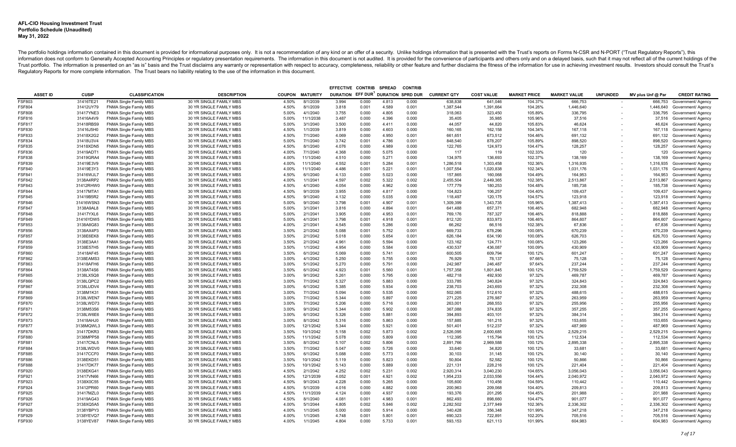**AFL-CIO Housing Investment Trust**
**Portfolio Schedule (Unaudited)**
**May 31, 2022**

The portfolio holdings information contained in this document is provided for informational purposes only. It is not a recommendation of any kind or an offer of a security. Unlike holdings information that is presented with the Trust's reports on Forms N-CSR and N-PORT ("Trust Regulatory Reports"), this information does not conform to Generally Accepted Accounting Principles or regulatory presentation requirements. The information in this document is not audited. It is provided for the convenience of participants and others only and on a delayed basis, such that it may not reflect all of the current holdings of the Trust portfolio. The information is presented on an "as is" basis and the Trust disclaims any warranty or representation with respect to accuracy, completeness, reliability or other feature and further disclaims the fitness of the information for use in achieving investment results. Investors should consult the Trust's Regulatory Reports for more complete information. The Trust bears no liability relating to the use of the information in this document.

| ASSET ID | CUSIP | CLASSIFICATION | DESCRIPTION | COUPON | MATURITY | EFFECTIVE DURATION | CONTRIB EFF DUR[1] | SPREAD DURATION | CONTRIB SPRD DUR | CURRENT QTY | COST VALUE | MARKET PRICE | MARKET VALUE | UNFUNDED | MV plus Unf @ Par | CREDIT RATING |
|---|---|---|---|---|---|---|---|---|---|---|---|---|---|---|---|---|
| FSF803 | 31416TE21 | FNMA Single Family MBS | 30 YR SINGLE FAMILY MBS | 4.50% | 8/1/2039 | 3.994 | 0.000 | 4.813 | 0.000 | 638,838 | 641,046 | 104.37% | 666,753 | - | 666,753 | Government/ Agency |
| FSF804 | 31412UY79 | FNMA Single Family MBS | 30 YR SINGLE FAMILY MBS | 4.50% | 8/1/2039 | 3.818 | 0.001 | 4.589 | 0.001 | 1,387,544 | 1,391,664 | 104.26% | 1,446,640 | - | 1,446,640 | Government/ Agency |
| FSF808 | 31417YNE3 | FNMA Single Family MBS | 30 YR SINGLE FAMILY MBS | 5.00% | 4/1/2040 | 3.755 | 0.000 | 4.805 | 0.000 | 318,063 | 323,450 | 105.89% | 336,795 | - | 336,795 | Government/ Agency |
| FSF816 | 31416A4V9 | FNMA Single Family MBS | 30 YR SINGLE FAMILY MBS | 5.00% | 11/1/2038 | 3.487 | 0.000 | 4.396 | 0.000 | 35,405 | 35,985 | 105.96% | 37,516 | - | 37,516 | Government/ Agency |
| FSF817 | 31418RBS9 | FNMA Single Family MBS | 30 YR SINGLE FAMILY MBS | 5.00% | 3/1/2040 | 3.500 | 0.000 | 4.411 | 0.000 | 44,057 | 44,820 | 105.83% | 46,624 | - | 46,624 | Government/ Agency |
| FSF830 | 31416J5H0 | FNMA Single Family MBS | 30 YR SINGLE FAMILY MBS | 4.50% | 1/1/2039 | 3.819 | 0.000 | 4.603 | 0.000 | 160,165 | 162,158 | 104.34% | 167,118 | - | 167,118 | Government/ Agency |
| FSF833 | 31418X2G2 | FNMA Single Family MBS | 30 YR SINGLE FAMILY MBS | 4.50% | 7/1/2040 | 4.069 | 0.000 | 4.950 | 0.001 | 661,651 | 673,512 | 104.46% | 691,132 | - | 691,132 | Government/ Agency |
| FSF834 | 31418U3V4 | FNMA Single Family MBS | 30 YR SINGLE FAMILY MBS | 5.00% | 7/1/2040 | 3.742 | 0.001 | 4.786 | 0.001 | 848,540 | 878,207 | 105.89% | 898,520 | - | 898,520 | Government/ Agency |
| FSF835 | 31418XDN5 | FNMA Single Family MBS | 30 YR SINGLE FAMILY MBS | 4.50% | 8/1/2040 | 4.076 | 0.000 | 4.989 | 0.000 | 122,765 | 124,973 | 104.47% | 128,257 | - | 128,257 | Government/ Agency |
| FSF836 | 31419ADT1 | FNMA Single Family MBS | 30 YR SINGLE FAMILY MBS | 4.00% | 7/1/2040 | 4.368 | 0.000 | 5.075 | 0.000 | 117 | 119 | 102.33% | 120 | - | 120 | Government/ Agency |
| FSF838 | 31419GRA4 | FNMA Single Family MBS | 30 YR SINGLE FAMILY MBS | 4.00% | 11/1/2040 | 4.510 | 0.000 | 5.271 | 0.000 | 134,975 | 136,693 | 102.37% | 138,169 | - | 138,169 | Government/ Agency |
| FSF839 | 31419E3V9 | FNMA Single Family MBS | 30 YR SINGLE FAMILY MBS | 4.00% | 11/1/2040 | 4.552 | 0.001 | 5.284 | 0.001 | 1,286,518 | 1,303,458 | 102.36% | 1,316,935 | - | 1,316,935 | Government/ Agency |
| FSF840 | 31419E3Y3 | FNMA Single Family MBS | 30 YR SINGLE FAMILY MBS | 4.00% | 11/1/2040 | 4.486 | 0.001 | 5.221 | 0.001 | 1,007,554 | 1,020,838 | 102.34% | 1,031,176 | - | 1,031,176 | Government/ Agency |
| FSF841 | 31416WJL7 | FNMA Single Family MBS | 30 YR SINGLE FAMILY MBS | 4.50% | 6/1/2040 | 4.133 | 0.000 | 5.023 | 0.000 | 157,865 | 160,068 | 104.49% | 164,953 | - | 164,953 | Government/ Agency |
| FSF842 | 3138A4RP2 | FNMA Single Family MBS | 30 YR SINGLE FAMILY MBS | 4.00% | 1/1/2041 | 4.597 | 0.002 | 5.322 | 0.002 | 2,455,504 | 2,449,365 | 102.38% | 2,513,867 | - | 2,513,867 | Government/ Agency |
| FSF843 | 31412RHW0 | FNMA Single Family MBS | 30 YR SINGLE FAMILY MBS | 4.50% | 4/1/2040 | 4.054 | 0.000 | 4.962 | 0.000 | 177,779 | 180,253 | 104.48% | 185,738 | - | 185,738 | Government/ Agency |
| FSF844 | 31417MTA1 | FNMA Single Family MBS | 30 YR SINGLE FAMILY MBS | 4.50% | 9/1/2039 | 3.955 | 0.000 | 4.817 | 0.000 | 104,823 | 106,257 | 104.40% | 109,437 | - | 109,437 | Government/ Agency |
| FSF845 | 31419B5R2 | FNMA Single Family MBS | 30 YR SINGLE FAMILY MBS | 4.50% | 9/1/2040 | 4.132 | 0.000 | 5.035 | 0.000 | 118,497 | 120,175 | 104.57% | 123,918 | - | 123,918 | Government/ Agency |
| FSF846 | 31416WSN3 | FNMA Single Family MBS | 30 YR SINGLE FAMILY MBS | 5.00% | 9/1/2040 | 3.798 | 0.001 | 4.907 | 0.001 | 1,309,399 | 1,343,735 | 105.96% | 1,387,413 | - | 1,387,413 | Government/ Agency |
| FSF847 | 3138A9AL8 | FNMA Single Family MBS | 30 YR SINGLE FAMILY MBS | 5.00% | 3/1/2041 | 3.816 | 0.000 | 4.894 | 0.001 | 641,488 | 657,371 | 106.46% | 682,948 | - | 682,948 | Government/ Agency |
| FSF848 | 31417YXL6 | FNMA Single Family MBS | 30 YR SINGLE FAMILY MBS | 5.00% | 2/1/2041 | 3.905 | 0.000 | 4.953 | 0.001 | 769,176 | 787,327 | 106.46% | 818,888 | - | 818,888 | Government/ Agency |
| FSF849 | 31416YDW5 | FNMA Single Family MBS | 30 YR SINGLE FAMILY MBS | 5.00% | 4/1/2041 | 3.798 | 0.001 | 4.918 | 0.001 | 812,120 | 833,973 | 106.46% | 864,607 | - | 864,607 | Government/ Agency |
| FSF853 | 3138A8G83 | FNMA Single Family MBS | 30 YR SINGLE FAMILY MBS | 4.00% | 2/1/2041 | 4.545 | 0.000 | 5.286 | 0.000 | 66,262 | 66,516 | 102.38% | 67,836 | - | 67,836 | Government/ Agency |
| FSF856 | 3138AX4P3 | FNMA Single Family MBS | 30 YR SINGLE FAMILY MBS | 3.50% | 2/1/2042 | 5.088 | 0.001 | 5.752 | 0.001 | 669,733 | 678,296 | 100.08% | 670,239 | - | 670,239 | Government/ Agency |
| FSF857 | 3138E6EK8 | FNMA Single Family MBS | 30 YR SINGLE FAMILY MBS | 3.50% | 2/1/2042 | 5.018 | 0.000 | 5.654 | 0.001 | 626,184 | 634,190 | 100.08% | 626,703 | - | 626,703 | Government/ Agency |
| FSF858 | 3138E3AA1 | FNMA Single Family MBS | 30 YR SINGLE FAMILY MBS | 3.50% | 2/1/2042 | 4.961 | 0.000 | 5.594 | 0.000 | 123,162 | 124,771 | 100.08% | 123,266 | - | 123,266 | Government/ Agency |
| FSF859 | 3138E57H5 | FNMA Single Family MBS | 30 YR SINGLE FAMILY MBS | 3.50% | 1/1/2042 | 4.954 | 0.000 | 5.584 | 0.000 | 430,537 | 436,087 | 100.09% | 430,909 | - | 430,909 | Government/ Agency |
| FSF860 | 31418AF45 | FNMA Single Family MBS | 30 YR SINGLE FAMILY MBS | 3.50% | 6/1/2042 | 5.069 | 0.000 | 5.741 | 0.001 | 600,505 | 609,794 | 100.12% | 601,247 | - | 601,247 | Government/ Agency |
| FSF862 | 3138EAMS3 | FNMA Single Family MBS | 30 YR SINGLE FAMILY MBS | 3.00% | 4/1/2042 | 5.250 | 0.000 | 5.755 | 0.000 | 76,929 | 78,137 | 97.66% | 75,128 | - | 75,128 | Government/ Agency |
| FSF863 | 31418AFH6 | FNMA Single Family MBS | 30 YR SINGLE FAMILY MBS | 3.00% | 5/1/2042 | 5.270 | 0.000 | 5.791 | 0.000 | 242,987 | 246,487 | 97.64% | 237,244 | - | 237,244 | Government/ Agency |
| FSF864 | 3138AT4S6 | FNMA Single Family MBS | 30 YR SINGLE FAMILY MBS | 3.50% | 6/1/2042 | 4.923 | 0.001 | 5.560 | 0.001 | 1,757,358 | 1,801,845 | 100.12% | 1,759,529 | - | 1,759,529 | Government/ Agency |
| FSF865 | 3138LX5Q8 | FNMA Single Family MBS | 30 YR SINGLE FAMILY MBS | 3.00% | 9/1/2042 | 5.261 | 0.000 | 5.795 | 0.000 | 482,718 | 492,930 | 97.32% | 469,787 | - | 469,787 | Government/ Agency |
| FSF866 | 3138LQPC2 | FNMA Single Family MBS | 30 YR SINGLE FAMILY MBS | 3.00% | 7/1/2042 | 5.327 | 0.000 | 5.883 | 0.000 | 333,785 | 340,824 | 97.32% | 324,843 | - | 324,843 | Government/ Agency |
| FSF867 | 3138LUDV4 | FNMA Single Family MBS | 30 YR SINGLE FAMILY MBS | 3.00% | 6/1/2042 | 5.385 | 0.000 | 5.934 | 0.000 | 238,703 | 243,693 | 97.32% | 232,308 | - | 232,308 | Government/ Agency |
| FSF868 | 3138M1K31 | FNMA Single Family MBS | 30 YR SINGLE FAMILY MBS | 3.00% | 7/1/2042 | 5.094 | 0.000 | 5.535 | 0.000 | 502,065 | 512,610 | 97.32% | 488,615 | - | 488,615 | Government/ Agency |
| FSF869 | 3138LWEN7 | FNMA Single Family MBS | 30 YR SINGLE FAMILY MBS | 3.00% | 7/1/2042 | 5.344 | 0.000 | 5.897 | 0.000 | 271,225 | 276,987 | 97.32% | 263,959 | - | 263,959 | Government/ Agency |
| FSF870 | 3138LWD73 | FNMA Single Family MBS | 30 YR SINGLE FAMILY MBS | 3.00% | 7/1/2042 | 5.206 | 0.000 | 5.716 | 0.000 | 263,001 | 268,553 | 97.32% | 255,956 | - | 255,956 | Government/ Agency |
| FSF871 | 3138M53S6 | FNMA Single Family MBS | 30 YR SINGLE FAMILY MBS | 3.00% | 9/1/2042 | 5.344 | 0.000 | 5.902 | 0.000 | 367,088 | 374,835 | 97.32% | 357,255 | - | 357,255 | Government/ Agency |
| FSF872 | 3138LW6E6 | FNMA Single Family MBS | 30 YR SINGLE FAMILY MBS | 3.00% | 6/1/2042 | 5.326 | 0.000 | 5.881 | 0.000 | 394,893 | 403,101 | 97.32% | 384,314 | - | 384,314 | Government/ Agency |
| FSF873 | 31418AHJ0 | FNMA Single Family MBS | 30 YR SINGLE FAMILY MBS | 3.00% | 8/1/2042 | 5.316 | 0.000 | 5.863 | 0.000 | 157,885 | 161,215 | 97.32% | 153,655 | - | 153,655 | Government/ Agency |
| FSF877 | 3138MQWL3 | FNMA Single Family MBS | 30 YR SINGLE FAMILY MBS | 3.00% | 12/1/2042 | 5.344 | 0.000 | 5.921 | 0.000 | 501,401 | 512,237 | 97.32% | 487,969 | - | 487,969 | Government/ Agency |
| FSF878 | 31417DKR3 | FNMA Single Family MBS | 30 YR SINGLE FAMILY MBS | 3.50% | 10/1/2042 | 5.158 | 0.002 | 5.873 | 0.002 | 2,526,095 | 2,600,685 | 100.12% | 2,529,215 | - | 2,529,215 | Government/ Agency |
| FSF880 | 3138MPP58 | FNMA Single Family MBS | 30 YR SINGLE FAMILY MBS | 3.50% | 11/1/2042 | 5.078 | 0.000 | 5.809 | 0.000 | 112,395 | 115,794 | 100.12% | 112,534 | - | 112,534 | Government/ Agency |
| FSF881 | 31417CNL5 | FNMA Single Family MBS | 30 YR SINGLE FAMILY MBS | 3.50% | 8/1/2042 | 5.107 | 0.002 | 5.806 | 0.003 | 2,891,766 | 2,969,588 | 100.12% | 2,895,338 | - | 2,895,338 | Government/ Agency |
| FSF884 | 3138LWDV0 | FNMA Single Family MBS | 30 YR SINGLE FAMILY MBS | 3.50% | 7/1/2042 | 5.047 | 0.000 | 5.726 | 0.000 | 33,640 | 34,820 | 100.12% | 33,681 | - | 33,681 | Government/ Agency |
| FSF885 | 31417CCF0 | FNMA Single Family MBS | 30 YR SINGLE FAMILY MBS | 3.50% | 6/1/2042 | 5.088 | 0.000 | 5.773 | 0.000 | 30,103 | 31,145 | 100.12% | 30,140 | - | 30,140 | Government/ Agency |
| FSF886 | 3138EKD51 | FNMA Single Family MBS | 30 YR SINGLE FAMILY MBS | 3.50% | 10/1/2042 | 5.119 | 0.000 | 5.823 | 0.000 | 50,804 | 52,582 | 100.12% | 50,866 | - | 50,866 | Government/ Agency |
| FSF888 | 31417DK77 | FNMA Single Family MBS | 30 YR SINGLE FAMILY MBS | 3.50% | 10/1/2042 | 5.143 | 0.000 | 5.889 | 0.000 | 221,131 | 228,216 | 100.12% | 221,404 | - | 221,404 | Government/ Agency |
| FSF920 | 3138EKG41 | FNMA Single Family MBS | 30 YR SINGLE FAMILY MBS | 4.50% | 2/1/2042 | 4.252 | 0.002 | 5.231 | 0.002 | 2,920,314 | 3,040,230 | 104.65% | 3,056,043 | - | 3,056,043 | Government/ Agency |
| FSF921 | 31417VN66 | FNMA Single Family MBS | 30 YR SINGLE FAMILY MBS | 4.50% | 12/1/2039 | 4.052 | 0.001 | 4.921 | 0.002 | 1,954,233 | 2,033,556 | 104.44% | 2,040,972 | - | 2,040,972 | Government/ Agency |
| FSF923 | 3138X0C55 | FNMA Single Family MBS | 30 YR SINGLE FAMILY MBS | 4.50% | 9/1/2043 | 4.228 | 0.000 | 5.265 | 0.000 | 105,600 | 110,456 | 104.59% | 110,442 | - | 110,442 | Government/ Agency |
| FSF924 | 31412PR60 | FNMA Single Family MBS | 30 YR SINGLE FAMILY MBS | 4.50% | 5/1/2039 | 4.016 | 0.000 | 4.882 | 0.000 | 200,963 | 209,068 | 104.40% | 209,813 | - | 209,813 | Government/ Agency |
| FSF925 | 31417MZL0 | FNMA Single Family MBS | 30 YR SINGLE FAMILY MBS | 4.50% | 11/1/2039 | 4.124 | 0.000 | 4.937 | 0.000 | 193,376 | 201,295 | 104.45% | 201,988 | - | 201,988 | Government/ Agency |
| FSF926 | 31419AG43 | FNMA Single Family MBS | 30 YR SINGLE FAMILY MBS | 4.50% | 8/1/2040 | 4.081 | 0.001 | 4.983 | 0.001 | 862,493 | 898,660 | 104.47% | 901,077 | - | 901,077 | Government/ Agency |
| FSF927 | 3138XQ5A5 | FNMA Single Family MBS | 30 YR SINGLE FAMILY MBS | 4.00% | 5/1/2044 | 4.805 | 0.002 | 5.846 | 0.002 | 2,282,502 | 2,377,949 | 102.36% | 2,336,302 | - | 2,336,302 | Government/ Agency |
| FSF928 | 3138YBPY3 | FNMA Single Family MBS | 30 YR SINGLE FAMILY MBS | 4.00% | 1/1/2045 | 5.000 | 0.000 | 5.914 | 0.000 | 340,428 | 356,348 | 101.99% | 347,218 | - | 347,218 | Government/ Agency |
| FSF929 | 3138YEVQ7 | FNMA Single Family MBS | 30 YR SINGLE FAMILY MBS | 4.00% | 1/1/2045 | 4.748 | 0.001 | 5.801 | 0.001 | 690,323 | 722,891 | 102.20% | 705,516 | - | 705,516 | Government/ Agency |
| FSF930 | 3138YEV87 | FNMA Single Family MBS | 30 YR SINGLE FAMILY MBS | 4.00% | 1/1/2045 | 4.804 | 0.000 | 5.733 | 0.001 | 593,153 | 621,113 | 101.99% | 604,983 | - | 604,983 | Government/ Agency |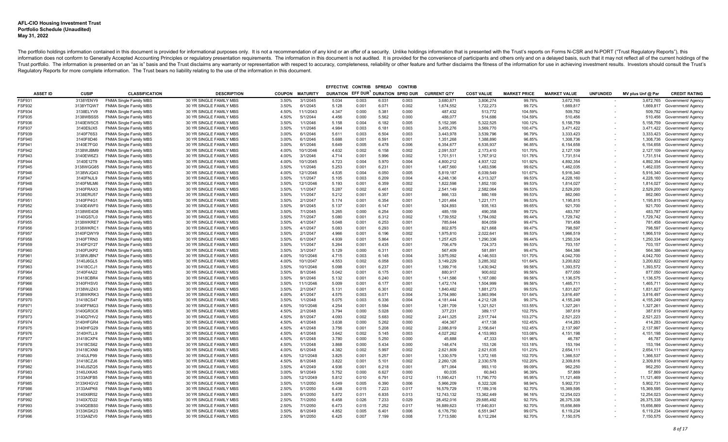**AFL-CIO Housing Investment Trust**
**Portfolio Schedule (Unaudited)**
**May 31, 2022**

The portfolio holdings information contained in this document is provided for informational purposes only. It is not a recommendation of any kind or an offer of a security. Unlike holdings information that is presented with the Trust's reports on Forms N-CSR and N-PORT ("Trust Regulatory Reports"), this information does not conform to Generally Accepted Accounting Principles or regulatory presentation requirements. The information in this document is not audited. It is provided for the convenience of participants and others only and on a delayed basis, such that it may not reflect all of the current holdings of the Trust portfolio. The information is presented on an "as is" basis and the Trust disclaims any warranty or representation with respect to accuracy, completeness, reliability or other feature and further disclaims the fitness of the information for use in achieving investment results. Investors should consult the Trust's Regulatory Reports for more complete information. The Trust bears no liability relating to the use of the information in this document.

| ASSET ID | CUSIP | CLASSIFICATION | DESCRIPTION | COUPON | MATURITY | EFFECTIVE DURATION | CONTRIB EFF DUR[1] | SPREAD DURATION | CONTRIB SPRD DUR | CURRENT QTY | COST VALUE | MARKET PRICE | MARKET VALUE | UNFUNDED | MV plus Unf @ Par | CREDIT RATING |
|---|---|---|---|---|---|---|---|---|---|---|---|---|---|---|---|---|
| FSF931 | 3138YENY9 | FNMA Single Family MBS | 30 YR SINGLE FAMILY MBS | 3.50% | 3/1/2045 | 5.034 | 0.003 | 6.031 | 0.003 | 3,680,871 | 3,806,274 | 99.78% | 3,672,765 | - | 3,672,765 | Government/ Agency |
| FSF932 | 3138YTQW7 | FNMA Single Family MBS | 30 YR SINGLE FAMILY MBS | 3.50% | 6/1/2045 | 5.128 | 0.001 | 6.071 | 0.002 | 1,674,552 | 1,722,273 | 99.72% | 1,669,817 | - | 1,669,817 | Government/ Agency |
| FSF934 | 3138ELYV9 | FNMA Single Family MBS | 30 YR SINGLE FAMILY MBS | 4.50% | 11/1/2043 | 4.347 | 0.000 | 5.381 | 0.000 | 487,432 | 513,772 | 104.59% | 509,782 | - | 509,782 | Government/ Agency |
| FSF935 | 3138WBSS5 | FNMA Single Family MBS | 30 YR SINGLE FAMILY MBS | 4.50% | 5/1/2044 | 4.456 | 0.000 | 5.562 | 0.000 | 488,077 | 514,686 | 104.59% | 510,456 | - | 510,456 | Government/ Agency |
| FSF936 | 3140EW5C5 | FNMA Single Family MBS | 30 YR SINGLE FAMILY MBS | 3.50% | 1/1/2046 | 5.158 | 0.004 | 6.182 | 0.005 | 5,152,395 | 5,322,525 | 100.12% | 5,158,759 | - | 5,158,759 | Government/ Agency |
| FSF937 | 3140E9JX5 | FNMA Single Family MBS | 30 YR SINGLE FAMILY MBS | 3.50% | 1/1/2046 | 4.984 | 0.003 | 6.181 | 0.003 | 3,455,276 | 3,569,770 | 100.47% | 3,471,422 | - | 3,471,422 | Government/ Agency |
| FSF939 | 3140F76S3 | FNMA Single Family MBS | 30 YR SINGLE FAMILY MBS | 3.00% | 6/1/2046 | 5.611 | 0.003 | 6.504 | 0.003 | 3,443,978 | 3,539,796 | 96.79% | 3,333,423 | - | 3,333,423 | Government/ Agency |
| FSF940 | 3140F8D46 | FNMA Single Family MBS | 30 YR SINGLE FAMILY MBS | 3.00% | 6/1/2046 | 5.688 | 0.001 | 6.591 | 0.001 | 1,351,268 | 1,388,890 | 96.85% | 1,308,736 | - | 1,308,736 | Government/ Agency |
| FSF941 | 3140E7FG0 | FNMA Single Family MBS | 30 YR SINGLE FAMILY MBS | 3.00% | 6/1/2046 | 5.649 | 0.005 | 6.478 | 0.006 | 6,354,677 | 6,535,937 | 96.85% | 6,154,658 | - | 6,154,658 | Government/ Agency |
| FSF942 | 3138WJBM9 | FNMA Single Family MBS | 30 YR SINGLE FAMILY MBS | 4.00% | 10/1/2046 | 4.632 | 0.002 | 6.158 | 0.002 | 2,091,537 | 2,173,410 | 101.70% | 2,127,109 | - | 2,127,109 | Government/ Agency |
| FSF943 | 3140EW6Z3 | FNMA Single Family MBS | 30 YR SINGLE FAMILY MBS | 4.00% | 3/1/2046 | 4.714 | 0.001 | 5.996 | 0.002 | 1,701,511 | 1,767,912 | 101.76% | 1,731,514 | - | 1,731,514 | Government/ Agency |
| FSF944 | 3140E12T9 | FNMA Single Family MBS | 30 YR SINGLE FAMILY MBS | 4.00% | 10/1/2045 | 4.723 | 0.004 | 5.970 | 0.004 | 4,800,212 | 4,937,122 | 101.92% | 4,892,354 | - | 4,892,354 | Government/ Agency |
| FSF945 | 3138WGG65 | FNMA Single Family MBS | 30 YR SINGLE FAMILY MBS | 3.50% | 1/1/2046 | 5.253 | 0.001 | 6.231 | 0.001 | 1,467,560 | 1,483,596 | 99.62% | 1,462,035 | - | 1,462,035 | Government/ Agency |
| FSF946 | 3138WJQ43 | FNMA Single Family MBS | 30 YR SINGLE FAMILY MBS | 4.00% | 12/1/2046 | 4.535 | 0.004 | 6.050 | 0.005 | 5,819,187 | 6,039,549 | 101.67% | 5,916,340 | - | 5,916,340 | Government/ Agency |
| FSF947 | 3140FNJL9 | FNMA Single Family MBS | 30 YR SINGLE FAMILY MBS | 3.50% | 1/1/2047 | 5.105 | 0.003 | 6.209 | 0.004 | 4,248,136 | 4,313,327 | 99.53% | 4,228,160 | - | 4,228,160 | Government/ Agency |
| FSF948 | 3140FMLM6 | FNMA Single Family MBS | 30 YR SINGLE FAMILY MBS | 3.50% | 12/1/2046 | 5.193 | 0.001 | 6.359 | 0.002 | 1,822,598 | 1,852,100 | 99.53% | 1,814,027 | - | 1,814,027 | Government/ Agency |
| FSF949 | 3140FRAX3 | FNMA Single Family MBS | 30 YR SINGLE FAMILY MBS | 3.50% | 1/1/2047 | 5.287 | 0.002 | 6.461 | 0.002 | 2,541,149 | 2,582,064 | 99.53% | 2,529,200 | - | 2,529,200 | Government/ Agency |
| FSF950 | 3138ERU57 | FNMA Single Family MBS | 30 YR SINGLE FAMILY MBS | 3.50% | 1/1/2047 | 5.212 | 0.001 | 6.357 | 0.001 | 866,133 | 880,169 | 99.53% | 862,060 | - | 862,060 | Government/ Agency |
| FSF951 | 3140FP4G1 | FNMA Single Family MBS | 30 YR SINGLE FAMILY MBS | 3.50% | 2/1/2047 | 5.174 | 0.001 | 6.354 | 0.001 | 1,201,464 | 1,221,171 | 99.53% | 1,195,815 | - | 1,195,815 | Government/ Agency |
| FSF952 | 3140E4WF0 | FNMA Single Family MBS | 30 YR SINGLE FAMILY MBS | 3.50% | 9/1/2045 | 5.137 | 0.001 | 6.147 | 0.001 | 924,893 | 935,163 | 99.65% | 921,700 | - | 921,700 | Government/ Agency |
| FSF953 | 3138WE4D8 | FNMA Single Family MBS | 30 YR SINGLE FAMILY MBS | 3.50% | 7/1/2045 | 5.265 | 0.000 | 6.254 | 0.000 | 485,159 | 490,358 | 99.72% | 483,787 | - | 483,787 | Government/ Agency |
| FSF954 | 3140GS7L0 | FNMA Single Family MBS | 30 YR SINGLE FAMILY MBS | 3.50% | 7/1/2047 | 5.080 | 0.001 | 6.312 | 0.002 | 1,739,552 | 1,784,092 | 99.44% | 1,729,742 | - | 1,729,742 | Government/ Agency |
| FSF955 | 3138WKRE7 | FNMA Single Family MBS | 30 YR SINGLE FAMILY MBS | 3.50% | 4/1/2047 | 5.048 | 0.001 | 6.253 | 0.001 | 785,644 | 804,059 | 99.47% | 781,458 | - | 781,458 | Government/ Agency |
| FSF956 | 3138WKRC1 | FNMA Single Family MBS | 30 YR SINGLE FAMILY MBS | 3.50% | 4/1/2047 | 5.083 | 0.001 | 6.293 | 0.001 | 802,875 | 821,668 | 99.47% | 798,597 | - | 798,597 | Government/ Agency |
| FSF957 | 3140FQWY9 | FNMA Single Family MBS | 30 YR SINGLE FAMILY MBS | 3.50% | 2/1/2047 | 4.966 | 0.001 | 6.196 | 0.002 | 1,975,810 | 2,022,641 | 99.53% | 1,966,519 | - | 1,966,519 | Government/ Agency |
| FSF958 | 3140FTRN3 | FNMA Single Family MBS | 30 YR SINGLE FAMILY MBS | 3.50% | 6/1/2047 | 4.939 | 0.001 | 5.864 | 0.001 | 1,257,425 | 1,290,336 | 99.44% | 1,250,334 | - | 1,250,334 | Government/ Agency |
| FSF959 | 3140FQY27 | FNMA Single Family MBS | 30 YR SINGLE FAMILY MBS | 3.50% | 1/1/2047 | 5.264 | 0.001 | 6.435 | 0.001 | 706,479 | 724,373 | 99.53% | 703,157 | - | 703,157 | Government/ Agency |
| FSF960 | 3140FUKP2 | FNMA Single Family MBS | 30 YR SINGLE FAMILY MBS | 3.50% | 3/1/2047 | 5.129 | 0.000 | 6.311 | 0.001 | 567,409 | 581,891 | 99.47% | 564,386 | - | 564,386 | Government/ Agency |
| FSF961 | 3138WJBN7 | FNMA Single Family MBS | 30 YR SINGLE FAMILY MBS | 4.00% | 10/1/2046 | 4.715 | 0.003 | 6.145 | 0.004 | 3,975,092 | 4,146,503 | 101.70% | 4,042,700 | - | 4,042,700 | Government/ Agency |
| FSF962 | 3140J6GL5 | FNMA Single Family MBS | 30 YR SINGLE FAMILY MBS | 4.00% | 10/1/2047 | 4.553 | 0.002 | 6.058 | 0.003 | 3,149,229 | 3,285,302 | 101.64% | 3,200,822 | - | 3,200,822 | Government/ Agency |
| FSF963 | 31418CCJ1 | FNMA Single Family MBS | 30 YR SINGLE FAMILY MBS | 3.50% | 10/1/2046 | 5.098 | 0.001 | 6.237 | 0.001 | 1,399,716 | 1,430,942 | 99.56% | 1,393,572 | - | 1,393,572 | Government/ Agency |
| FSF964 | 3140F4A22 | FNMA Single Family MBS | 30 YR SINGLE FAMILY MBS | 3.50% | 8/1/2046 | 5.042 | 0.001 | 6.175 | 0.001 | 880,917 | 900,602 | 99.56% | 877,050 | - | 877,050 | Government/ Agency |
| FSF965 | 31418CBR4 | FNMA Single Family MBS | 30 YR SINGLE FAMILY MBS | 3.50% | 9/1/2046 | 5.132 | 0.001 | 6.240 | 0.001 | 1,141,586 | 1,167,080 | 99.56% | 1,136,575 | - | 1,136,575 | Government/ Agency |
| FSF966 | 3140FHSV0 | FNMA Single Family MBS | 30 YR SINGLE FAMILY MBS | 3.50% | 11/1/2046 | 5.009 | 0.001 | 6.177 | 0.001 | 1,472,174 | 1,504,999 | 99.56% | 1,465,711 | - | 1,465,711 | Government/ Agency |
| FSF968 | 3138WJZ43 | FNMA Single Family MBS | 30 YR SINGLE FAMILY MBS | 3.50% | 2/1/2047 | 5.131 | 0.001 | 6.301 | 0.002 | 1,840,482 | 1,881,273 | 99.53% | 1,831,827 | - | 1,831,827 | Government/ Agency |
| FSF969 | 3138WKRK3 | FNMA Single Family MBS | 30 YR SINGLE FAMILY MBS | 4.00% | 4/1/2047 | 4.575 | 0.003 | 6.071 | 0.004 | 3,754,980 | 3,863,994 | 101.64% | 3,816,497 | - | 3,816,497 | Government/ Agency |
| FSF970 | 31418CS47 | FNMA Single Family MBS | 30 YR SINGLE FAMILY MBS | 3.50% | 1/1/2048 | 5.075 | 0.003 | 6.336 | 0.004 | 4,181,444 | 4,212,128 | 99.37% | 4,155,249 | - | 4,155,249 | Government/ Agency |
| FSF971 | 3140FFMG3 | FNMA Single Family MBS | 30 YR SINGLE FAMILY MBS | 4.50% | 10/1/2046 | 4.254 | 0.001 | 5.584 | 0.001 | 1,281,709 | 1,321,521 | 103.55% | 1,327,261 | - | 1,327,261 | Government/ Agency |
| FSF972 | 3140GR3C6 | FNMA Single Family MBS | 30 YR SINGLE FAMILY MBS | 4.50% | 2/1/2048 | 3.794 | 0.000 | 5.028 | 0.000 | 377,231 | 389,117 | 102.75% | 387,619 | - | 387,619 | Government/ Agency |
| FSF973 | 3140Q7HV2 | FNMA Single Family MBS | 30 YR SINGLE FAMILY MBS | 4.50% | 8/1/2047 | 4.093 | 0.002 | 5.683 | 0.002 | 2,441,325 | 2,517,744 | 103.27% | 2,521,223 | - | 2,521,223 | Government/ Agency |
| FSF974 | 3140HFGR4 | FNMA Single Family MBS | 30 YR SINGLE FAMILY MBS | 4.50% | 4/1/2048 | 3.638 | 0.000 | 5.262 | 0.000 | 404,367 | 417,138 | 102.45% | 414,283 | - | 414,283 | Government/ Agency |
| FSF975 | 3140HFG29 | FNMA Single Family MBS | 30 YR SINGLE FAMILY MBS | 4.50% | 4/1/2048 | 3.756 | 0.001 | 5.208 | 0.002 | 2,086,819 | 2,156,641 | 102.45% | 2,137,997 | - | 2,137,997 | Government/ Agency |
| FSF976 | 3140H7LL9 | FNMA Single Family MBS | 30 YR SINGLE FAMILY MBS | 4.50% | 4/1/2048 | 3.642 | 0.002 | 5.145 | 0.003 | 4,027,262 | 4,153,993 | 103.08% | 4,151,198 | - | 4,151,198 | Government/ Agency |
| FSF977 | 31418CXP4 | FNMA Single Family MBS | 30 YR SINGLE FAMILY MBS | 4.50% | 6/1/2048 | 3.780 | 0.000 | 5.250 | 0.000 | 45,888 | 47,333 | 101.96% | 46,787 | - | 46,787 | Government/ Agency |
| FSF978 | 31418CS62 | FNMA Single Family MBS | 30 YR SINGLE FAMILY MBS | 4.50% | 1/1/2048 | 3.868 | 0.000 | 5.434 | 0.000 | 148,474 | 153,126 | 103.18% | 153,194 | - | 153,194 | Government/ Agency |
| FSF979 | 31418CXN9 | FNMA Single Family MBS | 30 YR SINGLE FAMILY MBS | 4.00% | 6/1/2048 | 4.382 | 0.002 | 5.997 | 0.002 | 2,621,809 | 2,621,635 | 101.23% | 2,654,111 | - | 2,654,111 | Government/ Agency |
| FSF980 | 3140JLP99 | FNMA Single Family MBS | 30 YR SINGLE FAMILY MBS | 4.50% | 12/1/2048 | 3.825 | 0.001 | 5.257 | 0.001 | 1,330,579 | 1,372,165 | 102.70% | 1,366,537 | - | 1,366,537 | Government/ Agency |
| FSF981 | 31418CZJ6 | FNMA Single Family MBS | 30 YR SINGLE FAMILY MBS | 4.50% | 8/1/2048 | 3.822 | 0.001 | 5.101 | 0.002 | 2,260,126 | 2,330,578 | 102.20% | 2,309,816 | - | 2,309,816 | Government/ Agency |
| FSF982 | 3140JSZQ5 | FNMA Single Family MBS | 30 YR SINGLE FAMILY MBS | 3.50% | 4/1/2049 | 4.936 | 0.001 | 6.218 | 0.001 | 971,064 | 993,110 | 99.09% | 962,250 | - | 962,250 | Government/ Agency |
| FSF983 | 3140JXKA5 | FNMA Single Family MBS | 30 YR SINGLE FAMILY MBS | 3.00% | 9/1/2049 | 5.752 | 0.000 | 6.627 | 0.000 | 60,035 | 60,843 | 96.39% | 57,869 | - | 57,869 | Government/ Agency |
| FSF984 | 3133A0FB5 | FNMA Single Family MBS | 30 YR SINGLE FAMILY MBS | 3.00% | 12/1/2049 | 5.812 | 0.010 | 6.791 | 0.012 | 11,590,421 | 11,790,770 | 95.95% | 11,121,469 | - | 11,121,469 | Government/ Agency |
| FSF985 | 3133KHGV2 | FNMA Single Family MBS | 30 YR SINGLE FAMILY MBS | 3.50% | 1/1/2050 | 5.049 | 0.005 | 6.390 | 0.006 | 5,966,209 | 6,322,326 | 98.94% | 5,902,731 | - | 5,902,731 | Government/ Agency |
| FSF986 | 3133A4PK6 | FNMA Single Family MBS | 30 YR SINGLE FAMILY MBS | 2.50% | 5/1/2050 | 6.438 | 0.015 | 7.223 | 0.017 | 16,579,729 | 17,189,316 | 92.70% | 15,369,595 | - | 15,369,595 | Government/ Agency |
| FSF987 | 3140X6R52 | FNMA Single Family MBS | 30 YR SINGLE FAMILY MBS | 3.00% | 6/1/2050 | 5.872 | 0.011 | 6.835 | 0.013 | 12,743,132 | 13,362,449 | 96.16% | 12,254,023 | - | 12,254,023 | Government/ Agency |
| FSF992 | 3140X7D22 | FNMA Single Family MBS | 30 YR SINGLE FAMILY MBS | 2.50% | 7/1/2050 | 6.458 | 0.026 | 7.233 | 0.029 | 28,452,016 | 29,685,492 | 92.70% | 26,375,338 | - | 26,375,338 | Government/ Agency |
| FSF993 | 3140QEBS0 | FNMA Single Family MBS | 30 YR SINGLE FAMILY MBS | 2.50% | 7/1/2050 | 6.473 | 0.015 | 7.252 | 0.017 | 16,889,623 | 17,640,831 | 92.70% | 15,656,869 | - | 15,656,869 | Government/ Agency |
| FSF995 | 3133KGK23 | FNMA Single Family MBS | 30 YR SINGLE FAMILY MBS | 3.50% | 8/1/2049 | 4.852 | 0.005 | 6.401 | 0.006 | 6,176,750 | 6,551,947 | 99.07% | 6,119,234 | - | 6,119,234 | Government/ Agency |
| FSF996 | 3133A9ZV0 | FNMA Single Family MBS | 30 YR SINGLE FAMILY MBS | 2.50% | 9/1/2050 | 6.425 | 0.007 | 7.199 | 0.008 | 7,713,580 | 8,112,284 | 92.70% | 7,150,575 | - | 7,150,575 | Government/ Agency |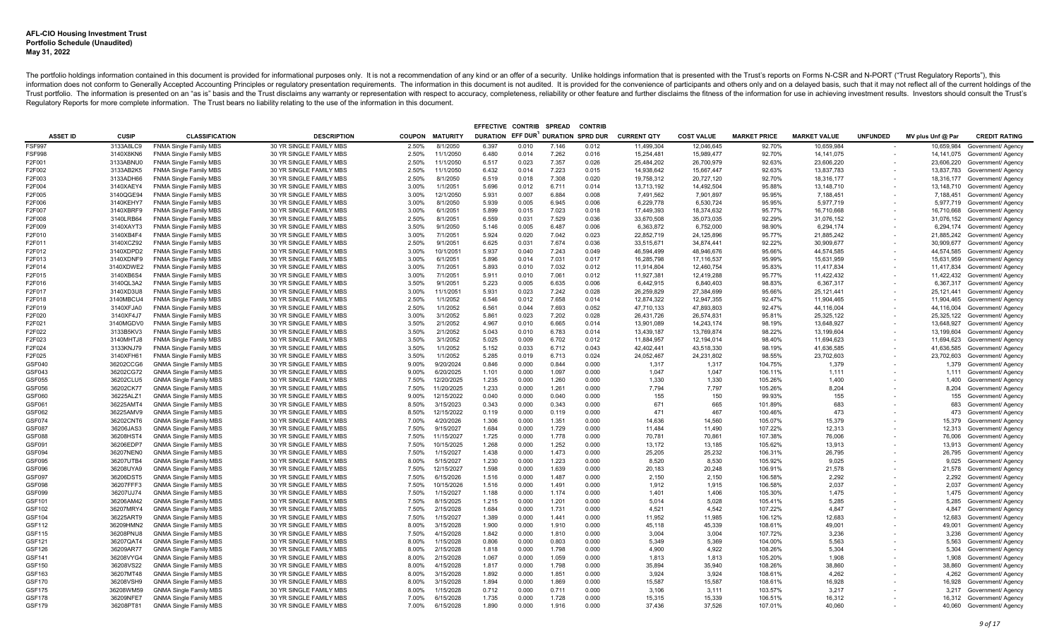**AFL-CIO Housing Investment Trust**
**Portfolio Schedule (Unaudited)**
**May 31, 2022**

The portfolio holdings information contained in this document is provided for informational purposes only. It is not a recommendation of any kind or an offer of a security. Unlike holdings information that is presented with the Trust's reports on Forms N-CSR and N-PORT ("Trust Regulatory Reports"), this information does not conform to Generally Accepted Accounting Principles or regulatory presentation requirements. The information in this document is not audited. It is provided for the convenience of participants and others only and on a delayed basis, such that it may not reflect all of the current holdings of the Trust portfolio. The information is presented on an "as is" basis and the Trust disclaims any warranty or representation with respect to accuracy, completeness, reliability or other feature and further disclaims the fitness of the information for use in achieving investment results. Investors should consult the Trust's Regulatory Reports for more complete information. The Trust bears no liability relating to the use of the information in this document.

| ASSET ID | CUSIP | CLASSIFICATION | DESCRIPTION | COUPON | MATURITY | EFFECTIVE DURATION | CONTRIB EFF DUR[1] | SPREAD DURATION | CONTRIB SPRD DUR | CURRENT QTY | COST VALUE | MARKET PRICE | MARKET VALUE | UNFUNDED | MV plus Unf @ Par | CREDIT RATING |
|---|---|---|---|---|---|---|---|---|---|---|---|---|---|---|---|---|
| FSF997 | 3133A8LC9 | FNMA Single Family MBS | 30 YR SINGLE FAMILY MBS | 2.50% | 8/1/2050 | 6.397 | 0.010 | 7.146 | 0.012 | 11,499,304 | 12,046,645 | 92.70% | 10,659,984 | - | 10,659,984 | Government/ Agency |
| FSF998 | 3140X8KN6 | FNMA Single Family MBS | 30 YR SINGLE FAMILY MBS | 2.50% | 11/1/2050 | 6.480 | 0.014 | 7.262 | 0.016 | 15,254,481 | 15,989,477 | 92.70% | 14,141,075 | - | 14,141,075 | Government/ Agency |
| F2F001 | 3133ABNU0 | FNMA Single Family MBS | 30 YR SINGLE FAMILY MBS | 2.50% | 11/1/2050 | 6.517 | 0.023 | 7.357 | 0.026 | 25,484,202 | 26,700,979 | 92.63% | 23,606,220 | - | 23,606,220 | Government/ Agency |
| F2F002 | 3133AB2K5 | FNMA Single Family MBS | 30 YR SINGLE FAMILY MBS | 2.50% | 11/1/2050 | 6.432 | 0.014 | 7.223 | 0.015 | 14,938,642 | 15,667,447 | 92.63% | 13,837,783 | - | 13,837,783 | Government/ Agency |
| F2F003 | 3133ADH66 | FNMA Single Family MBS | 30 YR SINGLE FAMILY MBS | 2.50% | 8/1/2050 | 6.519 | 0.018 | 7.308 | 0.020 | 19,758,312 | 20,727,120 | 92.70% | 18,316,177 | - | 18,316,177 | Government/ Agency |
| F2F004 | 3140XAEY4 | FNMA Single Family MBS | 30 YR SINGLE FAMILY MBS | 3.00% | 1/1/2051 | 5.696 | 0.012 | 6.711 | 0.014 | 13,713,192 | 14,492,504 | 95.88% | 13,148,710 | - | 13,148,710 | Government/ Agency |
| F2F005 | 3140QGE94 | FNMA Single Family MBS | 30 YR SINGLE FAMILY MBS | 3.00% | 12/1/2050 | 5.931 | 0.007 | 6.884 | 0.008 | 7,491,562 | 7,901,897 | 95.95% | 7,188,451 | - | 7,188,451 | Government/ Agency |
| F2F006 | 3140KEHY7 | FNMA Single Family MBS | 30 YR SINGLE FAMILY MBS | 3.00% | 8/1/2050 | 5.939 | 0.005 | 6.945 | 0.006 | 6,229,778 | 6,530,724 | 95.95% | 5,977,719 | - | 5,977,719 | Government/ Agency |
| F2F007 | 3140XBRF9 | FNMA Single Family MBS | 30 YR SINGLE FAMILY MBS | 3.00% | 6/1/2051 | 5.899 | 0.015 | 7.023 | 0.018 | 17,449,393 | 18,374,632 | 95.77% | 16,710,668 | - | 16,710,668 | Government/ Agency |
| F2F008 | 3140LRB64 | FNMA Single Family MBS | 30 YR SINGLE FAMILY MBS | 2.50% | 8/1/2051 | 6.559 | 0.031 | 7.529 | 0.036 | 33,670,508 | 35,073,035 | 92.29% | 31,076,152 | - | 31,076,152 | Government/ Agency |
| F2F009 | 3140XAYT3 | FNMA Single Family MBS | 30 YR SINGLE FAMILY MBS | 3.50% | 9/1/2050 | 5.146 | 0.005 | 6.487 | 0.006 | 6,363,872 | 6,752,000 | 98.90% | 6,294,174 | - | 6,294,174 | Government/ Agency |
| F2F010 | 3140XB4F4 | FNMA Single Family MBS | 30 YR SINGLE FAMILY MBS | 3.00% | 7/1/2051 | 5.924 | 0.020 | 7.042 | 0.023 | 22,852,719 | 24,125,896 | 95.77% | 21,885,242 | - | 21,885,242 | Government/ Agency |
| F2F011 | 3140XCZ92 | FNMA Single Family MBS | 30 YR SINGLE FAMILY MBS | 2.50% | 9/1/2051 | 6.625 | 0.031 | 7.674 | 0.036 | 33,515,671 | 34,874,441 | 92.22% | 30,909,677 | - | 30,909,677 | Government/ Agency |
| F2F012 | 3140XDPD2 | FNMA Single Family MBS | 30 YR SINGLE FAMILY MBS | 3.00% | 10/1/2051 | 5.937 | 0.040 | 7.243 | 0.049 | 46,594,499 | 48,946,676 | 95.66% | 44,574,585 | - | 44,574,585 | Government/ Agency |
| F2F013 | 3140XDNF9 | FNMA Single Family MBS | 30 YR SINGLE FAMILY MBS | 3.00% | 6/1/2051 | 5.896 | 0.014 | 7.031 | 0.017 | 16,285,798 | 17,116,537 | 95.99% | 15,631,959 | - | 15,631,959 | Government/ Agency |
| F2F014 | 3140XDWE2 | FNMA Single Family MBS | 30 YR SINGLE FAMILY MBS | 3.00% | 7/1/2051 | 5.893 | 0.010 | 7.032 | 0.012 | 11,914,804 | 12,460,754 | 95.83% | 11,417,834 | - | 11,417,834 | Government/ Agency |
| F2F015 | 3140XB6S4 | FNMA Single Family MBS | 30 YR SINGLE FAMILY MBS | 3.00% | 7/1/2051 | 5.911 | 0.010 | 7.061 | 0.012 | 11,927,381 | 12,419,288 | 95.77% | 11,422,432 | - | 11,422,432 | Government/ Agency |
| F2F016 | 3140QL3A2 | FNMA Single Family MBS | 30 YR SINGLE FAMILY MBS | 3.50% | 9/1/2051 | 5.223 | 0.005 | 6.635 | 0.006 | 6,442,915 | 6,840,403 | 98.83% | 6,367,317 | - | 6,367,317 | Government/ Agency |
| F2F017 | 3140XD3U8 | FNMA Single Family MBS | 30 YR SINGLE FAMILY MBS | 3.00% | 11/1/2051 | 5.931 | 0.023 | 7.242 | 0.028 | 26,259,829 | 27,384,699 | 95.66% | 25,121,441 | - | 25,121,441 | Government/ Agency |
| F2F018 | 3140MBCU4 | FNMA Single Family MBS | 30 YR SINGLE FAMILY MBS | 2.50% | 1/1/2052 | 6.546 | 0.012 | 7.658 | 0.014 | 12,874,322 | 12,947,355 | 92.47% | 11,904,465 | - | 11,904,465 | Government/ Agency |
| F2F019 | 3140XFJA0 | FNMA Single Family MBS | 30 YR SINGLE FAMILY MBS | 2.50% | 1/1/2052 | 6.561 | 0.044 | 7.693 | 0.052 | 47,710,133 | 47,893,803 | 92.47% | 44,116,004 | - | 44,116,004 | Government/ Agency |
| F2F020 | 3140XF4J7 | FNMA Single Family MBS | 30 YR SINGLE FAMILY MBS | 3.00% | 3/1/2052 | 5.861 | 0.023 | 7.202 | 0.028 | 26,431,726 | 26,574,831 | 95.81% | 25,325,122 | - | 25,325,122 | Government/ Agency |
| F2F021 | 3140MGDV0 | FNMA Single Family MBS | 30 YR SINGLE FAMILY MBS | 3.50% | 2/1/2052 | 4.967 | 0.010 | 6.665 | 0.014 | 13,901,089 | 14,243,174 | 98.19% | 13,648,927 | - | 13,648,927 | Government/ Agency |
| F2F022 | 3133B5KV3 | FNMA Single Family MBS | 30 YR SINGLE FAMILY MBS | 3.50% | 2/1/2052 | 5.043 | 0.010 | 6.783 | 0.014 | 13,439,187 | 13,769,874 | 98.22% | 13,199,604 | - | 13,199,604 | Government/ Agency |
| F2F023 | 3140MHTJ8 | FNMA Single Family MBS | 30 YR SINGLE FAMILY MBS | 3.50% | 3/1/2052 | 5.025 | 0.009 | 6.702 | 0.012 | 11,884,957 | 12,194,014 | 98.40% | 11,694,623 | - | 11,694,623 | Government/ Agency |
| F2F024 | 3133KNJ79 | FNMA Single Family MBS | 30 YR SINGLE FAMILY MBS | 3.50% | 1/1/2052 | 5.152 | 0.033 | 6.712 | 0.043 | 42,402,441 | 43,518,330 | 98.19% | 41,636,585 | - | 41,636,585 | Government/ Agency |
| F2F025 | 3140XFH61 | FNMA Single Family MBS | 30 YR SINGLE FAMILY MBS | 3.50% | 1/1/2052 | 5.285 | 0.019 | 6.713 | 0.024 | 24,052,467 | 24,231,802 | 98.55% | 23,702,603 | - | 23,702,603 | Government/ Agency |
| GSF040 | 36202CCG6 | GNMA Single Family MBS | 30 YR SINGLE FAMILY MBS | 9.00% | 9/20/2024 | 0.846 | 0.000 | 0.844 | 0.000 | 1,317 | 1,317 | 104.75% | 1,379 | - | 1,379 | Government/ Agency |
| GSF043 | 36202CG72 | GNMA Single Family MBS | 30 YR SINGLE FAMILY MBS | 9.00% | 6/20/2025 | 1.101 | 0.000 | 1.097 | 0.000 | 1,047 | 1,047 | 106.11% | 1,111 | - | 1,111 | Government/ Agency |
| GSF055 | 36202CLU5 | GNMA Single Family MBS | 30 YR SINGLE FAMILY MBS | 7.50% | 12/20/2025 | 1.235 | 0.000 | 1.260 | 0.000 | 1,330 | 1,330 | 105.26% | 1,400 | - | 1,400 | Government/ Agency |
| GSF056 | 36202CK77 | GNMA Single Family MBS | 30 YR SINGLE FAMILY MBS | 7.50% | 11/20/2025 | 1.233 | 0.000 | 1.261 | 0.000 | 7,794 | 7,797 | 105.26% | 8,204 | - | 8,204 | Government/ Agency |
| GSF060 | 36225ALZ1 | GNMA Single Family MBS | 30 YR SINGLE FAMILY MBS | 9.00% | 12/15/2022 | 0.040 | 0.000 | 0.040 | 0.000 | 155 | 150 | 99.93% | 155 | - | 155 | Government/ Agency |
| GSF061 | 36225AMT4 | GNMA Single Family MBS | 30 YR SINGLE FAMILY MBS | 8.50% | 3/15/2023 | 0.343 | 0.000 | 0.343 | 0.000 | 671 | 665 | 101.89% | 683 | - | 683 | Government/ Agency |
| GSF062 | 36225AMV9 | GNMA Single Family MBS | 30 YR SINGLE FAMILY MBS | 8.50% | 12/15/2022 | 0.119 | 0.000 | 0.119 | 0.000 | 471 | 467 | 100.46% | 473 | - | 473 | Government/ Agency |
| GSF074 | 36202CNT6 | GNMA Single Family MBS | 30 YR SINGLE FAMILY MBS | 7.00% | 4/20/2026 | 1.306 | 0.000 | 1.351 | 0.000 | 14,636 | 14,560 | 105.07% | 15,379 | - | 15,379 | Government/ Agency |
| GSF087 | 36206JAS3 | GNMA Single Family MBS | 30 YR SINGLE FAMILY MBS | 7.50% | 9/15/2027 | 1.684 | 0.000 | 1.729 | 0.000 | 11,484 | 11,490 | 107.22% | 12,313 | - | 12,313 | Government/ Agency |
| GSF088 | 36208HST4 | GNMA Single Family MBS | 30 YR SINGLE FAMILY MBS | 7.50% | 11/15/2027 | 1.725 | 0.000 | 1.778 | 0.000 | 70,781 | 70,861 | 107.38% | 76,006 | - | 76,006 | Government/ Agency |
| GSF091 | 36206EDP7 | GNMA Single Family MBS | 30 YR SINGLE FAMILY MBS | 7.50% | 10/15/2025 | 1.268 | 0.000 | 1.252 | 0.000 | 13,172 | 13,185 | 105.62% | 13,913 | - | 13,913 | Government/ Agency |
| GSF094 | 36207NEN0 | GNMA Single Family MBS | 30 YR SINGLE FAMILY MBS | 7.50% | 1/15/2027 | 1.438 | 0.000 | 1.473 | 0.000 | 25,205 | 25,232 | 106.31% | 26,795 | - | 26,795 | Government/ Agency |
| GSF095 | 36207UTB4 | GNMA Single Family MBS | 30 YR SINGLE FAMILY MBS | 8.00% | 5/15/2027 | 1.230 | 0.000 | 1.223 | 0.000 | 8,520 | 8,530 | 105.92% | 9,025 | - | 9,025 | Government/ Agency |
| GSF096 | 36208UYA9 | GNMA Single Family MBS | 30 YR SINGLE FAMILY MBS | 7.50% | 12/15/2027 | 1.598 | 0.000 | 1.639 | 0.000 | 20,183 | 20,248 | 106.91% | 21,578 | - | 21,578 | Government/ Agency |
| GSF097 | 36206DST5 | GNMA Single Family MBS | 30 YR SINGLE FAMILY MBS | 7.50% | 6/15/2026 | 1.516 | 0.000 | 1.487 | 0.000 | 2,150 | 2,150 | 106.58% | 2,292 | - | 2,292 | Government/ Agency |
| GSF098 | 36207FFF3 | GNMA Single Family MBS | 30 YR SINGLE FAMILY MBS | 7.50% | 10/15/2026 | 1.516 | 0.000 | 1.491 | 0.000 | 1,912 | 1,915 | 106.58% | 2,037 | - | 2,037 | Government/ Agency |
| GSF099 | 36207UJ74 | GNMA Single Family MBS | 30 YR SINGLE FAMILY MBS | 7.50% | 1/15/2027 | 1.188 | 0.000 | 1.174 | 0.000 | 1,401 | 1,406 | 105.30% | 1,475 | - | 1,475 | Government/ Agency |
| GSF101 | 36206AM42 | GNMA Single Family MBS | 30 YR SINGLE FAMILY MBS | 7.50% | 8/15/2025 | 1.215 | 0.000 | 1.201 | 0.000 | 5,014 | 5,028 | 105.41% | 5,285 | - | 5,285 | Government/ Agency |
| GSF102 | 36207MRY4 | GNMA Single Family MBS | 30 YR SINGLE FAMILY MBS | 7.50% | 2/15/2028 | 1.684 | 0.000 | 1.731 | 0.000 | 4,521 | 4,542 | 107.22% | 4,847 | - | 4,847 | Government/ Agency |
| GSF104 | 36225ART9 | GNMA Single Family MBS | 30 YR SINGLE FAMILY MBS | 7.50% | 1/15/2027 | 1.389 | 0.000 | 1.441 | 0.000 | 11,952 | 11,985 | 106.12% | 12,683 | - | 12,683 | Government/ Agency |
| GSF112 | 36209HMN2 | GNMA Single Family MBS | 30 YR SINGLE FAMILY MBS | 8.00% | 3/15/2028 | 1.900 | 0.000 | 1.910 | 0.000 | 45,118 | 45,339 | 108.61% | 49,001 | - | 49,001 | Government/ Agency |
| GSF115 | 36208PNU8 | GNMA Single Family MBS | 30 YR SINGLE FAMILY MBS | 7.50% | 4/15/2028 | 1.842 | 0.000 | 1.810 | 0.000 | 3,004 | 3,004 | 107.72% | 3,236 | - | 3,236 | Government/ Agency |
| GSF121 | 36207QAT4 | GNMA Single Family MBS | 30 YR SINGLE FAMILY MBS | 8.00% | 1/15/2028 | 0.806 | 0.000 | 0.803 | 0.000 | 5,349 | 5,369 | 104.00% | 5,563 | - | 5,563 | Government/ Agency |
| GSF126 | 36209AR77 | GNMA Single Family MBS | 30 YR SINGLE FAMILY MBS | 8.00% | 2/15/2028 | 1.818 | 0.000 | 1.798 | 0.000 | 4,900 | 4,922 | 108.26% | 5,304 | - | 5,304 | Government/ Agency |
| GSF141 | 36208VYG4 | GNMA Single Family MBS | 30 YR SINGLE FAMILY MBS | 8.00% | 2/15/2028 | 1.067 | 0.000 | 1.059 | 0.000 | 1,813 | 1,813 | 105.20% | 1,908 | - | 1,908 | Government/ Agency |
| GSF150 | 36208VS22 | GNMA Single Family MBS | 30 YR SINGLE FAMILY MBS | 8.00% | 4/15/2028 | 1.817 | 0.000 | 1.798 | 0.000 | 35,894 | 35,940 | 108.26% | 38,860 | - | 38,860 | Government/ Agency |
| GSF163 | 36207MT48 | GNMA Single Family MBS | 30 YR SINGLE FAMILY MBS | 8.00% | 3/15/2028 | 1.892 | 0.000 | 1.851 | 0.000 | 3,924 | 3,924 | 108.61% | 4,262 | - | 4,262 | Government/ Agency |
| GSF170 | 36208VSH9 | GNMA Single Family MBS | 30 YR SINGLE FAMILY MBS | 8.00% | 3/15/2028 | 1.894 | 0.000 | 1.869 | 0.000 | 15,587 | 15,587 | 108.61% | 16,928 | - | 16,928 | Government/ Agency |
| GSF175 | 36208WM59 | GNMA Single Family MBS | 30 YR SINGLE FAMILY MBS | 8.00% | 1/15/2028 | 0.712 | 0.000 | 0.711 | 0.000 | 3,106 | 3,111 | 103.57% | 3,217 | - | 3,217 | Government/ Agency |
| GSF178 | 36209NFE7 | GNMA Single Family MBS | 30 YR SINGLE FAMILY MBS | 7.00% | 6/15/2028 | 1.735 | 0.000 | 1.728 | 0.000 | 15,315 | 15,339 | 106.51% | 16,312 | - | 16,312 | Government/ Agency |
| GSF179 | 36208PT81 | GNMA Single Family MBS | 30 YR SINGLE FAMILY MBS | 7.00% | 6/15/2028 | 1.890 | 0.000 | 1.916 | 0.000 | 37,436 | 37,526 | 107.01% | 40,060 | - | 40,060 | Government/ Agency |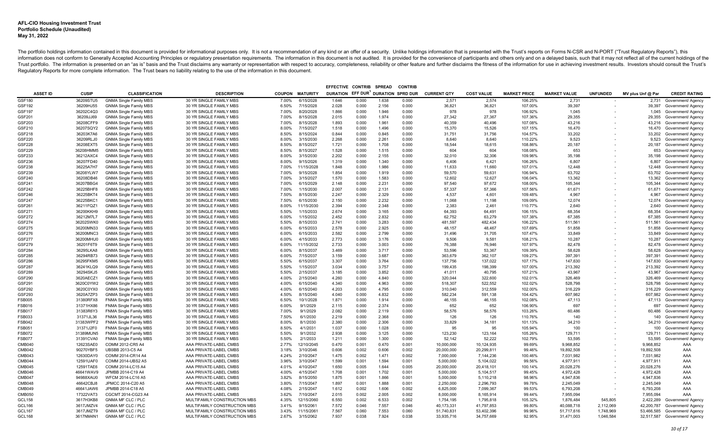**AFL-CIO Housing Investment Trust**
**Portfolio Schedule (Unaudited)**
**May 31, 2022**

The portfolio holdings information contained in this document is provided for informational purposes only. It is not a recommendation of any kind or an offer of a security. Unlike holdings information that is presented with the Trust's reports on Forms N-CSR and N-PORT ("Trust Regulatory Reports"), this information does not conform to Generally Accepted Accounting Principles or regulatory presentation requirements. The information in this document is not audited. It is provided for the convenience of participants and others only and on a delayed basis, such that it may not reflect all of the current holdings of the Trust portfolio. The information is presented on an "as is" basis and the Trust disclaims any warranty or representation with respect to accuracy, completeness, reliability or other feature and further disclaims the fitness of the information for use in achieving investment results. Investors should consult the Trust's Regulatory Reports for more complete information. The Trust bears no liability relating to the use of the information in this document.

| ASSET ID | CUSIP | CLASSIFICATION | DESCRIPTION | COUPON | MATURITY | EFFECTIVE DURATION | CONTRIB EFF DUR[1] | SPREAD DURATION | CONTRIB SPRD DUR | CURRENT QTY | COST VALUE | MARKET PRICE | MARKET VALUE | UNFUNDED | MV plus Unf @ Par | CREDIT RATING |
|---|---|---|---|---|---|---|---|---|---|---|---|---|---|---|---|---|
| GSF180 | 36209STU5 | GNMA Single Family MBS | 30 YR SINGLE FAMILY MBS | 7.00% | 6/15/2028 | 1.646 | 0.000 | 1.638 | 0.000 | 2,571 | 2,574 | 106.25% | 2,731 | - | 2,731 | Government/ Agency |
| GSF192 | 36209HJ55 | GNMA Single Family MBS | 30 YR SINGLE FAMILY MBS | 6.50% | 7/15/2028 | 2.028 | 0.000 | 2.156 | 0.000 | 36,821 | 36,821 | 107.00% | 39,397 | - | 39,397 | Government/ Agency |
| GSF197 | 36202C4Q3 | GNMA Single Family MBS | 30 YR SINGLE FAMILY MBS | 7.00% | 8/20/2028 | 1.866 | 0.000 | 1.946 | 0.000 | 978 | 978 | 106.92% | 1,045 | - | 1,045 | Government/ Agency |
| GSF201 | 36209JJ69 | GNMA Single Family MBS | 30 YR SINGLE FAMILY MBS | 7.00% | 8/15/2028 | 2.015 | 0.000 | 1.974 | 0.000 | 27,342 | 27,367 | 107.36% | 29,355 | - | 29,355 | Government/ Agency |
| GSF203 | 36208CFF9 | GNMA Single Family MBS | 30 YR SINGLE FAMILY MBS | 7.00% | 8/15/2028 | 1.893 | 0.000 | 1.961 | 0.000 | 40,359 | 40,496 | 107.08% | 43,216 | - | 43,216 | Government/ Agency |
| GSF210 | 36207SQY2 | GNMA Single Family MBS | 30 YR SINGLE FAMILY MBS | 8.00% | 7/15/2027 | 1.518 | 0.000 | 1.496 | 0.000 | 15,370 | 15,526 | 107.15% | 16,470 | - | 16,470 | Government/ Agency |
| GSF218 | 36203K7A6 | GNMA Single Family MBS | 30 YR SINGLE FAMILY MBS | 8.50% | 8/15/2024 | 0.844 | 0.000 | 0.845 | 0.000 | 31,751 | 31,756 | 104.57% | 33,202 | - | 33,202 | Government/ Agency |
| GSF220 | 36209RLJ0 | GNMA Single Family MBS | 30 YR SINGLE FAMILY MBS | 8.00% | 3/15/2030 | 2.268 | 0.000 | 2.261 | 0.000 | 8,640 | 8,640 | 110.22% | 9,523 | - | 9,523 | Government/ Agency |
| GSF228 | 36208EXT5 | GNMA Single Family MBS | 30 YR SINGLE FAMILY MBS | 8.50% | 8/15/2027 | 1.721 | 0.000 | 1.708 | 0.000 | 18,544 | 18,615 | 108.86% | 20,187 | - | 20,187 | Government/ Agency |
| GSF229 | 36208HMM5 | GNMA Single Family MBS | 30 YR SINGLE FAMILY MBS | 8.50% | 8/15/2027 | 1.528 | 0.000 | 1.515 | 0.000 | 604 | 604 | 108.08% | 653 | - | 653 | Government/ Agency |
| GSF233 | 36212AXC4 | GNMA Single Family MBS | 30 YR SINGLE FAMILY MBS | 8.00% | 3/15/2030 | 2.202 | 0.000 | 2.155 | 0.000 | 32,010 | 32,306 | 109.96% | 35,198 | - | 35,198 | Government/ Agency |
| GSF236 | 36207FD40 | GNMA Single Family MBS | 30 YR SINGLE FAMILY MBS | 8.00% | 9/15/2026 | 1.319 | 0.000 | 1.340 | 0.000 | 6,406 | 6,421 | 106.26% | 6,807 | - | 6,807 | Government/ Agency |
| GSF238 | 36225A7H7 | GNMA Single Family MBS | 30 YR SINGLE FAMILY MBS | 7.00% | 11/15/2028 | 1.848 | 0.000 | 1.986 | 0.000 | 11,633 | 11,660 | 107.01% | 12,448 | - | 12,448 | Government/ Agency |
| GSF239 | 36208YLW7 | GNMA Single Family MBS | 30 YR SINGLE FAMILY MBS | 7.00% | 9/15/2028 | 1.854 | 0.000 | 1.919 | 0.000 | 59,570 | 59,631 | 106.94% | 63,702 | - | 63,702 | Government/ Agency |
| GSF240 | 36208DB46 | GNMA Single Family MBS | 30 YR SINGLE FAMILY MBS | 7.00% | 3/15/2027 | 1.570 | 0.000 | 1.583 | 0.000 | 12,602 | 12,627 | 106.04% | 13,362 | - | 13,362 | Government/ Agency |
| GSF241 | 36207BBG4 | GNMA Single Family MBS | 30 YR SINGLE FAMILY MBS | 7.00% | 6/15/2029 | 2.148 | 0.000 | 2.231 | 0.000 | 97,540 | 97,672 | 108.00% | 105,344 | - | 105,344 | Government/ Agency |
| GSF242 | 36225BHF8 | GNMA Single Family MBS | 30 YR SINGLE FAMILY MBS | 7.00% | 1/15/2030 | 2.007 | 0.000 | 2.131 | 0.000 | 57,337 | 57,366 | 107.56% | 61,671 | - | 61,671 | Government/ Agency |
| GSF246 | 36225BKT4 | GNMA Single Family MBS | 30 YR SINGLE FAMILY MBS | 7.50% | 8/15/2030 | 2.247 | 0.000 | 2.329 | 0.000 | 4,537 | 4,601 | 109.48% | 4,967 | - | 4,967 | Government/ Agency |
| GSF247 | 36225BKC1 | GNMA Single Family MBS | 30 YR SINGLE FAMILY MBS | 7.50% | 6/15/2030 | 2.150 | 0.000 | 2.232 | 0.000 | 11,068 | 11,198 | 109.09% | 12,074 | - | 12,074 | Government/ Agency |
| GSF261 | 36211FQZ1 | GNMA Single Family MBS | 30 YR SINGLE FAMILY MBS | 8.00% | 11/15/2030 | 2.394 | 0.000 | 2.348 | 0.000 | 2,383 | 2,461 | 110.77% | 2,640 | - | 2,640 | Government/ Agency |
| GSF271 | 36200KKH9 | GNMA Single Family MBS | 30 YR SINGLE FAMILY MBS | 5.50% | 1/15/2033 | 2.674 | 0.000 | 3.165 | 0.000 | 64,393 | 64,491 | 106.15% | 68,354 | - | 68,354 | Government/ Agency |
| GSF272 | 36212M7L7 | GNMA Single Family MBS | 30 YR SINGLE FAMILY MBS | 6.00% | 1/15/2032 | 2.452 | 0.000 | 2.832 | 0.000 | 62,752 | 63,279 | 107.38% | 67,385 | - | 67,385 | Government/ Agency |
| GSF274 | 36202SWK0 | GNMA Single Family MBS | 30 YR SINGLE FAMILY MBS | 5.50% | 8/15/2033 | 2.741 | 0.000 | 3.283 | 0.000 | 481,597 | 482,434 | 106.22% | 511,561 | - | 511,561 | Government/ Agency |
| GSF275 | 36200MN33 | GNMA Single Family MBS | 30 YR SINGLE FAMILY MBS | 6.00% | 6/15/2033 | 2.578 | 0.000 | 2.925 | 0.000 | 48,157 | 48,467 | 107.69% | 51,858 | - | 51,858 | Government/ Agency |
| GSF276 | 36200MNC3 | GNMA Single Family MBS | 30 YR SINGLE FAMILY MBS | 6.00% | 6/15/2033 | 2.582 | 0.000 | 2.799 | 0.000 | 31,496 | 31,705 | 107.47% | 33,849 | - | 33,849 | Government/ Agency |
| GSF277 | 36200MHU0 | GNMA Single Family MBS | 30 YR SINGLE FAMILY MBS | 6.00% | 4/15/2033 | 2.773 | 0.000 | 3.176 | 0.000 | 9,506 | 9,581 | 108.21% | 10,287 | - | 10,287 | Government/ Agency |
| GSF279 | 36201F6T9 | GNMA Single Family MBS | 30 YR SINGLE FAMILY MBS | 6.00% | 11/15/2032 | 2.733 | 0.000 | 3.003 | 0.000 | 76,388 | 76,946 | 107.97% | 82,478 | - | 82,478 | Government/ Agency |
| GSF284 | 36295LKA8 | GNMA Single Family MBS | 30 YR SINGLE FAMILY MBS | 6.00% | 8/15/2037 | 3.469 | 0.000 | 3.717 | 0.000 | 53,596 | 53,367 | 109.39% | 58,628 | - | 58,628 | Government/ Agency |
| GSF285 | 36294RB73 | GNMA Single Family MBS | 30 YR SINGLE FAMILY MBS | 6.00% | 7/15/2037 | 3.159 | 0.000 | 3.687 | 0.000 | 363,679 | 362,107 | 109.27% | 397,391 | - | 397,391 | Government/ Agency |
| GSF286 | 36295FKM5 | GNMA Single Family MBS | 30 YR SINGLE FAMILY MBS | 5.50% | 6/15/2037 | 3.307 | 0.000 | 3.764 | 0.000 | 137,756 | 137,022 | 107.17% | 147,630 | - | 147,630 | Government/ Agency |
| GSF287 | 36241KLQ9 | GNMA Single Family MBS | 30 YR SINGLE FAMILY MBS | 5.50% | 1/15/2037 | 3.034 | 0.000 | 3.757 | 0.000 | 199,435 | 198,399 | 107.00% | 213,392 | - | 213,392 | Government/ Agency |
| GSF289 | 36294SKJ5 | GNMA Single Family MBS | 30 YR SINGLE FAMILY MBS | 5.50% | 2/15/2037 | 3.185 | 0.000 | 3.852 | 0.000 | 41,011 | 40,795 | 107.21% | 43,967 | - | 43,967 | Government/ Agency |
| GSF290 | 3620AECZ1 | GNMA Single Family MBS | 30 YR SINGLE FAMILY MBS | 4.00% | 2/15/2040 | 4.260 | 0.000 | 4.840 | 0.000 | 320,044 | 322,600 | 102.01% | 326,469 | - | 326,469 | Government/ Agency |
| GSF291 | 3620C0YW2 | GNMA Single Family MBS | 30 YR SINGLE FAMILY MBS | 4.00% | 6/15/2040 | 4.340 | 0.000 | 4.963 | 0.000 | 518,307 | 522,552 | 102.02% | 528,798 | - | 528,798 | Government/ Agency |
| GSF292 | 3620C0YX0 | GNMA Single Family MBS | 30 YR SINGLE FAMILY MBS | 4.00% | 6/15/2040 | 4.203 | 0.000 | 4.795 | 0.000 | 310,040 | 312,559 | 102.00% | 316,229 | - | 316,229 | Government/ Agency |
| GSF293 | 3620A7ZP3 | GNMA Single Family MBS | 30 YR SINGLE FAMILY MBS | 4.50% | 8/15/2040 | 4.040 | 0.000 | 4.832 | 0.000 | 582,234 | 591,138 | 104.42% | 607,982 | - | 607,982 | Government/ Agency |
| FSB005 | 31380RFX8 | FNMA Single Family MBS | 30 YR SINGLE FAMILY MBS | 6.50% | 10/1/2028 | 1.871 | 0.000 | 1.914 | 0.000 | 46,155 | 46,155 | 102.08% | 47,113 | - | 47,113 | Government/ Agency |
| FSB016 | 31371HX86 | FNMA Single Family MBS | 30 YR SINGLE FAMILY MBS | 6.00% | 9/1/2029 | 2.115 | 0.000 | 2.374 | 0.000 | 652 | 652 | 106.90% | 697 | - | 697 | Government/ Agency |
| FSB017 | 31383R6Y3 | FNMA Single Family MBS | 30 YR SINGLE FAMILY MBS | 7.00% | 9/1/2029 | 2.082 | 0.000 | 2.119 | 0.000 | 58,576 | 58,576 | 103.26% | 60,486 | - | 60,486 | Government/ Agency |
| FSB033 | 31371JL36 | FNMA Single Family MBS | 30 YR SINGLE FAMILY MBS | 7.50% | 6/1/2030 | 2.219 | 0.000 | 2.368 | 0.000 | 126 | 126 | 110.76% | 140 | - | 140 | Government/ Agency |
| FSB042 | 31383WPF2 | FNMA Single Family MBS | 30 YR SINGLE FAMILY MBS | 8.00% | 8/1/2030 | 2.380 | 0.000 | 2.306 | 0.000 | 33,829 | 34,181 | 101.13% | 34,210 | - | 34,210 | Government/ Agency |
| FSB051 | 31371J2F0 | FNMA Single Family MBS | 30 YR SINGLE FAMILY MBS | 8.50% | 4/1/2031 | 1.037 | 0.000 | 1.028 | 0.000 | 95 | 95 | 105.94% | 100 | - | 100 | Government/ Agency |
| FSB072 | 31389MUN5 | FNMA Single Family MBS | 30 YR SINGLE FAMILY MBS | 5.50% | 9/1/2032 | 2.938 | 0.000 | 3.125 | 0.000 | 123,230 | 123,164 | 105.26% | 129,711 | - | 129,711 | Government/ Agency |
| FSB077 | 31391CVA0 | FNMA Single Family MBS | 30 YR SINGLE FAMILY MBS | 5.50% | 2/1/2033 | 1.211 | 0.000 | 1.300 | 0.000 | 52,142 | 52,222 | 102.79% | 53,595 | - | 53,595 | Government/ Agency |
| CMB040 | 12623SAE0 | COMM 2012-CR5 A4 | AAA PRIVATE-LABEL CMBS | 2.77% | 12/10/2045 | 0.470 | 0.001 | 0.470 | 0.001 | 10,000,000 | 10,124,935 | 99.69% | 9,968,852 | - | 9,968,852 | AAA |
| CMB042 | 90270YBF5 | UBSBB 2013-C5 A4 | AAA PRIVATE-LABEL CMBS | 3.18% | 3/10/2046 | 0.606 | 0.002 | 0.606 | 0.002 | 20,000,000 | 20,299,811 | 99.46% | 19,892,508 | - | 19,892,508 | AAA |
| CMB043 | 12630DAY0 | COMM 2014-CR14 A4 | AAA PRIVATE-LABEL CMBS | 4.24% | 2/10/2047 | 1.475 | 0.002 | 1.471 | 0.002 | 7,000,000 | 7,144,236 | 100.46% | 7,031,982 | - | 7,031,982 | AAA |
| CMB044 | 12591UAF0 | COMM 2014-UBS2 A5 | AAA PRIVATE-LABEL CMBS | 3.96% | 3/10/2047 | 1.599 | 0.001 | 1.594 | 0.001 | 5,000,000 | 5,104,022 | 99.56% | 4,977,911 | - | 4,977,911 | AAA |
| CMB045 | 12591TAE6 | COMM 2014-LC15 A4 | AAA PRIVATE-LABEL CMBS | 4.01% | 4/10/2047 | 1.650 | 0.005 | 1.644 | 0.005 | 20,000,000 | 20,418,101 | 100.14% | 20,028,276 | - | 20,028,276 | AAA |
| CMB046 | 46641WAV9 | JPMBB 2014-C19 A4 | AAA PRIVATE-LABEL CMBS | 4.00% | 4/15/2047 | 1.708 | 0.001 | 1.702 | 0.001 | 5,000,000 | 5,104,517 | 99.45% | 4,972,428 | - | 4,972,428 | AAA |
| CMB047 | 94988XAU0 | WFCM 2014-LC16 A5 | AAA PRIVATE-LABEL CMBS | 3.82% | 8/15/2050 | 1.875 | 0.001 | 1.866 | 0.001 | 5,000,000 | 5,110,218 | 98.96% | 4,947,836 | - | 4,947,836 | AAA |
| CMB048 | 46642CBJ8 | JPMCC 2014-C20 A5 | AAA PRIVATE-LABEL CMBS | 3.80% | 7/15/2047 | 1.897 | 0.001 | 1.888 | 0.001 | 2,250,000 | 2,296,793 | 99.78% | 2,245,049 | - | 2,245,049 | AAA |
| CMB049 | 46641JAW6 | JPMBB 2014-C18 A5 | AAA PRIVATE-LABEL CMBS | 4.08% | 2/15/2047 | 1.612 | 0.002 | 1.606 | 0.002 | 6,825,000 | 7,099,367 | 99.53% | 6,793,208 | - | 6,793,208 | AAA |
| CMB050 | 17322VAT3 | CGCMT 2014-CG23 A4 | AAA PRIVATE-LABEL CMBS | 3.62% | 7/10/2047 | 2.015 | 0.002 | 2.005 | 0.002 | 8,000,000 | 8,165,914 | 99.44% | 7,955,094 | - | 7,955,094 | AAA |
| GCL158 | 3617H3KB8 | GNMA MF CLC / PLC | MULTIFAMILY CONSTRUCTION MBS | 4.35% | 12/15/2060 | 6.550 | 0.002 | 6.533 | 0.002 | 1,754,195 | 1,795,818 | 105.32% | 1,876,484 | 545,805 | 2,422,289 | Government/ Agency |
| GCL166 | 3617JMZV4 | GNMA MF CLC / PLC | MULTIFAMILY CONSTRUCTION MBS | 3.41% | 9/15/2061 | 7.572 | 0.046 | 7.557 | 0.046 | 40,173,331 | 41,797,853 | 99.80% | 40,088,718 | 2,112,069 | 42,200,787 | Government/ Agency |
| GCL167 | 3617JMZT9 | GNMA MF CLC / PLC | MULTIFAMILY CONSTRUCTION MBS | 3.43% | 11/15/2061 | 7.567 | 0.060 | 7.553 | 0.060 | 51,740,831 | 53,402,396 | 99.96% | 51,717,616 | 1,748,969 | 53,466,585 | Government/ Agency |
| GCL168 | 3617NM4N1 | GNMA MF CLC / PLC | MULTIFAMILY CONSTRUCTION MBS | 2.67% | 3/15/2062 | 7.937 | 0.038 | 7.924 | 0.038 | 33,935,716 | 34,757,669 | 92.95% | 31,471,003 | 1,046,584 | 32,517,587 | Government/ Agency |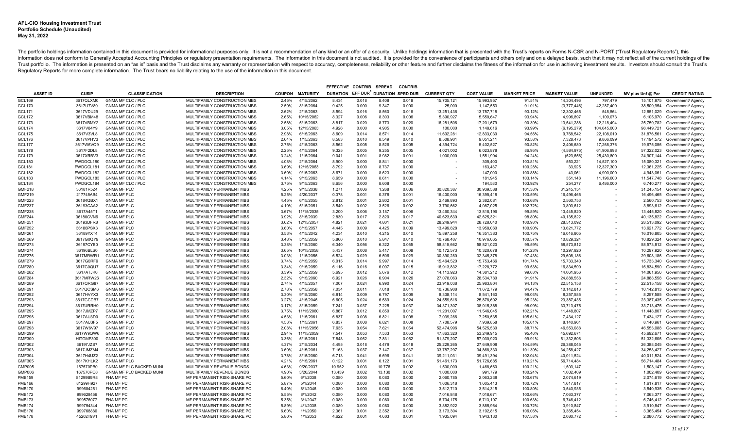**AFL-CIO Housing Investment Trust**
**Portfolio Schedule (Unaudited)**
**May 31, 2022**

The portfolio holdings information contained in this document is provided for informational purposes only. It is not a recommendation of any kind or an offer of a security. Unlike holdings information that is presented with the Trust's reports on Forms N-CSR and N-PORT ("Trust Regulatory Reports"), this information does not conform to Generally Accepted Accounting Principles or regulatory presentation requirements. The information in this document is not audited. It is provided for the convenience of participants and others only and on a delayed basis, such that it may not reflect all of the current holdings of the Trust portfolio. The information is presented on an "as is" basis and the Trust disclaims any warranty or representation with respect to accuracy, completeness, reliability or other feature and further disclaims the fitness of the information for use in achieving investment results. Investors should consult the Trust's Regulatory Reports for more complete information. The Trust bears no liability relating to the use of the information in this document.

| ASSET ID | CUSIP | CLASSIFICATION | DESCRIPTION | COUPON | MATURITY | EFFECTIVE DURATION | CONTRIB EFF DUR[1] | SPREAD DURATION | CONTRIB SPRD DUR | CURRENT QTY | COST VALUE | MARKET PRICE | MARKET VALUE | UNFUNDED | MV plus Unf @ Par | CREDIT RATING |
|---|---|---|---|---|---|---|---|---|---|---|---|---|---|---|---|---|
| GCL169 | 3617QLXM0 | GNMA MF CLC / PLC | MULTIFAMILY CONSTRUCTION MBS | 2.45% | 4/15/2062 | 8.434 | 0.018 | 8.408 | 0.018 | 15,705,121 | 15,993,957 | 91.51% | 14,304,496 | 797,479 | 15,101,975 | Government/ Agency |
| GCL170 | 3617U7V89 | GNMA MF CLC / PLC | MULTIFAMILY CONSTRUCTION MBS | 2.59% | 8/15/2064 | 9.425 | 0.000 | 9.347 | 0.000 | 25,000 | 1,147,553 | 91.01% | (3,777,446) | 42,287,400 | 38,509,954 | Government/ Agency |
| GCL171 | 3617VDU29 | GNMA MF CLC / PLC | MULTIFAMILY CONSTRUCTION MBS | 2.62% | 2/15/2063 | 8.594 | 0.016 | 8.560 | 0.016 | 13,251,436 | 13,757,718 | 93.12% | 12,302,465 | 548,564 | 12,851,029 | Government/ Agency |
| GCL172 | 3617VBM48 | GNMA MF CLC / PLC | MULTIFAMILY CONSTRUCTION MBS | 2.65% | 10/15/2062 | 8.327 | 0.006 | 8.303 | 0.006 | 5,390,927 | 5,550,647 | 93.94% | 4,996,897 | 1,109,073 | 6,105,970 | Government/ Agency |
| GCL173 | 3617VBMY2 | GNMA MF CLC / PLC | MULTIFAMILY CONSTRUCTION MBS | 2.58% | 5/15/2063 | 8.817 | 0.020 | 8.773 | 0.020 | 16,281,506 | 17,201,679 | 90.39% | 13,541,288 | 12,218,494 | 25,759,782 | Government/ Agency |
| GCL174 | 3617V84Y9 | GNMA MF CLC / PLC | MULTIFAMILY CONSTRUCTION MBS | 3.05% | 12/15/2063 | 4.926 | 0.000 | 4.905 | 0.000 | 100,000 | 1,148,616 | 93.99% | (6,195,279) | 104,645,000 | 98,449,721 | Government/ Agency |
| GCL175 | 3617V3VL8 | GNMA MF CLC / PLC | MULTIFAMILY CONSTRUCTION MBS | 2.98% | 6/15/2063 | 8.609 | 0.014 | 8.571 | 0.014 | 11,602,281 | 12,833,030 | 94.56% | 9,768,542 | 22,108,019 | 31,876,561 | Government/ Agency |
| GCL176 | 3617VPHV3 | GNMA MF CLC / PLC | MULTIFAMILY CONSTRUCTION MBS | 2.64% | 1/15/2063 | 8.583 | 0.010 | 8.549 | 0.010 | 8,508,901 | 9,051,211 | 93.58% | 7,328,473 | 9,866,099 | 17,194,572 | Government/ Agency |
| GCL177 | 3617W6VQ9 | GNMA MF CLC / PLC | MULTIFAMILY CONSTRUCTION MBS | 2.75% | 4/15/2063 | 8.562 | 0.005 | 8.526 | 0.005 | 4,394,724 | 5,402,527 | 90.82% | 2,406,680 | 17,268,376 | 19,675,056 | Government/ Agency |
| GCL178 | 3617F2DL8 | GNMA MF CLC / PLC | MULTIFAMILY CONSTRUCTION MBS | 2.25% | 4/15/2064 | 9.325 | 0.005 | 9.255 | 0.005 | 4,021,002 | 6,023,878 | 86.95% | (4,584,975) | 61,906,998 | 57,322,023 | Government/ Agency |
| GCL179 | 3617XRBV3 | GNMA MF CLC / PLC | MULTIFAMILY CONSTRUCTION MBS | 3.24% | 1/15/2064 | 9.041 | 0.001 | 8.982 | 0.001 | 1,000,000 | 1,551,904 | 94.24% | (523,656) | 25,430,800 | 24,907,144 | Government/ Agency |
| GCL180 | FWDGCL180 | GNMA MF CLC / PLC | MULTIFAMILY CONSTRUCTION MBS | 4.08% | 2/15/2064 | 8.900 | 0.000 | 8.841 | 0.000 | - | 305,400 | 103.81% | 553,221 | 14,527,100 | 15,080,321 | Government/ Agency |
| GCL181 | FWDGCL181 | GNMA MF CLC / PLC | MULTIFAMILY CONSTRUCTION MBS | 3.69% | 12/15/2063 | 8.792 | 0.000 | 8.737 | 0.000 | - | 163,437 | 100.28% | 33,925 | 12,327,300 | 12,361,225 | Government/ Agency |
| GCL182 | FWDGCL182 | GNMA MF CLC / PLC | MULTIFAMILY CONSTRUCTION MBS | 3.60% | 9/15/2063 | 8.671 | 0.000 | 8.623 | 0.000 | - | 147,000 | 100.88% | 43,061 | 4,900,000 | 4,943,061 | Government/ Agency |
| GCL183 | FWDGCL183 | GNMA MF CLC / PLC | MULTIFAMILY CONSTRUCTION MBS | 4.14% | 9/15/2063 | 8.659 | 0.000 | 8.611 | 0.000 | - | 181,945 | 103.14% | 351,148 | 11,196,600 | 11,547,748 | Government/ Agency |
| GCL184 | FWDGCL184 | GNMA MF CLC / PLC | MULTIFAMILY CONSTRUCTION MBS | 3.75% | 9/15/2063 | 8.656 | 0.000 | 8.608 | 0.000 | - | 194,580 | 103.92% | 254,277 | 6,486,000 | 6,740,277 | Government/ Agency |
| GMF218 | 36181R5Z4 | GNMA MF PLC | MULTIFAMILY PERMANENT MBS | 4.25% | 9/15/2038 | 1.271 | 0.006 | 1.268 | 0.006 | 30,820,387 | 30,939,588 | 101.38% | 31,245,154 | - | 31,245,154 | Government/ Agency |
| GMF219 | 217745AB4 | GNMA MF PLC | MULTIFAMILY PERMANENT MBS | 5.25% | 4/20/2037 | 0.378 | 0.001 | 0.378 | 0.001 | 16,400,000 | 16,395,418 | 100.59% | 16,496,465 | - | 16,496,465 | Government/ Agency |
| GMF223 | 36184QBX1 | GNMA MF PLC | MULTIFAMILY PERMANENT MBS | 4.45% | 6/15/2055 | 2.812 | 0.001 | 2.802 | 0.001 | 2,469,893 | 2,382,081 | 103.68% | 2,560,753 | - | 2,560,753 | Government/ Agency |
| GMF237 | 36193CAA2 | GNMA MF PLC | MULTIFAMILY PERMANENT MBS | 4.10% | 5/15/2051 | 3.540 | 0.002 | 3.526 | 0.002 | 3,790,662 | 4,087,025 | 102.72% | 3,893,612 | - | 3,893,612 | Government/ Agency |
| GMF238 | 3617A45T1 | GNMA MF PLC | MULTIFAMILY PERMANENT MBS | 3.67% | 11/15/2035 | 3.200 | 0.006 | 3.187 | 0.006 | 13,460,344 | 13,818,196 | 99.89% | 13,445,820 | - | 13,445,820 | Government/ Agency |
| GMF244 | 36180CVN6 | GNMA MF PLC | MULTIFAMILY PERMANENT MBS | 3.92% | 8/15/2039 | 2.830 | 0.017 | 2.820 | 0.017 | 40,623,630 | 42,625,321 | 98.80% | 40,135,822 | - | 40,135,822 | Government/ Agency |
| GMF251 | 36193DFR8 | GNMA MF PLC | MULTIFAMILY PERMANENT MBS | 3.62% | 12/15/2057 | 4.821 | 0.021 | 4.801 | 0.021 | 28,249,944 | 28,728,040 | 100.93% | 28,513,092 | - | 28,513,092 | Government/ Agency |
| GMF252 | 36186PSX3 | GNMA MF PLC | MULTIFAMILY PERMANENT MBS | 3.60% | 6/15/2057 | 4.445 | 0.009 | 4.425 | 0.009 | 13,499,828 | 13,958,060 | 100.90% | 13,621,772 | - | 13,621,772 | Government/ Agency |
| GMF261 | 36189YXT4 | GNMA MF PLC | MULTIFAMILY PERMANENT MBS | 3.53% | 4/15/2042 | 4.234 | 0.010 | 4.215 | 0.010 | 15,897,258 | 16,351,383 | 100.75% | 16,016,805 | - | 16,016,805 | Government/ Agency |
| GMF269 | 3617G0QY9 | GNMA MF PLC | MULTIFAMILY PERMANENT MBS | 3.48% | 5/15/2059 | 5.866 | 0.010 | 5.847 | 0.010 | 10,768,407 | 10,976,065 | 100.57% | 10,829,324 | - | 10,829,324 | Government/ Agency |
| GMF273 | 36197CYB0 | GNMA MF PLC | MULTIFAMILY PERMANENT MBS | 3.38% | 1/15/2060 | 6.340 | 0.056 | 6.322 | 0.055 | 58,815,662 | 58,821,020 | 99.59% | 58,573,812 | - | 58,573,812 | Government/ Agency |
| GMF274 | 36196BLS0 | GNMA MF PLC | MULTIFAMILY PERMANENT MBS | 3.65% | 10/15/2058 | 5.437 | 0.008 | 5.417 | 0.008 | 10,172,573 | 10,320,678 | 101.23% | 10,297,920 | - | 10,297,920 | Government/ Agency |
| GMF276 | 3617MRWR1 | GNMA MF PLC | MULTIFAMILY PERMANENT MBS | 3.03% | 1/15/2056 | 6.524 | 0.029 | 6.506 | 0.029 | 30,390,280 | 32,345,378 | 97.43% | 29,608,186 | - | 29,608,186 | Government/ Agency |
| GMF279 | 3617G0RF9 | GNMA MF PLC | MULTIFAMILY PERMANENT MBS | 3.74% | 8/15/2059 | 6.015 | 0.014 | 5.997 | 0.014 | 15,464,520 | 15,753,466 | 101.74% | 15,733,340 | - | 15,733,340 | Government/ Agency |
| GMF280 | 3617G0QU7 | GNMA MF PLC | MULTIFAMILY PERMANENT MBS | 3.34% | 9/15/2059 | 6.116 | 0.016 | 6.097 | 0.015 | 16,913,832 | 17,228,772 | 99.53% | 16,834,590 | - | 16,834,590 | Government/ Agency |
| GMF282 | 3617ATJK0 | GNMA MF PLC | MULTIFAMILY PERMANENT MBS | 3.39% | 2/15/2059 | 5.695 | 0.012 | 5.676 | 0.012 | 14,113,923 | 14,181,264 | 99.63% | 14,061,956 | - | 14,061,956 | Government/ Agency |
| GMF284 | 3617MRW26 | GNMA MF PLC | MULTIFAMILY PERMANENT MBS | 2.32% | 9/15/2060 | 6.921 | 0.026 | 6.904 | 0.026 | 27,078,063 | 28,534,780 | 91.91% | 24,888,558 | - | 24,888,558 | Government/ Agency |
| GMF289 | 3617QRG87 | GNMA MF PLC | MULTIFAMILY PERMANENT MBS | 2.74% | 4/15/2057 | 7.007 | 0.024 | 6.990 | 0.024 | 23,919,038 | 25,983,804 | 94.13% | 22,515,158 | - | 22,515,158 | Government/ Agency |
| GMF291 | 3617QCSM6 | GNMA MF PLC | MULTIFAMILY PERMANENT MBS | 2.78% | 8/15/2058 | 7.034 | 0.011 | 7.018 | 0.011 | 10,736,908 | 11,672,779 | 94.47% | 10,142,813 | - | 10,142,813 | Government/ Agency |
| GMF292 | 3617HVYX3 | GNMA MF PLC | MULTIFAMILY PERMANENT MBS | 3.30% | 9/15/2060 | 6.814 | 0.009 | 6.797 | 0.009 | 8,338,114 | 8,541,160 | 99.03% | 8,257,585 | - | 8,257,585 | Government/ Agency |
| GMF293 | 3617GCDB7 | GNMA MF PLC | MULTIFAMILY PERMANENT MBS | 3.27% | 4/15/2046 | 6.605 | 0.024 | 6.589 | 0.024 | 24,559,616 | 25,878,602 | 95.23% | 23,387,435 | - | 23,387,435 | Government/ Agency |
| GMF294 | 3617URRH0 | GNMA MF PLC | MULTIFAMILY PERMANENT MBS | 3.17% | 8/15/2059 | 7.241 | 0.037 | 7.225 | 0.037 | 34,371,307 | 38,015,388 | 98.09% | 33,713,475 | - | 33,713,475 | Government/ Agency |
| GMF295 | 3617JMZP7 | GNMA MF PLC | MULTIFAMILY PERMANENT MBS | 3.75% | 11/15/2060 | 6.867 | 0.012 | 6.850 | 0.012 | 11,201,007 | 11,546,045 | 102.21% | 11,448,807 | - | 11,448,807 | Government/ Agency |
| GMF296 | 3617AU3D0 | GNMA MF PLC | MULTIFAMILY PERMANENT MBS | 4.53% | 1/15/2061 | 6.837 | 0.008 | 6.821 | 0.008 | 7,039,286 | 7,250,535 | 105.61% | 7,434,127 | - | 7,434,127 | Government/ Agency |
| GMF297 | 3617AU3F5 | GNMA MF PLC | MULTIFAMILY PERMANENT MBS | 4.53% | 1/15/2061 | 6.837 | 0.008 | 6.821 | 0.008 | 7,708,579 | 7,939,858 | 105.61% | 8,140,961 | - | 8,140,961 | Government/ Agency |
| GMF298 | 3617W6V97 | GNMA MF PLC | MULTIFAMILY PERMANENT MBS | 2.08% | 11/15/2056 | 7.635 | 0.054 | 7.621 | 0.054 | 52,474,996 | 54,525,530 | 88.71% | 46,553,088 | - | 46,553,088 | Government/ Agency |
| GMF299 | 3617W9QW6 | GNMA MF PLC | MULTIFAMILY PERMANENT MBS | 2.94% | 11/15/2059 | 7.547 | 0.053 | 7.533 | 0.053 | 47,863,320 | 53,249,915 | 95.46% | 45,692,671 | - | 45,692,671 | Government/ Agency |
| GMF300 | HITGMF300 | GNMA MF PLC | MULTIFAMILY PERMANENT MBS | 3.36% | 5/15/2061 | 7.848 | 0.062 | 7.831 | 0.062 | 51,379,207 | 57,030,920 | 99.91% | 51,332,606 | - | 51,332,606 | Government/ Agency |
| GMF302 | 36197JZS7 | GNMA MF PLC | MULTIFAMILY PERMANENT MBS | 4.37% | 2/15/2034 | 4.495 | 0.018 | 4.479 | 0.018 | 25,229,265 | 27,649,908 | 104.59% | 26,388,045 | - | 26,388,045 | Government/ Agency |
| GMF303 | 3617JMZM4 | GNMA MF PLC | MULTIFAMILY PERMANENT MBS | 3.60% | 4/15/2061 | 7.163 | 0.037 | 7.147 | 0.037 | 33,787,297 | 34,868,330 | 101.39% | 34,258,427 | - | 34,258,427 | Government/ Agency |
| GMF304 | 3617H4UZ2 | GNMA MF PLC | MULTIFAMILY PERMANENT MBS | 3.78% | 8/15/2060 | 6.713 | 0.041 | 6.696 | 0.041 | 39,211,031 | 39,491,394 | 102.04% | 40,011,524 | - | 40,011,524 | Government/ Agency |
| GMF305 | 3617KHLK2 | GNMA MF PLC | MULTIFAMILY PERMANENT MBS | 4.21% | 5/15/2061 | 0.122 | 0.001 | 0.122 | 0.001 | 51,461,173 | 51,726,685 | 110.21% | 56,714,484 | - | 56,714,484 | Government/ Agency |
| GMP005 | 167570PB0 | GNMA MF PLC BACKED MUNI | MULTIFAMILY REVENUE BONDS | 4.63% | 9/20/2037 | 10.952 | 0.003 | 10.776 | 0.002 | 1,500,000 | 1,468,660 | 100.21% | 1,503,147 | - | 1,503,147 | Government/ Agency |
| GMP006 | 167570PC8 | GNMA MF PLC BACKED MUNI | MULTIFAMILY REVENUE BONDS | 4.90% | 3/20/2044 | 13.439 | 0.002 | 13.130 | 0.002 | 1,000,000 | 991,779 | 100.24% | 1,002,409 | - | 1,002,409 | Government/ Agency |
| PMB159 | 81299B9R8 | FHA MF PC | MF PERMANENT RISK-SHARE PC | 5.60% | 6/1/2038 | 0.080 | 0.000 | 0.080 | 0.000 | 2,060,785 | 2,063,238 | 100.67% | 2,074,619 | - | 2,074,619 | Government/ Agency |
| PMB166 | 81299H927 | FHA MF PC | MF PERMANENT RISK-SHARE PC | 5.87% | 5/1/2044 | 0.080 | 0.000 | 0.080 | 0.000 | 1,606,318 | 1,605,413 | 100.72% | 1,617,817 | - | 1,617,817 | Government/ Agency |
| PMB170 | 999684251 | FHA MF PC | MF PERMANENT RISK-SHARE PC | 6.40% | 8/1/2046 | 0.080 | 0.000 | 0.080 | 0.000 | 3,512,710 | 3,514,315 | 100.80% | 3,540,935 | - | 3,540,935 | Government/ Agency |
| PMB172 | 999628456 | FHA MF PC | MF PERMANENT RISK-SHARE PC | 5.55% | 8/1/2042 | 0.080 | 0.000 | 0.080 | 0.000 | 7,016,848 | 7,018,671 | 100.66% | 7,063,377 | - | 7,063,377 | Government/ Agency |
| PMB173 | 999576077 | FHA MF PC | MF PERMANENT RISK-SHARE PC | 5.35% | 3/1/2047 | 0.080 | 0.000 | 0.080 | 0.000 | 6,704,175 | 6,713,197 | 100.63% | 6,746,412 | - | 6,746,412 | Government/ Agency |
| PMB174 | 999754344 | FHA MF PC | MF PERMANENT RISK-SHARE PC | 5.89% | 4/1/2038 | 0.080 | 0.000 | 0.080 | 0.000 | 3,882,922 | 3,885,964 | 100.72% | 3,910,847 | - | 3,910,847 | Government/ Agency |
| PMB176 | 999768880 | FHA MF PC | MF PERMANENT RISK-SHARE PC | 6.60% | 1/1/2050 | 2.361 | 0.001 | 2.352 | 0.001 | 3,173,304 | 3,192,815 | 106.06% | 3,365,454 | - | 3,365,454 | Government/ Agency |
| PMB178 | 45202T9V1 | FHA MF PC | MF PERMANENT RISK-SHARE PC | 5.80% | 1/1/2053 | 4.622 | 0.001 | 4.603 | 0.001 | 1,935,094 | 1,943,130 | 107.53% | 2,080,772 | - | 2,080,772 | Government/ Agency |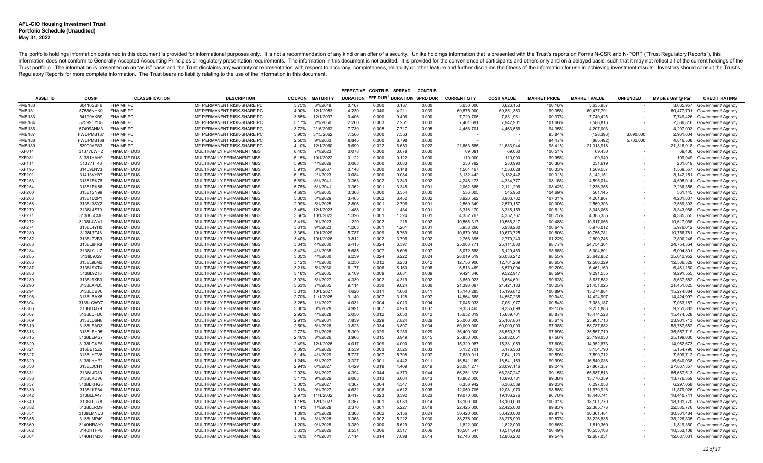**AFL-CIO Housing Investment Trust**
**Portfolio Schedule (Unaudited)**
**May 31, 2022**

The portfolio holdings information contained in this document is provided for informational purposes only. It is not a recommendation of any kind or an offer of a security. Unlike holdings information that is presented with the Trust's reports on Forms N-CSR and N-PORT ("Trust Regulatory Reports"), this information does not conform to Generally Accepted Accounting Principles or regulatory presentation requirements. The information in this document is not audited. It is provided for the convenience of participants and others only and on a delayed basis, such that it may not reflect all of the current holdings of the Trust portfolio. The information is presented on an "as is" basis and the Trust disclaims any warranty or representation with respect to accuracy, completeness, reliability or other feature and further disclaims the fitness of the information for use in achieving investment results. Investors should consult the Trust's Regulatory Reports for more complete information. The Trust bears no liability relating to the use of the information in this document.

| ASSET ID | CUSIP | CLASSIFICATION | DESCRIPTION | COUPON | MATURITY | EFFECTIVE DURATION | CONTRIB EFF DUR[1] | SPREAD DURATION | CONTRIB SPRD DUR | CURRENT QTY | COST VALUE | MARKET PRICE | MARKET VALUE | UNFUNDED | MV plus Unf @ Par | CREDIT RATING |
|---|---|---|---|---|---|---|---|---|---|---|---|---|---|---|---|---|
| PMB180 | 60416SBF6 | FHA MF PC | MF PERMANENT RISK-SHARE PC | 3.75% | 8/1/2048 | 0.167 | 0.000 | 0.167 | 0.000 | 3,630,000 | 3,626,153 | 100.16% | 3,635,957 | - | 3,635,957 | Government/ Agency |
| PMB181 | 57586NHK0 | FHA MF PC | MF PERMANENT RISK-SHARE PC | 4.00% | 12/1/2053 | 4.230 | 0.040 | 4.211 | 0.039 | 60,875,000 | 60,851,363 | 99.35% | 60,477,791 | - | 60,477,791 | Government/ Agency |
| PMB183 | 64199AKB9 | FHA MF PC | MF PERMANENT RISK-SHARE PC | 3.65% | 12/1/2037 | 0.406 | 0.000 | 0.406 | 0.000 | 7,720,705 | 7,831,961 | 100.37% | 7,749,426 | - | 7,749,426 | Government/ Agency |
| PMB184 | 57599CYU8 | FHA MF PC | MF PERMANENT RISK-SHARE PC | 5.17% | 2/1/2050 | 2.260 | 0.003 | 2.251 | 0.003 | 7,461,691 | 7,942,901 | 101.68% | 7,586,816 | - | 7,586,816 | Government/ Agency |
| PMB186 | 57499ANM3 | FHA MF PC | MF PERMANENT RISK-SHARE PC | 3.72% | 2/15/2062 | 7.730 | 0.005 | 7.717 | 0.005 | 4,458,701 | 4,463,556 | 94.35% | 4,207,003 | - | 4,207,003 | Government/ Agency |
| PMB187 | FWDPMB187 | FHA MF PC | MF PERMANENT RISK-SHARE PC | 3.90% | 3/15/2062 | 7.566 | 0.000 | 7.553 | 0.000 | - | - | 95.84% | (128,396) | 3,090,000 | 2,961,604 | Government/ Agency |
| PMB188 | FWDPMB188 | FHA MF PC | MF PERMANENT RISK-SHARE PC | 2.50% | 9/1/2063 | 8.845 | 0.000 | 8.798 | 0.000 | - | - | 84.47% | (885,492) | 5,702,000 | 4,816,508 | Government/ Agency |
| PMB189 | 53999AFS3 | FHA MF PC | MF PERMANENT RISK-SHARE PC | 4.10% | 12/1/2060 | 6.699 | 0.022 | 6.683 | 0.022 | 21,663,585 | 21,683,944 | 98.41% | 21,318,918 | - | 21,318,918 | Government/ Agency |
| FXF014 | 31377LWH2 | FNMA MF DUS | MULTIFAMILY PERMANENT MBS | 8.40% | 7/1/2023 | 0.078 | 0.000 | 0.078 | 0.000 | 69,081 | 69,060 | 100.51% | 69,430 | - | 69,430 | Government/ Agency |
| FXF081 | 31381HAH9 | FNMA MF DUS | MULTIFAMILY PERMANENT MBS | 5.15% | 10/1/2022 | 0.122 | 0.000 | 0.122 | 0.000 | 110,000 | 110,000 | 99.95% | 109,949 | - | 109,949 | Government/ Agency |
| FXF111 | 31377TT48 | FNMA MF DUS | MULTIFAMILY PERMANENT MBS | 5.96% | 1/1/2029 | 0.083 | 0.000 | 0.083 | 0.000 | 230,782 | 230,990 | 100.36% | 231,619 | - | 231,619 | Government/ Agency |
| FXF195 | 31409LNV3 | FNMA MF DUS | MULTIFAMILY PERMANENT MBS | 5.91% | 3/1/2037 | 0.148 | 0.000 | 0.148 | 0.000 | 1,564,467 | 1,583,028 | 100.33% | 1,569,557 | - | 1,569,557 | Government/ Agency |
| FXF201 | 31413VYB7 | FNMA MF DUS | MULTIFAMILY PERMANENT MBS | 6.15% | 1/1/2023 | 0.084 | 0.000 | 0.084 | 0.000 | 3,132,442 | 3,132,442 | 100.31% | 3,142,151 | - | 3,142,151 | Government/ Agency |
| FXF253 | 31381RK78 | FNMA MF DUS | MULTIFAMILY PERMANENT MBS | 5.69% | 6/1/2041 | 3.363 | 0.002 | 3.349 | 0.002 | 4,248,173 | 4,334,777 | 108.16% | 4,595,014 | - | 4,595,014 | Government/ Agency |
| FXF254 | 31381RK86 | FNMA MF DUS | MULTIFAMILY PERMANENT MBS | 5.75% | 6/1/2041 | 3.362 | 0.001 | 3.348 | 0.001 | 2,062,665 | 2,111,206 | 108.42% | 2,236,356 | - | 2,236,356 | Government/ Agency |
| FXF260 | 31381SN99 | FNMA MF DUS | MULTIFAMILY PERMANENT MBS | 4.69% | 6/1/2035 | 3.368 | 0.000 | 3.354 | 0.000 | 536,005 | 545,950 | 104.69% | 561,145 | - | 561,145 | Government/ Agency |
| FXF263 | 31381U2P1 | FNMA MF DUS | MULTIFAMILY PERMANENT MBS | 5.30% | 8/1/2029 | 3.465 | 0.002 | 3.452 | 0.002 | 3,926,562 | 3,903,782 | 107.01% | 4,201,807 | - | 4,201,807 | Government/ Agency |
| FXF268 | 3138L3SY2 | FNMA MF DUS | MULTIFAMILY PERMANENT MBS | 2.99% | 6/1/2025 | 2.806 | 0.001 | 2.796 | 0.001 | 2,569,349 | 2,570,157 | 100.00% | 2,569,303 | - | 2,569,303 | Government/ Agency |
| FXF270 | 3138L4S79 | FNMA MF DUS | MULTIFAMILY PERMANENT MBS | 3.46% | 12/1/2023 | 1.488 | 0.001 | 1.484 | 0.001 | 3,316,170 | 3,316,159 | 100.81% | 3,343,066 | - | 3,343,066 | Government/ Agency |
| FXF271 | 3138L5CM0 | FNMA MF DUS | MULTIFAMILY PERMANENT MBS | 3.66% | 10/1/2023 | 1.326 | 0.001 | 1.324 | 0.001 | 4,352,767 | 4,352,767 | 100.75% | 4,385,355 | - | 4,385,355 | Government/ Agency |
| FXF272 | 3138L4WV1 | FNMA MF DUS | MULTIFAMILY PERMANENT MBS | 3.41% | 9/1/2023 | 1.220 | 0.002 | 1.218 | 0.002 | 10,566,317 | 10,566,317 | 100.48% | 10,617,066 | - | 10,617,066 | Government/ Agency |
| FXF274 | 3138L4YH0 | FNMA MF DUS | MULTIFAMILY PERMANENT MBS | 3.61% | 9/1/2023 | 1.263 | 0.001 | 1.261 | 0.001 | 5,938,260 | 5,938,260 | 100.64% | 5,976,012 | - | 5,976,012 | Government/ Agency |
| FXF280 | 3138L7T48 | FNMA MF DUS | MULTIFAMILY PERMANENT MBS | 3.36% | 10/1/2029 | 5.787 | 0.009 | 5.769 | 0.009 | 10,670,994 | 10,673,725 | 100.80% | 10,756,781 | - | 10,756,781 | Government/ Agency |
| FXF282 | 3138L7VB9 | FNMA MF DUS | MULTIFAMILY PERMANENT MBS | 3.40% | 10/1/2026 | 3.812 | 0.002 | 3.796 | 0.002 | 2,766,395 | 2,770,240 | 101.22% | 2,800,246 | - | 2,800,246 | Government/ Agency |
| FXF283 | 3138L9FR8 | FNMA MF DUS | MULTIFAMILY PERMANENT MBS | 3.04% | 4/1/2030 | 6.415 | 0.024 | 6.397 | 0.024 | 25,063,771 | 25,111,830 | 98.77% | 24,754,364 | - | 24,754,364 | Government/ Agency |
| FXF284 | 3138L9JU7 | FNMA MF DUS | MULTIFAMILY PERMANENT MBS | 3.42% | 4/1/2035 | 8.685 | 0.007 | 8.608 | 0.007 | 5,072,588 | 5,129,469 | 98.66% | 5,004,801 | - | 5,004,801 | Government/ Agency |
| FXF285 | 3138L9J29 | FNMA MF DUS | MULTIFAMILY PERMANENT MBS | 3.05% | 4/1/2030 | 6.239 | 0.024 | 6.222 | 0.024 | 26,019,519 | 26,036,212 | 98.55% | 25,642,952 | - | 25,642,952 | Government/ Agency |
| FXF286 | 3138L9LM2 | FNMA MF DUS | MULTIFAMILY PERMANENT MBS | 3.12% | 4/1/2030 | 6.250 | 0.012 | 6.233 | 0.012 | 12,758,906 | 12,761,269 | 98.65% | 12,586,329 | - | 12,586,329 | Government/ Agency |
| FXF287 | 3138L9XT4 | FNMA MF DUS | MULTIFAMILY PERMANENT MBS | 3.21% | 5/1/2030 | 6.177 | 0.006 | 6.160 | 0.006 | 6,513,469 | 6,570,004 | 99.20% | 6,461,160 | - | 6,461,160 | Government/ Agency |
| FXF288 | 3138L92T8 | FNMA MF DUS | MULTIFAMILY PERMANENT MBS | 3.18% | 5/1/2035 | 6.109 | 0.009 | 6.081 | 0.009 | 9,424,346 | 9,522,947 | 98.59% | 9,291,555 | - | 9,291,555 | Government/ Agency |
| FXF289 | 3138L9XB3 | FNMA MF DUS | MULTIFAMILY PERMANENT MBS | 3.02% | 6/1/2027 | 4.339 | 0.002 | 4.319 | 0.002 | 3,650,923 | 3,654,691 | 99.63% | 3,637,582 | - | 3,637,582 | Government/ Agency |
| FXF290 | 3138LAPD5 | FNMA MF DUS | MULTIFAMILY PERMANENT MBS | 3.63% | 7/1/2035 | 9.114 | 0.030 | 9.024 | 0.030 | 21,398,097 | 21,421,183 | 100.25% | 21,451,025 | - | 21,451,025 | Government/ Agency |
| FXF294 | 3138LCBV6 | FNMA MF DUS | MULTIFAMILY PERMANENT MBS | 3.31% | 10/1/2027 | 4.620 | 0.011 | 4.600 | 0.011 | 15,140,285 | 15,196,812 | 100.89% | 15,274,884 | - | 15,274,884 | Government/ Agency |
| FXF298 | 3138LBAX5 | FNMA MF DUS | MULTIFAMILY PERMANENT MBS | 2.70% | 11/1/2025 | 3.140 | 0.007 | 3.128 | 0.007 | 14,564,588 | 14,567,235 | 99.04% | 14,424,997 | - | 14,424,997 | Government/ Agency |
| FXF304 | 3138LCWY7 | FNMA MF DUS | MULTIFAMILY PERMANENT MBS | 3.26% | 1/1/2027 | 4.031 | 0.004 | 4.013 | 0.004 | 7,045,033 | 7,051,977 | 100.54% | 7,083,187 | - | 7,083,187 | Government/ Agency |
| FXF306 | 3138LDJ79 | FNMA MF DUS | MULTIFAMILY PERMANENT MBS | 3.00% | 3/1/2028 | 4.991 | 0.007 | 4.970 | 0.007 | 9,333,465 | 9,335,898 | 99.13% | 9,251,883 | - | 9,251,883 | Government/ Agency |
| FXF307 | 3138LDFD0 | FNMA MF DUS | MULTIFAMILY PERMANENT MBS | 2.92% | 4/1/2028 | 5.050 | 0.012 | 5.030 | 0.012 | 15,652,019 | 15,689,761 | 98.87% | 15,474,528 | - | 15,474,528 | Government/ Agency |
| FXF309 | 3138LD6N8 | FNMA MF DUS | MULTIFAMILY PERMANENT MBS | 2.91% | 6/1/2031 | 7.839 | 0.029 | 7.824 | 0.029 | 25,000,000 | 25,107,864 | 95.61% | 23,901,713 | - | 23,901,713 | Government/ Agency |
| FXF310 | 3138LEAD3 | FNMA MF DUS | MULTIFAMILY PERMANENT MBS | 2.50% | 6/1/2026 | 3.823 | 0.034 | 3.807 | 0.034 | 60,000,000 | 60,000,000 | 97.98% | 58,787,682 | - | 58,787,682 | Government/ Agency |
| FXF313 | 3138LEH95 | FNMA MF DUS | MULTIFAMILY PERMANENT MBS | 2.72% | 7/1/2028 | 5.309 | 0.029 | 5.289 | 0.029 | 36,400,000 | 36,550,316 | 97.69% | 35,557,719 | - | 35,557,719 | Government/ Agency |
| FXF315 | 3138LEMS7 | FNMA MF DUS | MULTIFAMILY PERMANENT MBS | 2.46% | 8/1/2026 | 3.966 | 0.015 | 3.949 | 0.015 | 25,830,000 | 25,832,051 | 97.56% | 25,199,030 | - | 25,199,030 | Government/ Agency |
| FXF320 | 3138LGKE5 | FNMA MF DUS | MULTIFAMILY PERMANENT MBS | 2.49% | 12/1/2026 | 4.017 | 0.009 | 4.000 | 0.009 | 15,320,987 | 15,331,059 | 97.60% | 14,952,673 | - | 14,952,673 | Government/ Agency |
| FXF321 | 3138ET5Z5 | FNMA MF DUS | MULTIFAMILY PERMANENT MBS | 3.09% | 5/1/2026 | 3.539 | 0.003 | 3.525 | 0.003 | 5,132,701 | 5,176,363 | 100.43% | 5,154,790 | - | 5,154,790 | Government/ Agency |
| FXF327 | 3138LHTV6 | FNMA MF DUS | MULTIFAMILY PERMANENT MBS | 3.14% | 4/1/2029 | 5.727 | 0.007 | 5.708 | 0.007 | 7,630,911 | 7,641,123 | 99.59% | 7,599,712 | - | 7,599,712 | Government/ Agency |
| FXF329 | 3138LHHP2 | FNMA MF DUS | MULTIFAMILY PERMANENT MBS | 1.24% | 5/1/2027 | 0.327 | 0.001 | 4.442 | 0.011 | 16,541,169 | 16,541,169 | 99.99% | 16,540,038 | - | 16,540,038 | Government/ Agency |
| FXF330 | 3138LJCH1 | FNMA MF DUS | MULTIFAMILY PERMANENT MBS | 2.94% | 6/1/2027 | 4.429 | 0.019 | 4.409 | 0.019 | 28,081,277 | 28,097,116 | 99.24% | 27,867,357 | - | 27,867,357 | Government/ Agency |
| FXF331 | 3138LJD80 | FNMA MF DUS | MULTIFAMILY PERMANENT MBS | 2.92% | 6/1/2027 | 4.394 | 0.044 | 4.373 | 0.044 | 66,251,378 | 66,287,247 | 99.15% | 65,687,513 | - | 65,687,513 | Government/ Agency |
| FXF336 | 3138LKDV6 | FNMA MF DUS | MULTIFAMILY PERMANENT MBS | 3.17% | 9/1/2029 | 6.083 | 0.013 | 6.064 | 0.013 | 13,862,000 | 13,890,781 | 99.38% | 13,776,359 | - | 13,776,359 | Government/ Agency |
| FXF337 | 3138LKHG5 | FNMA MF DUS | MULTIFAMILY PERMANENT MBS | 3.00% | 5/1/2027 | 4.367 | 0.004 | 4.347 | 0.004 | 6,358,942 | 6,366,539 | 99.03% | 6,297,058 | - | 6,297,058 | Government/ Agency |
| FXF339 | 3138LKP84 | FNMA MF DUS | MULTIFAMILY PERMANENT MBS | 2.81% | 9/1/2027 | 4.632 | 0.008 | 4.612 | 0.008 | 12,050,705 | 12,081,070 | 98.58% | 11,879,926 | - | 11,879,926 | Government/ Agency |
| FXF342 | 3138LLA47 | FNMA MF DUS | MULTIFAMILY PERMANENT MBS | 2.97% | 11/1/2032 | 8.417 | 0.023 | 8.392 | 0.023 | 19,070,000 | 19,106,276 | 96.70% | 18,440,741 | - | 18,440,741 | Government/ Agency |
| FXF349 | 3138LLU78 | FNMA MF DUS | MULTIFAMILY PERMANENT MBS | 1.15% | 12/1/2027 | 0.357 | 0.001 | 4.983 | 0.014 | 18,100,000 | 18,100,000 | 100.01% | 18,101,770 | - | 18,101,770 | Government/ Agency |
| FXF352 | 3138LLRM9 | FNMA MF DUS | MULTIFAMILY PERMANENT MBS | 1.14% | 1/1/2028 | 0.370 | 0.001 | 5.227 | 0.018 | 22,425,000 | 22,425,000 | 99.83% | 22,385,776 | - | 22,385,776 | Government/ Agency |
| FXF354 | 3138LMNU3 | FNMA MF DUS | MULTIFAMILY PERMANENT MBS | 1.09% | 2/1/2028 | 0.368 | 0.002 | 5.156 | 0.024 | 30,420,000 | 30,420,000 | 99.81% | 30,361,484 | - | 30,361,484 | Government/ Agency |
| FXF355 | 3138LMP49 | FNMA MF DUS | MULTIFAMILY PERMANENT MBS | 1.11% | 3/1/2028 | 0.368 | 0.002 | 5.222 | 0.030 | 38,275,000 | 38,276,993 | 99.87% | 38,226,835 | - | 38,226,835 | Government/ Agency |
| FXF360 | 3140HRAY9 | FNMA MF DUS | MULTIFAMILY PERMANENT MBS | 1.20% | 9/1/2028 | 0.389 | 0.000 | 5.629 | 0.002 | 1,822,000 | 1,822,000 | 99.86% | 1,819,360 | - | 1,819,360 | Government/ Agency |
| FXF362 | 3140HTFP9 | FNMA MF DUS | MULTIFAMILY PERMANENT MBS | 3.33% | 5/1/2026 | 3.531 | 0.006 | 3.517 | 0.006 | 10,501,547 | 10,514,493 | 100.49% | 10,553,108 | - | 10,553,108 | Government/ Agency |
| FXF364 | 3140HTM30 | FNMA MF DUS | MULTIFAMILY PERMANENT MBS | 3.46% | 4/1/2031 | 7.114 | 0.014 | 7.098 | 0.014 | 12,746,000 | 12,806,202 | 99.54% | 12,687,031 | - | 12,687,031 | Government/ Agency |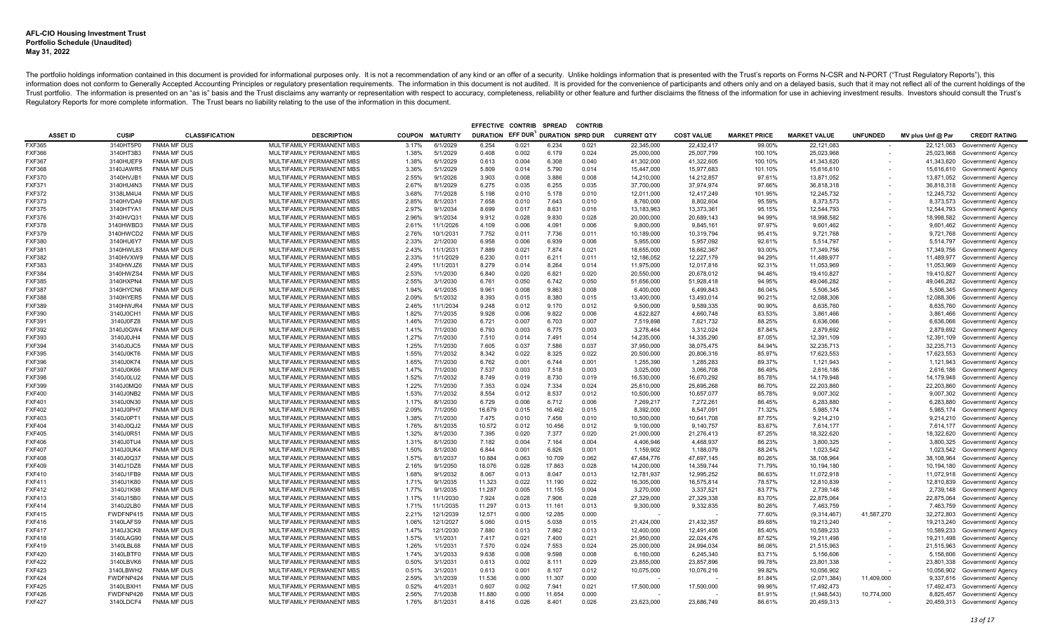**AFL-CIO Housing Investment Trust**
**Portfolio Schedule (Unaudited)**
**May 31, 2022**

The portfolio holdings information contained in this document is provided for informational purposes only. It is not a recommendation of any kind or an offer of a security. Unlike holdings information that is presented with the Trust's reports on Forms N-CSR and N-PORT ("Trust Regulatory Reports"), this information does not conform to Generally Accepted Accounting Principles or regulatory presentation requirements. The information in this document is not audited. It is provided for the convenience of participants and others only and on a delayed basis, such that it may not reflect all of the current holdings of the Trust portfolio. The information is presented on an "as is" basis and the Trust disclaims any warranty or representation with respect to accuracy, completeness, reliability or other feature and further disclaims the fitness of the information for use in achieving investment results. Investors should consult the Trust's Regulatory Reports for more complete information. The Trust bears no liability relating to the use of the information in this document.

| ASSET ID | CUSIP | CLASSIFICATION | DESCRIPTION | COUPON | MATURITY | EFFECTIVE DURATION | CONTRIB EFF DUR[1] | SPREAD DURATION | CONTRIB SPRD DUR | CURRENT QTY | COST VALUE | MARKET PRICE | MARKET VALUE | UNFUNDED | MV plus Unf @ Par | CREDIT RATING |
|---|---|---|---|---|---|---|---|---|---|---|---|---|---|---|---|---|
| FXF365 | 3140HT5P0 | FNMA MF DUS | MULTIFAMILY PERMANENT MBS | 3.17% | 6/1/2029 | 6.254 | 0.021 | 6.234 | 0.021 | 22,345,000 | 22,432,417 | 99.00% | 22,121,083 | - | 22,121,083 | Government/ Agency |
| FXF366 | 3140HT3B3 | FNMA MF DUS | MULTIFAMILY PERMANENT MBS | 1.38% | 5/1/2029 | 0.408 | 0.002 | 6.179 | 0.024 | 25,000,000 | 25,007,799 | 100.10% | 25,023,968 | - | 25,023,968 | Government/ Agency |
| FXF367 | 3140HUEF9 | FNMA MF DUS | MULTIFAMILY PERMANENT MBS | 1.38% | 6/1/2029 | 0.613 | 0.004 | 6.308 | 0.040 | 41,302,000 | 41,322,605 | 100.10% | 41,343,620 | - | 41,343,620 | Government/ Agency |
| FXF368 | 3140JAWR5 | FNMA MF DUS | MULTIFAMILY PERMANENT MBS | 3.36% | 5/1/2029 | 5.809 | 0.014 | 5.790 | 0.014 | 15,447,000 | 15,977,683 | 101.10% | 15,616,610 | - | 15,616,610 | Government/ Agency |
| FXF370 | 3140HVJB1 | FNMA MF DUS | MULTIFAMILY PERMANENT MBS | 2.55% | 9/1/2026 | 3.903 | 0.008 | 3.886 | 0.008 | 14,210,000 | 14,212,857 | 97.61% | 13,871,052 | - | 13,871,052 | Government/ Agency |
| FXF371 | 3140HU4N3 | FNMA MF DUS | MULTIFAMILY PERMANENT MBS | 2.67% | 8/1/2029 | 6.275 | 0.035 | 6.255 | 0.035 | 37,700,000 | 37,974,974 | 97.66% | 36,818,318 | - | 36,818,318 | Government/ Agency |
| FXF372 | 3138LM4U4 | FNMA MF DUS | MULTIFAMILY PERMANENT MBS | 3.68% | 7/1/2028 | 5.198 | 0.010 | 5.178 | 0.010 | 12,011,000 | 12,417,249 | 101.95% | 12,245,732 | - | 12,245,732 | Government/ Agency |
| FXF373 | 3140HVDA9 | FNMA MF DUS | MULTIFAMILY PERMANENT MBS | 2.85% | 8/1/2031 | 7.658 | 0.010 | 7.643 | 0.010 | 8,760,000 | 8,802,604 | 95.59% | 8,373,573 | - | 8,373,573 | Government/ Agency |
| FXF375 | 3140HTYA1 | FNMA MF DUS | MULTIFAMILY PERMANENT MBS | 2.97% | 9/1/2034 | 8.699 | 0.017 | 8.631 | 0.016 | 13,183,963 | 13,373,361 | 95.15% | 12,544,793 | - | 12,544,793 | Government/ Agency |
| FXF376 | 3140HVQ31 | FNMA MF DUS | MULTIFAMILY PERMANENT MBS | 2.96% | 9/1/2034 | 9.912 | 0.028 | 9.830 | 0.028 | 20,000,000 | 20,689,143 | 94.99% | 18,998,582 | - | 18,998,582 | Government/ Agency |
| FXF378 | 3140HWBD3 | FNMA MF DUS | MULTIFAMILY PERMANENT MBS | 2.61% | 11/1/2026 | 4.109 | 0.006 | 4.091 | 0.006 | 9,800,000 | 9,845,161 | 97.97% | 9,601,462 | - | 9,601,462 | Government/ Agency |
| FXF379 | 3140HWCD2 | FNMA MF DUS | MULTIFAMILY PERMANENT MBS | 2.76% | 10/1/2031 | 7.752 | 0.011 | 7.736 | 0.011 | 10,189,000 | 10,319,794 | 95.41% | 9,721,768 | - | 9,721,768 | Government/ Agency |
| FXF380 | 3140HU6Y7 | FNMA MF DUS | MULTIFAMILY PERMANENT MBS | 2.33% | 2/1/2030 | 6.958 | 0.006 | 6.939 | 0.006 | 5,955,000 | 5,957,092 | 92.61% | 5,514,797 | - | 5,514,797 | Government/ Agency |
| FXF381 | 3140HWL83 | FNMA MF DUS | MULTIFAMILY PERMANENT MBS | 2.43% | 11/1/2031 | 7.889 | 0.021 | 7.874 | 0.021 | 18,655,000 | 18,662,367 | 93.00% | 17,349,756 | - | 17,349,756 | Government/ Agency |
| FXF382 | 3140HVXW9 | FNMA MF DUS | MULTIFAMILY PERMANENT MBS | 2.33% | 11/1/2029 | 6.230 | 0.011 | 6.211 | 0.011 | 12,186,052 | 12,227,179 | 94.29% | 11,489,977 | - | 11,489,977 | Government/ Agency |
| FXF383 | 3140HWJZ6 | FNMA MF DUS | MULTIFAMILY PERMANENT MBS | 2.49% | 11/1/2031 | 8.279 | 0.014 | 8.264 | 0.014 | 11,975,000 | 12,017,816 | 92.31% | 11,053,969 | - | 11,053,969 | Government/ Agency |
| FXF384 | 3140HWZS4 | FNMA MF DUS | MULTIFAMILY PERMANENT MBS | 2.53% | 1/1/2030 | 6.840 | 0.020 | 6.821 | 0.020 | 20,550,000 | 20,678,012 | 94.46% | 19,410,827 | - | 19,410,827 | Government/ Agency |
| FXF385 | 3140HXPN4 | FNMA MF DUS | MULTIFAMILY PERMANENT MBS | 2.55% | 3/1/2030 | 6.761 | 0.050 | 6.742 | 0.050 | 51,656,000 | 51,928,418 | 94.95% | 49,046,282 | - | 49,046,282 | Government/ Agency |
| FXF387 | 3140HYCN6 | FNMA MF DUS | MULTIFAMILY PERMANENT MBS | 1.94% | 4/1/2035 | 9.961 | 0.008 | 9.863 | 0.008 | 6,400,000 | 6,499,843 | 86.04% | 5,506,345 | - | 5,506,345 | Government/ Agency |
| FXF388 | 3140HYER5 | FNMA MF DUS | MULTIFAMILY PERMANENT MBS | 2.09% | 5/1/2032 | 8.393 | 0.015 | 8.380 | 0.015 | 13,400,000 | 13,493,014 | 90.21% | 12,088,306 | - | 12,088,306 | Government/ Agency |
| FXF389 | 3140HWJR4 | FNMA MF DUS | MULTIFAMILY PERMANENT MBS | 2.46% | 11/1/2034 | 9.248 | 0.012 | 9.170 | 0.012 | 9,500,000 | 9,589,335 | 90.90% | 8,635,760 | - | 8,635,760 | Government/ Agency |
| FXF390 | 3140J0CH1 | FNMA MF DUS | MULTIFAMILY PERMANENT MBS | 1.82% | 7/1/2035 | 9.928 | 0.006 | 9.822 | 0.006 | 4,622,827 | 4,660,748 | 83.53% | 3,861,466 | - | 3,861,466 | Government/ Agency |
| FXF391 | 3140J0FZ8 | FNMA MF DUS | MULTIFAMILY PERMANENT MBS | 1.46% | 7/1/2030 | 6.721 | 0.007 | 6.703 | 0.007 | 7,519,898 | 7,621,732 | 88.25% | 6,636,066 | - | 6,636,066 | Government/ Agency |
| FXF392 | 3140J0GW4 | FNMA MF DUS | MULTIFAMILY PERMANENT MBS | 1.41% | 7/1/2030 | 6.793 | 0.003 | 6.775 | 0.003 | 3,278,464 | 3,312,024 | 87.84% | 2,879,692 | - | 2,879,692 | Government/ Agency |
| FXF393 | 3140J0JH4 | FNMA MF DUS | MULTIFAMILY PERMANENT MBS | 1.27% | 7/1/2030 | 7.510 | 0.014 | 7.491 | 0.014 | 14,235,000 | 14,335,290 | 87.05% | 12,391,109 | - | 12,391,109 | Government/ Agency |
| FXF394 | 3140J0JC5 | FNMA MF DUS | MULTIFAMILY PERMANENT MBS | 1.25% | 7/1/2030 | 7.605 | 0.037 | 7.586 | 0.037 | 37,950,000 | 38,075,475 | 84.94% | 32,235,713 | - | 32,235,713 | Government/ Agency |
| FXF395 | 3140J0KT6 | FNMA MF DUS | MULTIFAMILY PERMANENT MBS | 1.55% | 7/1/2032 | 8.342 | 0.022 | 8.325 | 0.022 | 20,500,000 | 20,806,316 | 85.97% | 17,623,553 | - | 17,623,553 | Government/ Agency |
| FXF396 | 3140J0K74 | FNMA MF DUS | MULTIFAMILY PERMANENT MBS | 1.65% | 7/1/2030 | 6.762 | 0.001 | 6.744 | 0.001 | 1,255,390 | 1,285,283 | 89.37% | 1,121,943 | - | 1,121,943 | Government/ Agency |
| FXF397 | 3140J0K66 | FNMA MF DUS | MULTIFAMILY PERMANENT MBS | 1.47% | 7/1/2030 | 7.537 | 0.003 | 7.518 | 0.003 | 3,025,000 | 3,066,708 | 86.49% | 2,616,186 | - | 2,616,186 | Government/ Agency |
| FXF398 | 3140J0LU2 | FNMA MF DUS | MULTIFAMILY PERMANENT MBS | 1.52% | 7/1/2032 | 8.749 | 0.019 | 8.730 | 0.019 | 16,530,000 | 16,670,292 | 85.78% | 14,179,948 | - | 14,179,948 | Government/ Agency |
| FXF399 | 3140J0MQ0 | FNMA MF DUS | MULTIFAMILY PERMANENT MBS | 1.22% | 7/1/2030 | 7.353 | 0.024 | 7.334 | 0.024 | 25,610,000 | 25,695,268 | 86.70% | 22,203,860 | - | 22,203,860 | Government/ Agency |
| FXF400 | 3140J0NB2 | FNMA MF DUS | MULTIFAMILY PERMANENT MBS | 1.53% | 7/1/2032 | 8.554 | 0.012 | 8.537 | 0.012 | 10,500,000 | 10,657,077 | 85.78% | 9,007,302 | - | 9,007,302 | Government/ Agency |
| FXF401 | 3140J0N30 | FNMA MF DUS | MULTIFAMILY PERMANENT MBS | 1.17% | 8/1/2030 | 6.729 | 0.006 | 6.712 | 0.006 | 7,269,217 | 7,272,261 | 86.45% | 6,283,880 | - | 6,283,880 | Government/ Agency |
| FXF402 | 3140J0PH7 | FNMA MF DUS | MULTIFAMILY PERMANENT MBS | 2.09% | 7/1/2050 | 16.679 | 0.015 | 16.462 | 0.015 | 8,392,000 | 8,547,091 | 71.32% | 5,985,174 | - | 5,985,174 | Government/ Agency |
| FXF403 | 3140J0PT1 | FNMA MF DUS | MULTIFAMILY PERMANENT MBS | 1.38% | 7/1/2030 | 7.475 | 0.010 | 7.456 | 0.010 | 10,500,000 | 10,641,708 | 87.75% | 9,214,210 | - | 9,214,210 | Government/ Agency |
| FXF404 | 3140J0QJ2 | FNMA MF DUS | MULTIFAMILY PERMANENT MBS | 1.76% | 8/1/2035 | 10.572 | 0.012 | 10.456 | 0.012 | 9,100,000 | 9,140,757 | 83.67% | 7,614,177 | - | 7,614,177 | Government/ Agency |
| FXF405 | 3140J0R51 | FNMA MF DUS | MULTIFAMILY PERMANENT MBS | 1.32% | 8/1/2030 | 7.395 | 0.020 | 7.377 | 0.020 | 21,000,000 | 21,276,413 | 87.25% | 18,322,620 | - | 18,322,620 | Government/ Agency |
| FXF406 | 3140J0TU4 | FNMA MF DUS | MULTIFAMILY PERMANENT MBS | 1.31% | 8/1/2030 | 7.182 | 0.004 | 7.164 | 0.004 | 4,406,946 | 4,468,937 | 86.23% | 3,800,325 | - | 3,800,325 | Government/ Agency |
| FXF407 | 3140J0UK4 | FNMA MF DUS | MULTIFAMILY PERMANENT MBS | 1.50% | 8/1/2030 | 6.844 | 0.001 | 6.826 | 0.001 | 1,159,902 | 1,188,079 | 88.24% | 1,023,542 | - | 1,023,542 | Government/ Agency |
| FXF408 | 3140J0Q37 | FNMA MF DUS | MULTIFAMILY PERMANENT MBS | 1.57% | 8/1/2037 | 10.884 | 0.063 | 10.709 | 0.062 | 47,484,776 | 47,697,145 | 80.26% | 38,108,964 | - | 38,108,964 | Government/ Agency |
| FXF409 | 3140J1DZ8 | FNMA MF DUS | MULTIFAMILY PERMANENT MBS | 2.16% | 9/1/2050 | 18.076 | 0.028 | 17.863 | 0.028 | 14,200,000 | 14,359,744 | 71.79% | 10,194,180 | - | 10,194,180 | Government/ Agency |
| FXF410 | 3140J1FB9 | FNMA MF DUS | MULTIFAMILY PERMANENT MBS | 1.68% | 9/1/2032 | 8.067 | 0.013 | 8.047 | 0.013 | 12,781,937 | 12,995,252 | 86.63% | 11,072,918 | - | 11,072,918 | Government/ Agency |
| FXF411 | 3140J1K80 | FNMA MF DUS | MULTIFAMILY PERMANENT MBS | 1.71% | 9/1/2035 | 11.323 | 0.022 | 11.190 | 0.022 | 16,305,000 | 16,575,814 | 78.57% | 12,810,839 | - | 12,810,839 | Government/ Agency |
| FXF412 | 3140J1K98 | FNMA MF DUS | MULTIFAMILY PERMANENT MBS | 1.77% | 9/1/2035 | 11.287 | 0.005 | 11.155 | 0.004 | 3,270,000 | 3,337,521 | 83.77% | 2,739,148 | - | 2,739,148 | Government/ Agency |
| FXF413 | 3140J15B0 | FNMA MF DUS | MULTIFAMILY PERMANENT MBS | 1.17% | 11/1/2030 | 7.924 | 0.028 | 7.906 | 0.028 | 27,329,000 | 27,329,338 | 83.70% | 22,875,064 | - | 22,875,064 | Government/ Agency |
| FXF414 | 3140J2LB0 | FNMA MF DUS | MULTIFAMILY PERMANENT MBS | 1.71% | 11/1/2035 | 11.297 | 0.013 | 11.161 | 0.013 | 9,300,000 | 9,332,835 | 80.26% | 7,463,759 | - | 7,463,759 | Government/ Agency |
| FXF415 | FWDFNP415 | FNMA MF DUS | MULTIFAMILY PERMANENT MBS | 2.21% | 12/1/2039 | 12.571 | 0.000 | 12.285 | 0.000 | - | - | 77.60% | (9,314,467) | 41,587,270 | 32,272,803 | Government/ Agency |
| FXF416 | 3140LAFS9 | FNMA MF DUS | MULTIFAMILY PERMANENT MBS | 1.06% | 12/1/2027 | 5.060 | 0.015 | 5.038 | 0.015 | 21,424,000 | 21,432,357 | 89.68% | 19,213,240 | - | 19,213,240 | Government/ Agency |
| FXF417 | 3140J3CK8 | FNMA MF DUS | MULTIFAMILY PERMANENT MBS | 1.47% | 12/1/2030 | 7.880 | 0.013 | 7.862 | 0.013 | 12,400,000 | 12,491,406 | 85.40% | 10,589,233 | - | 10,589,233 | Government/ Agency |
| FXF418 | 3140LAG90 | FNMA MF DUS | MULTIFAMILY PERMANENT MBS | 1.57% | 1/1/2031 | 7.417 | 0.021 | 7.400 | 0.021 | 21,950,000 | 22,024,476 | 87.52% | 19,211,498 | - | 19,211,498 | Government/ Agency |
| FXF419 | 3140LBL68 | FNMA MF DUS | MULTIFAMILY PERMANENT MBS | 1.26% | 1/1/2031 | 7.570 | 0.024 | 7.553 | 0.024 | 25,000,000 | 24,994,034 | 86.06% | 21,515,963 | - | 21,515,963 | Government/ Agency |
| FXF420 | 3140LBTF0 | FNMA MF DUS | MULTIFAMILY PERMANENT MBS | 1.74% | 3/1/2033 | 9.638 | 0.008 | 9.598 | 0.008 | 6,160,000 | 6,245,340 | 83.71% | 5,156,606 | - | 5,156,606 | Government/ Agency |
| FXF422 | 3140LBVK6 | FNMA MF DUS | MULTIFAMILY PERMANENT MBS | 0.50% | 3/1/2031 | 0.613 | 0.002 | 8.111 | 0.029 | 23,855,000 | 23,857,896 | 99.78% | 23,801,338 | - | 23,801,338 | Government/ Agency |
| FXF423 | 3140LBWH2 | FNMA MF DUS | MULTIFAMILY PERMANENT MBS | 0.51% | 3/1/2031 | 0.613 | 0.001 | 8.107 | 0.012 | 10,075,000 | 10,076,216 | 99.82% | 10,056,902 | - | 10,056,902 | Government/ Agency |
| FXF424 | FWDFNP424 | FNMA MF DUS | MULTIFAMILY PERMANENT MBS | 2.59% | 3/1/2039 | 11.536 | 0.000 | 11.307 | 0.000 | - | - | 81.84% | (2,071,384) | 11,409,000 | 9,337,616 | Government/ Agency |
| FXF425 | 3140LBXH1 | FNMA MF DUS | MULTIFAMILY PERMANENT MBS | 0.52% | 4/1/2031 | 0.607 | 0.002 | 7.941 | 0.021 | 17,500,000 | 17,500,000 | 99.96% | 17,492,473 | - | 17,492,473 | Government/ Agency |
| FXF426 | FWDFNP426 | FNMA MF DUS | MULTIFAMILY PERMANENT MBS | 2.56% | 7/1/2038 | 11.880 | 0.000 | 11.654 | 0.000 | - | - | 81.91% | (1,948,543) | 10,774,000 | 8,825,457 | Government/ Agency |
| FXF427 | 3140LDCF4 | FNMA MF DUS | MULTIFAMILY PERMANENT MBS | 1.76% | 8/1/2031 | 8.416 | 0.026 | 8.401 | 0.026 | 23,623,000 | 23,686,749 | 86.61% | 20,459,313 | - | 20,459,313 | Government/ Agency |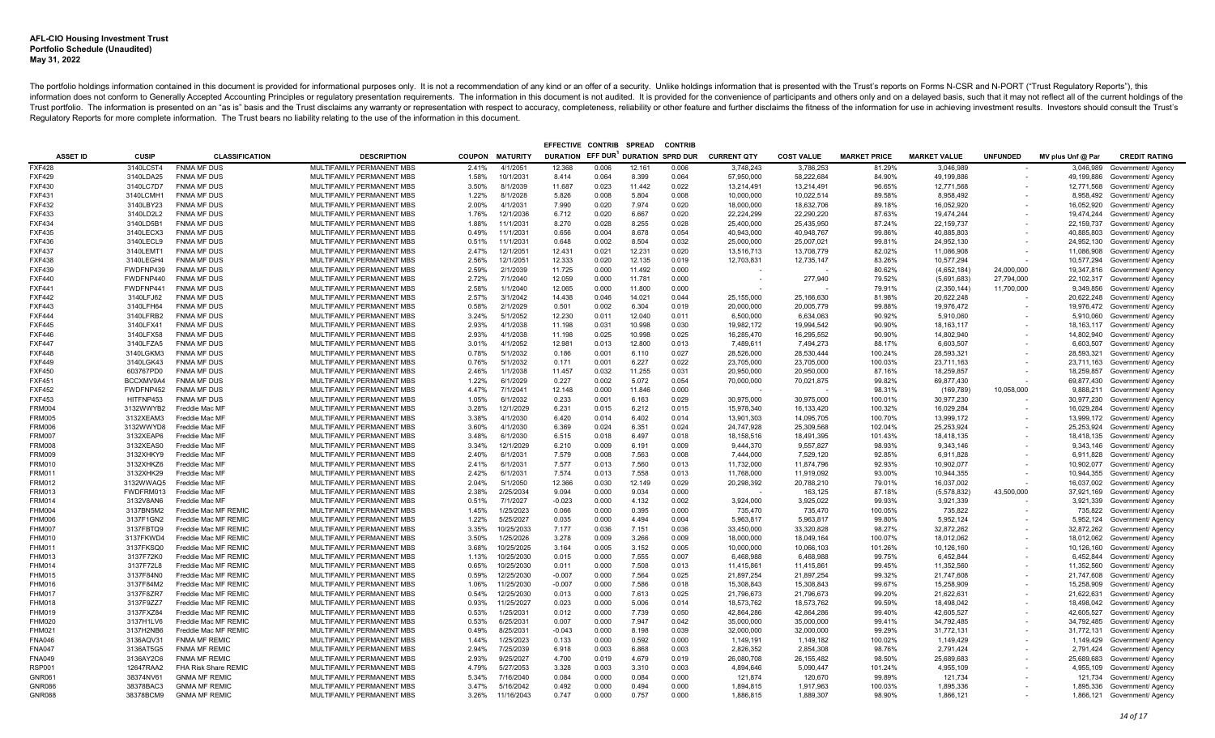**AFL-CIO Housing Investment Trust**
**Portfolio Schedule (Unaudited)**
**May 31, 2022**

The portfolio holdings information contained in this document is provided for informational purposes only. It is not a recommendation of any kind or an offer of a security. Unlike holdings information that is presented with the Trust's reports on Forms N-CSR and N-PORT ("Trust Regulatory Reports"), this information does not conform to Generally Accepted Accounting Principles or regulatory presentation requirements. The information in this document is not audited. It is provided for the convenience of participants and others only and on a delayed basis, such that it may not reflect all of the current holdings of the Trust portfolio. The information is presented on an "as is" basis and the Trust disclaims any warranty or representation with respect to accuracy, completeness, reliability or other feature and further disclaims the fitness of the information for use in achieving investment results. Investors should consult the Trust's Regulatory Reports for more complete information. The Trust bears no liability relating to the use of the information in this document.

| ASSET ID | CUSIP | CLASSIFICATION | DESCRIPTION | COUPON | MATURITY | EFFECTIVE DURATION | CONTRIB EFF DUR[1] | SPREAD DURATION | CONTRIB SPRD DUR | CURRENT QTY | COST VALUE | MARKET PRICE | MARKET VALUE | UNFUNDED | MV plus Unf @ Par | CREDIT RATING |
|---|---|---|---|---|---|---|---|---|---|---|---|---|---|---|---|---|
| FXF428 | 3140LC5T4 | FNMA MF DUS | MULTIFAMILY PERMANENT MBS | 2.41% | 4/1/2051 | 12.368 | 0.006 | 12.161 | 0.006 | 3,748,243 | 3,786,253 | 81.29% | 3,046,989 | - | 3,046,989 | Government/ Agency |
| FXF429 | 3140LDA25 | FNMA MF DUS | MULTIFAMILY PERMANENT MBS | 1.58% | 10/1/2031 | 8.414 | 0.064 | 8.399 | 0.064 | 57,950,000 | 58,222,684 | 84.90% | 49,199,886 | - | 49,199,886 | Government/ Agency |
| FXF430 | 3140LC7D7 | FNMA MF DUS | MULTIFAMILY PERMANENT MBS | 3.50% | 8/1/2039 | 11.687 | 0.023 | 11.442 | 0.022 | 13,214,491 | 13,214,491 | 96.65% | 12,771,568 | - | 12,771,568 | Government/ Agency |
| FXF431 | 3140LCMH1 | FNMA MF DUS | MULTIFAMILY PERMANENT MBS | 1.22% | 8/1/2028 | 5.826 | 0.008 | 5.804 | 0.008 | 10,000,000 | 10,022,514 | 89.58% | 8,958,492 | - | 8,958,492 | Government/ Agency |
| FXF432 | 3140LBY23 | FNMA MF DUS | MULTIFAMILY PERMANENT MBS | 2.00% | 4/1/2031 | 7.990 | 0.020 | 7.974 | 0.020 | 18,000,000 | 18,632,706 | 89.18% | 16,052,920 | - | 16,052,920 | Government/ Agency |
| FXF433 | 3140LD2L2 | FNMA MF DUS | MULTIFAMILY PERMANENT MBS | 1.76% | 12/1/2036 | 6.712 | 0.020 | 6.667 | 0.020 | 22,224,299 | 22,290,220 | 87.63% | 19,474,244 | - | 19,474,244 | Government/ Agency |
| FXF434 | 3140LD5B1 | FNMA MF DUS | MULTIFAMILY PERMANENT MBS | 1.88% | 11/1/2031 | 8.270 | 0.028 | 8.255 | 0.028 | 25,400,000 | 25,435,950 | 87.24% | 22,159,737 | - | 22,159,737 | Government/ Agency |
| FXF435 | 3140LECX3 | FNMA MF DUS | MULTIFAMILY PERMANENT MBS | 0.49% | 11/1/2031 | 0.656 | 0.004 | 8.678 | 0.054 | 40,943,000 | 40,948,767 | 99.86% | 40,885,803 | - | 40,885,803 | Government/ Agency |
| FXF436 | 3140LECL9 | FNMA MF DUS | MULTIFAMILY PERMANENT MBS | 0.51% | 11/1/2031 | 0.648 | 0.002 | 8.504 | 0.032 | 25,000,000 | 25,007,021 | 99.81% | 24,952,130 | - | 24,952,130 | Government/ Agency |
| FXF437 | 3140LEMT1 | FNMA MF DUS | MULTIFAMILY PERMANENT MBS | 2.47% | 12/1/2051 | 12.431 | 0.021 | 12.231 | 0.020 | 13,516,713 | 13,708,779 | 82.02% | 11,086,908 | - | 11,086,908 | Government/ Agency |
| FXF438 | 3140LEGH4 | FNMA MF DUS | MULTIFAMILY PERMANENT MBS | 2.56% | 12/1/2051 | 12.333 | 0.020 | 12.135 | 0.019 | 12,703,831 | 12,735,147 | 83.26% | 10,577,294 | - | 10,577,294 | Government/ Agency |
| FXF439 | FWDFNP439 | FNMA MF DUS | MULTIFAMILY PERMANENT MBS | 2.59% | 2/1/2039 | 11.725 | 0.000 | 11.492 | 0.000 | - | - | 80.62% | (4,652,184) | 24,000,000 | 19,347,816 | Government/ Agency |
| FXF440 | FWDFNP440 | FNMA MF DUS | MULTIFAMILY PERMANENT MBS | 2.72% | 7/1/2040 | 12.059 | 0.000 | 11.781 | 0.000 | - | 277,940 | 79.52% | (5,691,683) | 27,794,000 | 22,102,317 | Government/ Agency |
| FXF441 | FWDFNP441 | FNMA MF DUS | MULTIFAMILY PERMANENT MBS | 2.58% | 1/1/2040 | 12.065 | 0.000 | 11.800 | 0.000 | - | - | 79.91% | (2,350,144) | 11,700,000 | 9,349,856 | Government/ Agency |
| FXF442 | 3140LFJ62 | FNMA MF DUS | MULTIFAMILY PERMANENT MBS | 2.57% | 3/1/2042 | 14.438 | 0.046 | 14.021 | 0.044 | 25,155,000 | 25,166,630 | 81.98% | 20,622,248 | - | 20,622,248 | Government/ Agency |
| FXF443 | 3140LFH64 | FNMA MF DUS | MULTIFAMILY PERMANENT MBS | 0.58% | 2/1/2029 | 0.501 | 0.002 | 6.304 | 0.019 | 20,000,000 | 20,005,779 | 99.88% | 19,976,472 | - | 19,976,472 | Government/ Agency |
| FXF444 | 3140LFRB2 | FNMA MF DUS | MULTIFAMILY PERMANENT MBS | 3.24% | 5/1/2052 | 12.230 | 0.011 | 12.040 | 0.011 | 6,500,000 | 6,634,063 | 90.92% | 5,910,060 | - | 5,910,060 | Government/ Agency |
| FXF445 | 3140LFX41 | FNMA MF DUS | MULTIFAMILY PERMANENT MBS | 2.93% | 4/1/2038 | 11.198 | 0.031 | 10.998 | 0.030 | 19,982,172 | 19,994,542 | 90.90% | 18,163,117 | - | 18,163,117 | Government/ Agency |
| FXF446 | 3140LFX58 | FNMA MF DUS | MULTIFAMILY PERMANENT MBS | 2.93% | 4/1/2038 | 11.198 | 0.025 | 10.998 | 0.025 | 16,285,470 | 16,295,552 | 90.90% | 14,802,940 | - | 14,802,940 | Government/ Agency |
| FXF447 | 3140LFZA5 | FNMA MF DUS | MULTIFAMILY PERMANENT MBS | 3.01% | 4/1/2052 | 12.981 | 0.013 | 12.800 | 0.013 | 7,489,611 | 7,494,273 | 88.17% | 6,603,507 | - | 6,603,507 | Government/ Agency |
| FXF448 | 3140LGKM3 | FNMA MF DUS | MULTIFAMILY PERMANENT MBS | 0.78% | 5/1/2032 | 0.186 | 0.001 | 6.110 | 0.027 | 28,526,000 | 28,530,444 | 100.24% | 28,593,321 | - | 28,593,321 | Government/ Agency |
| FXF449 | 3140LGK43 | FNMA MF DUS | MULTIFAMILY PERMANENT MBS | 0.76% | 5/1/2032 | 0.171 | 0.001 | 6.227 | 0.022 | 23,705,000 | 23,705,000 | 100.03% | 23,711,163 | - | 23,711,163 | Government/ Agency |
| FXF450 | 603767PD0 | FNMA MF DUS | MULTIFAMILY PERMANENT MBS | 2.46% | 1/1/2038 | 11.457 | 0.032 | 11.255 | 0.031 | 20,950,000 | 20,950,000 | 87.16% | 18,259,857 | - | 18,259,857 | Government/ Agency |
| FXF451 | BCCXMV9A4 | FNMA MF DUS | MULTIFAMILY PERMANENT MBS | 1.22% | 6/1/2029 | 0.227 | 0.002 | 5.072 | 0.054 | 70,000,000 | 70,021,875 | 99.82% | 69,877,430 | - | 69,877,430 | Government/ Agency |
| FXF452 | FWDFNP452 | FNMA MF DUS | MULTIFAMILY PERMANENT MBS | 4.47% | 7/1/2041 | 12.148 | 0.000 | 11.846 | 0.000 | - | - | 98.31% | (169,789) | 10,058,000 | 9,888,211 | Government/ Agency |
| FXF453 | HITFNP453 | FNMA MF DUS | MULTIFAMILY PERMANENT MBS | 1.05% | 6/1/2032 | 0.233 | 0.001 | 6.163 | 0.029 | 30,975,000 | 30,975,000 | 100.01% | 30,977,230 | - | 30,977,230 | Government/ Agency |
| FRM004 | 3132WWYB2 | Freddie Mac MF | MULTIFAMILY PERMANENT MBS | 3.28% | 12/1/2029 | 6.231 | 0.015 | 6.212 | 0.015 | 15,978,340 | 16,133,420 | 100.32% | 16,029,284 | - | 16,029,284 | Government/ Agency |
| FRM005 | 3132XEAM3 | Freddie Mac MF | MULTIFAMILY PERMANENT MBS | 3.38% | 4/1/2030 | 6.420 | 0.014 | 6.402 | 0.014 | 13,901,303 | 14,095,705 | 100.70% | 13,999,172 | - | 13,999,172 | Government/ Agency |
| FRM006 | 3132WWYD8 | Freddie Mac MF | MULTIFAMILY PERMANENT MBS | 3.60% | 4/1/2030 | 6.369 | 0.024 | 6.351 | 0.024 | 24,747,928 | 25,309,568 | 102.04% | 25,253,924 | - | 25,253,924 | Government/ Agency |
| FRM007 | 3132XEAP6 | Freddie Mac MF | MULTIFAMILY PERMANENT MBS | 3.48% | 6/1/2030 | 6.515 | 0.018 | 6.497 | 0.018 | 18,158,516 | 18,491,395 | 101.43% | 18,418,135 | - | 18,418,135 | Government/ Agency |
| FRM008 | 3132XEAS0 | Freddie Mac MF | MULTIFAMILY PERMANENT MBS | 3.34% | 12/1/2029 | 6.210 | 0.009 | 6.191 | 0.009 | 9,444,370 | 9,557,827 | 98.93% | 9,343,146 | - | 9,343,146 | Government/ Agency |
| FRM009 | 3132XHKY9 | Freddie Mac MF | MULTIFAMILY PERMANENT MBS | 2.40% | 6/1/2031 | 7.579 | 0.008 | 7.563 | 0.008 | 7,444,000 | 7,529,120 | 92.85% | 6,911,828 | - | 6,911,828 | Government/ Agency |
| FRM010 | 3132XHKZ6 | Freddie Mac MF | MULTIFAMILY PERMANENT MBS | 2.41% | 6/1/2031 | 7.577 | 0.013 | 7.560 | 0.013 | 11,732,000 | 11,874,796 | 92.93% | 10,902,077 | - | 10,902,077 | Government/ Agency |
| FRM011 | 3132XHK29 | Freddie Mac MF | MULTIFAMILY PERMANENT MBS | 2.42% | 6/1/2031 | 7.574 | 0.013 | 7.558 | 0.013 | 11,768,000 | 11,919,092 | 93.00% | 10,944,355 | - | 10,944,355 | Government/ Agency |
| FRM012 | 3132WWAQ5 | Freddie Mac MF | MULTIFAMILY PERMANENT MBS | 2.04% | 5/1/2050 | 12.366 | 0.030 | 12.149 | 0.029 | 20,298,392 | 20,788,210 | 79.01% | 16,037,002 | - | 16,037,002 | Government/ Agency |
| FRM013 | FWDFRM013 | Freddie Mac MF | MULTIFAMILY PERMANENT MBS | 2.38% | 2/25/2034 | 9.094 | 0.000 | 9.034 | 0.000 | - | 163,125 | 87.18% | (5,578,832) | 43,500,000 | 37,921,169 | Government/ Agency |
| FRM014 | 3132V8AN6 | Freddie Mac MF | MULTIFAMILY PERMANENT MBS | 0.51% | 7/1/2027 | -0.023 | 0.000 | 4.132 | 0.002 | 3,924,000 | 3,925,022 | 99.93% | 3,921,339 | - | 3,921,339 | Government/ Agency |
| FHM004 | 3137BN5M2 | Freddie Mac MF REMIC | MULTIFAMILY PERMANENT MBS | 1.45% | 1/25/2023 | 0.066 | 0.000 | 0.395 | 0.000 | 735,470 | 735,470 | 100.05% | 735,822 | - | 735,822 | Government/ Agency |
| FHM006 | 3137F1GN2 | Freddie Mac MF REMIC | MULTIFAMILY PERMANENT MBS | 1.22% | 5/25/2027 | 0.035 | 0.000 | 4.494 | 0.004 | 5,963,817 | 5,963,817 | 99.80% | 5,952,124 | - | 5,952,124 | Government/ Agency |
| FHM007 | 3137FBTQ9 | Freddie Mac MF REMIC | MULTIFAMILY PERMANENT MBS | 3.35% | 10/25/2033 | 7.177 | 0.036 | 7.151 | 0.036 | 33,450,000 | 33,320,828 | 98.27% | 32,872,262 | - | 32,872,262 | Government/ Agency |
| FHM010 | 3137FKWD4 | Freddie Mac MF REMIC | MULTIFAMILY PERMANENT MBS | 3.50% | 1/25/2026 | 3.278 | 0.009 | 3.266 | 0.009 | 18,000,000 | 18,049,164 | 100.07% | 18,012,062 | - | 18,012,062 | Government/ Agency |
| FHM011 | 3137FKSQ0 | Freddie Mac MF REMIC | MULTIFAMILY PERMANENT MBS | 3.68% | 10/25/2025 | 3.164 | 0.005 | 3.152 | 0.005 | 10,000,000 | 10,066,103 | 101.26% | 10,126,160 | - | 10,126,160 | Government/ Agency |
| FHM013 | 3137F72K0 | Freddie Mac MF REMIC | MULTIFAMILY PERMANENT MBS | 1.13% | 10/25/2030 | 0.015 | 0.000 | 7.555 | 0.007 | 6,468,988 | 6,468,988 | 99.75% | 6,452,844 | - | 6,452,844 | Government/ Agency |
| FHM014 | 3137F72L8 | Freddie Mac MF REMIC | MULTIFAMILY PERMANENT MBS | 0.65% | 10/25/2030 | 0.011 | 0.000 | 7.508 | 0.013 | 11,415,861 | 11,415,861 | 99.45% | 11,352,560 | - | 11,352,560 | Government/ Agency |
| FHM015 | 3137F84N0 | Freddie Mac MF REMIC | MULTIFAMILY PERMANENT MBS | 0.59% | 12/25/2030 | -0.007 | 0.000 | 7.564 | 0.025 | 21,897,254 | 21,897,254 | 99.32% | 21,747,608 | - | 21,747,608 | Government/ Agency |
| FHM016 | 3137F84M2 | Freddie Mac MF REMIC | MULTIFAMILY PERMANENT MBS | 1.06% | 11/25/2030 | -0.007 | 0.000 | 7.586 | 0.018 | 15,308,843 | 15,308,843 | 99.67% | 15,258,909 | - | 15,258,909 | Government/ Agency |
| FHM017 | 3137F8ZR7 | Freddie Mac MF REMIC | MULTIFAMILY PERMANENT MBS | 0.54% | 12/25/2030 | 0.013 | 0.000 | 7.613 | 0.025 | 21,796,673 | 21,796,673 | 99.20% | 21,622,631 | - | 21,622,631 | Government/ Agency |
| FHM018 | 3137F9ZZ7 | Freddie Mac MF REMIC | MULTIFAMILY PERMANENT MBS | 0.93% | 11/25/2027 | 0.023 | 0.000 | 5.006 | 0.014 | 18,573,762 | 18,573,762 | 99.59% | 18,498,042 | - | 18,498,042 | Government/ Agency |
| FHM019 | 3137FXZ84 | Freddie Mac MF REMIC | MULTIFAMILY PERMANENT MBS | 0.53% | 1/25/2031 | 0.012 | 0.000 | 7.739 | 0.050 | 42,864,286 | 42,864,286 | 99.40% | 42,605,527 | - | 42,605,527 | Government/ Agency |
| FHM020 | 3137H1LV6 | Freddie Mac MF REMIC | MULTIFAMILY PERMANENT MBS | 0.53% | 6/25/2031 | 0.007 | 0.000 | 7.947 | 0.042 | 35,000,000 | 35,000,000 | 99.41% | 34,792,485 | - | 34,792,485 | Government/ Agency |
| FHM021 | 3137H2NB6 | Freddie Mac MF REMIC | MULTIFAMILY PERMANENT MBS | 0.49% | 8/25/2031 | -0.043 | 0.000 | 8.198 | 0.039 | 32,000,000 | 32,000,000 | 99.29% | 31,772,131 | - | 31,772,131 | Government/ Agency |
| FNA046 | 3136AQV31 | FNMA MF REMIC | MULTIFAMILY PERMANENT MBS | 1.44% | 1/25/2023 | 0.133 | 0.000 | 0.592 | 0.000 | 1,149,191 | 1,149,182 | 100.02% | 1,149,429 | - | 1,149,429 | Government/ Agency |
| FNA047 | 3136AT5G5 | FNMA MF REMIC | MULTIFAMILY PERMANENT MBS | 2.94% | 7/25/2039 | 6.918 | 0.003 | 6.868 | 0.003 | 2,826,352 | 2,854,308 | 98.76% | 2,791,424 | - | 2,791,424 | Government/ Agency |
| FNA049 | 3136AY2C6 | FNMA MF REMIC | MULTIFAMILY PERMANENT MBS | 2.93% | 9/25/2027 | 4.700 | 0.019 | 4.679 | 0.019 | 26,080,708 | 26,155,482 | 98.50% | 25,689,683 | - | 25,689,683 | Government/ Agency |
| RSP001 | 12647RAA2 | FHA Risk Share REMIC | MULTIFAMILY PERMANENT MBS | 4.79% | 5/27/2053 | 3.328 | 0.003 | 3.310 | 0.003 | 4,894,646 | 5,090,447 | 101.24% | 4,955,109 | - | 4,955,109 | Government/ Agency |
| GNR061 | 38374NV61 | GNMA MF REMIC | MULTIFAMILY PERMANENT MBS | 5.34% | 7/16/2040 | 0.084 | 0.000 | 0.084 | 0.000 | 121,874 | 120,670 | 99.89% | 121,734 | - | 121,734 | Government/ Agency |
| GNR086 | 38378BAC3 | GNMA MF REMIC | MULTIFAMILY PERMANENT MBS | 3.47% | 5/16/2042 | 0.492 | 0.000 | 0.494 | 0.000 | 1,894,815 | 1,917,963 | 100.03% | 1,895,336 | - | 1,895,336 | Government/ Agency |
| GNR088 | 38378BCM9 | GNMA MF REMIC | MULTIFAMILY PERMANENT MBS | 3.26% | 11/16/2043 | 0.747 | 0.000 | 0.757 | 0.000 | 1,886,815 | 1,889,307 | 98.90% | 1,866,121 | - | 1,866,121 | Government/ Agency |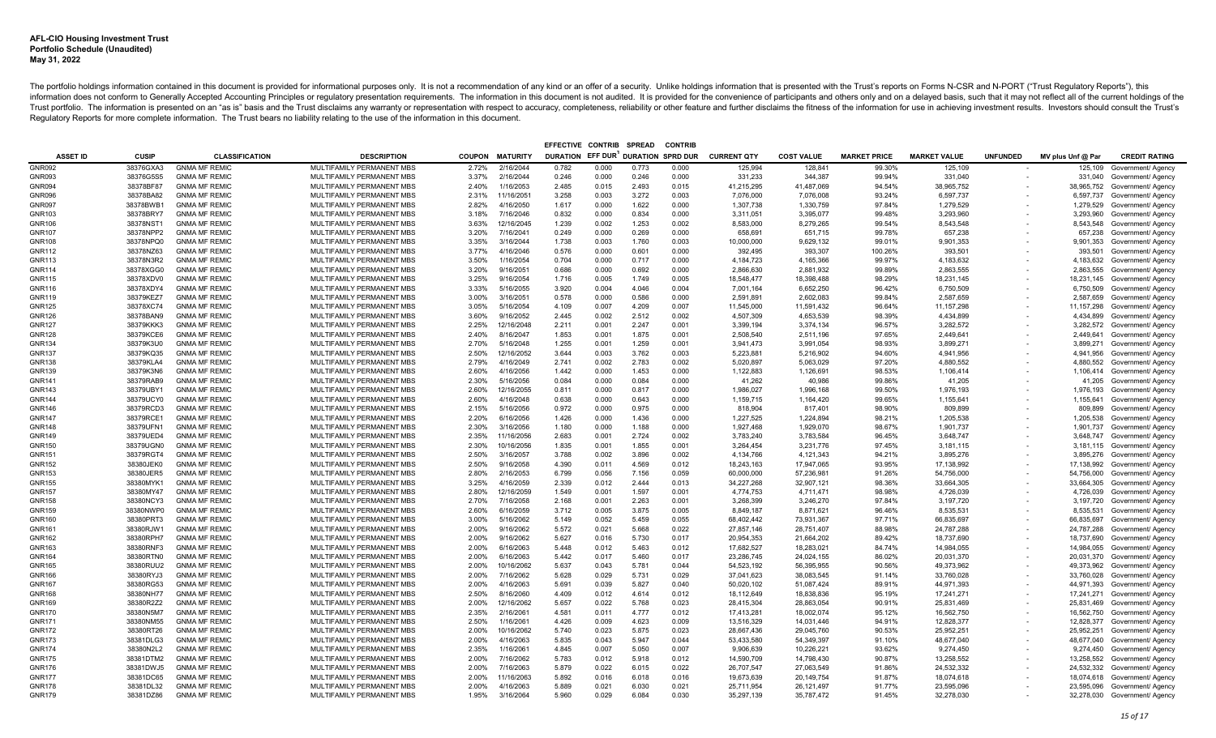**AFL-CIO Housing Investment Trust**
**Portfolio Schedule (Unaudited)**
**May 31, 2022**

The portfolio holdings information contained in this document is provided for informational purposes only. It is not a recommendation of any kind or an offer of a security. Unlike holdings information that is presented with the Trust's reports on Forms N-CSR and N-PORT ("Trust Regulatory Reports"), this information does not conform to Generally Accepted Accounting Principles or regulatory presentation requirements. The information in this document is not audited. It is provided for the convenience of participants and others only and on a delayed basis, such that it may not reflect all of the current holdings of the Trust portfolio. The information is presented on an "as is" basis and the Trust disclaims any warranty or representation with respect to accuracy, completeness, reliability or other feature and further disclaims the fitness of the information for use in achieving investment results. Investors should consult the Trust's Regulatory Reports for more complete information. The Trust bears no liability relating to the use of the information in this document.

| ASSET ID | CUSIP | CLASSIFICATION | DESCRIPTION | COUPON | MATURITY | EFFECTIVE DURATION | CONTRIB EFF DUR[1] | SPREAD DURATION | CONTRIB SPRD DUR | CURRENT QTY | COST VALUE | MARKET PRICE | MARKET VALUE | UNFUNDED | MV plus Unf @ Par | CREDIT RATING |
|---|---|---|---|---|---|---|---|---|---|---|---|---|---|---|---|---|
| GNR092 | 38376GXA3 | GNMA MF REMIC | MULTIFAMILY PERMANENT MBS | 2.72% | 2/16/2044 | 0.782 | 0.000 | 0.773 | 0.000 | 125,994 | 128,841 | 99.30% | 125,109 | - | 125,109 | Government/ Agency |
| GNR093 | 38376G5S5 | GNMA MF REMIC | MULTIFAMILY PERMANENT MBS | 3.37% | 2/16/2044 | 0.246 | 0.000 | 0.246 | 0.000 | 331,233 | 344,387 | 99.94% | 331,040 | - | 331,040 | Government/ Agency |
| GNR094 | 38378BF87 | GNMA MF REMIC | MULTIFAMILY PERMANENT MBS | 2.40% | 1/16/2053 | 2.485 | 0.015 | 2.493 | 0.015 | 41,215,295 | 41,487,069 | 94.54% | 38,965,752 | - | 38,965,752 | Government/ Agency |
| GNR096 | 38378BA82 | GNMA MF REMIC | MULTIFAMILY PERMANENT MBS | 2.31% | 11/16/2051 | 3.258 | 0.003 | 3.272 | 0.003 | 7,076,000 | 7,076,008 | 93.24% | 6,597,737 | - | 6,597,737 | Government/ Agency |
| GNR097 | 38378BWB1 | GNMA MF REMIC | MULTIFAMILY PERMANENT MBS | 2.82% | 4/16/2050 | 1.617 | 0.000 | 1.622 | 0.000 | 1,307,738 | 1,330,759 | 97.84% | 1,279,529 | - | 1,279,529 | Government/ Agency |
| GNR103 | 38378BRY7 | GNMA MF REMIC | MULTIFAMILY PERMANENT MBS | 3.18% | 7/16/2046 | 0.832 | 0.000 | 0.834 | 0.000 | 3,311,051 | 3,395,077 | 99.48% | 3,293,960 | - | 3,293,960 | Government/ Agency |
| GNR106 | 38378NST1 | GNMA MF REMIC | MULTIFAMILY PERMANENT MBS | 3.63% | 12/16/2045 | 1.239 | 0.002 | 1.253 | 0.002 | 8,583,000 | 8,279,265 | 99.54% | 8,543,548 | - | 8,543,548 | Government/ Agency |
| GNR107 | 38378NPP2 | GNMA MF REMIC | MULTIFAMILY PERMANENT MBS | 3.20% | 7/16/2041 | 0.249 | 0.000 | 0.269 | 0.000 | 658,691 | 651,715 | 99.78% | 657,238 | - | 657,238 | Government/ Agency |
| GNR108 | 38378NPQ0 | GNMA MF REMIC | MULTIFAMILY PERMANENT MBS | 3.35% | 3/16/2044 | 1.738 | 0.003 | 1.760 | 0.003 | 10,000,000 | 9,629,132 | 99.01% | 9,901,353 | - | 9,901,353 | Government/ Agency |
| GNR112 | 38378NZ63 | GNMA MF REMIC | MULTIFAMILY PERMANENT MBS | 3.77% | 4/16/2046 | 0.576 | 0.000 | 0.601 | 0.000 | 392,495 | 393,307 | 100.26% | 393,501 | - | 393,501 | Government/ Agency |
| GNR113 | 38378N3R2 | GNMA MF REMIC | MULTIFAMILY PERMANENT MBS | 3.50% | 1/16/2054 | 0.704 | 0.000 | 0.717 | 0.000 | 4,184,723 | 4,165,366 | 99.97% | 4,183,632 | - | 4,183,632 | Government/ Agency |
| GNR114 | 38378XGG0 | GNMA MF REMIC | MULTIFAMILY PERMANENT MBS | 3.20% | 9/16/2051 | 0.686 | 0.000 | 0.692 | 0.000 | 2,866,630 | 2,881,932 | 99.89% | 2,863,555 | - | 2,863,555 | Government/ Agency |
| GNR115 | 38378XDV0 | GNMA MF REMIC | MULTIFAMILY PERMANENT MBS | 3.25% | 9/16/2054 | 1.716 | 0.005 | 1.749 | 0.005 | 18,548,477 | 18,398,488 | 98.29% | 18,231,145 | - | 18,231,145 | Government/ Agency |
| GNR116 | 38378XDY4 | GNMA MF REMIC | MULTIFAMILY PERMANENT MBS | 3.33% | 5/16/2055 | 3.920 | 0.004 | 4.046 | 0.004 | 7,001,164 | 6,652,250 | 96.42% | 6,750,509 | - | 6,750,509 | Government/ Agency |
| GNR119 | 38379KEZ7 | GNMA MF REMIC | MULTIFAMILY PERMANENT MBS | 3.00% | 3/16/2051 | 0.578 | 0.000 | 0.586 | 0.000 | 2,591,891 | 2,602,083 | 99.84% | 2,587,659 | - | 2,587,659 | Government/ Agency |
| GNR125 | 38378XC74 | GNMA MF REMIC | MULTIFAMILY PERMANENT MBS | 3.05% | 5/16/2054 | 4.109 | 0.007 | 4.209 | 0.007 | 11,545,000 | 11,591,432 | 96.64% | 11,157,298 | - | 11,157,298 | Government/ Agency |
| GNR126 | 38378BAN9 | GNMA MF REMIC | MULTIFAMILY PERMANENT MBS | 3.60% | 9/16/2052 | 2.445 | 0.002 | 2.512 | 0.002 | 4,507,309 | 4,653,539 | 98.39% | 4,434,899 | - | 4,434,899 | Government/ Agency |
| GNR127 | 38379KKK3 | GNMA MF REMIC | MULTIFAMILY PERMANENT MBS | 2.25% | 12/16/2048 | 2.211 | 0.001 | 2.247 | 0.001 | 3,399,194 | 3,374,134 | 96.57% | 3,282,572 | - | 3,282,572 | Government/ Agency |
| GNR128 | 38379KCE6 | GNMA MF REMIC | MULTIFAMILY PERMANENT MBS | 2.40% | 8/16/2047 | 1.853 | 0.001 | 1.875 | 0.001 | 2,508,540 | 2,511,196 | 97.65% | 2,449,641 | - | 2,449,641 | Government/ Agency |
| GNR134 | 38379K3U0 | GNMA MF REMIC | MULTIFAMILY PERMANENT MBS | 2.70% | 5/16/2048 | 1.255 | 0.001 | 1.259 | 0.001 | 3,941,473 | 3,991,054 | 98.93% | 3,899,271 | - | 3,899,271 | Government/ Agency |
| GNR137 | 38379KQ35 | GNMA MF REMIC | MULTIFAMILY PERMANENT MBS | 2.50% | 12/16/2052 | 3.644 | 0.003 | 3.762 | 0.003 | 5,223,881 | 5,216,902 | 94.60% | 4,941,956 | - | 4,941,956 | Government/ Agency |
| GNR138 | 38379KLA4 | GNMA MF REMIC | MULTIFAMILY PERMANENT MBS | 2.79% | 4/16/2049 | 2.741 | 0.002 | 2.783 | 0.002 | 5,020,897 | 5,063,029 | 97.20% | 4,880,552 | - | 4,880,552 | Government/ Agency |
| GNR139 | 38379K3N6 | GNMA MF REMIC | MULTIFAMILY PERMANENT MBS | 2.60% | 4/16/2056 | 1.442 | 0.000 | 1.453 | 0.000 | 1,122,883 | 1,126,691 | 98.53% | 1,106,414 | - | 1,106,414 | Government/ Agency |
| GNR141 | 38379RAB9 | GNMA MF REMIC | MULTIFAMILY PERMANENT MBS | 2.30% | 5/16/2056 | 0.084 | 0.000 | 0.084 | 0.000 | 41,262 | 40,986 | 99.86% | 41,205 | - | 41,205 | Government/ Agency |
| GNR143 | 38379UBY1 | GNMA MF REMIC | MULTIFAMILY PERMANENT MBS | 2.60% | 12/16/2055 | 0.811 | 0.000 | 0.817 | 0.000 | 1,986,027 | 1,996,168 | 99.50% | 1,976,193 | - | 1,976,193 | Government/ Agency |
| GNR144 | 38379UCY0 | GNMA MF REMIC | MULTIFAMILY PERMANENT MBS | 2.60% | 4/16/2048 | 0.638 | 0.000 | 0.643 | 0.000 | 1,159,715 | 1,164,420 | 99.65% | 1,155,641 | - | 1,155,641 | Government/ Agency |
| GNR146 | 38379RCD3 | GNMA MF REMIC | MULTIFAMILY PERMANENT MBS | 2.15% | 5/16/2056 | 0.972 | 0.000 | 0.975 | 0.000 | 818,904 | 817,401 | 98.90% | 809,899 | - | 809,899 | Government/ Agency |
| GNR147 | 38379RCE1 | GNMA MF REMIC | MULTIFAMILY PERMANENT MBS | 2.20% | 6/16/2056 | 1.426 | 0.000 | 1.436 | 0.000 | 1,227,525 | 1,224,894 | 98.21% | 1,205,538 | - | 1,205,538 | Government/ Agency |
| GNR148 | 38379UFN1 | GNMA MF REMIC | MULTIFAMILY PERMANENT MBS | 2.30% | 3/16/2056 | 1.180 | 0.000 | 1.188 | 0.000 | 1,927,468 | 1,929,070 | 98.67% | 1,901,737 | - | 1,901,737 | Government/ Agency |
| GNR149 | 38379UED4 | GNMA MF REMIC | MULTIFAMILY PERMANENT MBS | 2.35% | 11/16/2056 | 2.683 | 0.001 | 2.724 | 0.002 | 3,783,240 | 3,783,584 | 96.45% | 3,648,747 | - | 3,648,747 | Government/ Agency |
| GNR150 | 38379UGN0 | GNMA MF REMIC | MULTIFAMILY PERMANENT MBS | 2.30% | 10/16/2056 | 1.835 | 0.001 | 1.855 | 0.001 | 3,264,454 | 3,231,776 | 97.45% | 3,181,115 | - | 3,181,115 | Government/ Agency |
| GNR151 | 38379RGT4 | GNMA MF REMIC | MULTIFAMILY PERMANENT MBS | 2.50% | 3/16/2057 | 3.788 | 0.002 | 3.896 | 0.002 | 4,134,766 | 4,121,343 | 94.21% | 3,895,276 | - | 3,895,276 | Government/ Agency |
| GNR152 | 38380JEK0 | GNMA MF REMIC | MULTIFAMILY PERMANENT MBS | 2.50% | 9/16/2058 | 4.390 | 0.011 | 4.569 | 0.012 | 18,243,163 | 17,947,065 | 93.95% | 17,138,992 | - | 17,138,992 | Government/ Agency |
| GNR153 | 38380JER5 | GNMA MF REMIC | MULTIFAMILY PERMANENT MBS | 2.80% | 2/16/2053 | 6.799 | 0.056 | 7.156 | 0.059 | 60,000,000 | 57,236,981 | 91.26% | 54,756,000 | - | 54,756,000 | Government/ Agency |
| GNR155 | 38380MYK1 | GNMA MF REMIC | MULTIFAMILY PERMANENT MBS | 3.25% | 4/16/2059 | 2.339 | 0.012 | 2.444 | 0.013 | 34,227,268 | 32,907,121 | 98.36% | 33,664,305 | - | 33,664,305 | Government/ Agency |
| GNR157 | 38380MY47 | GNMA MF REMIC | MULTIFAMILY PERMANENT MBS | 2.80% | 12/16/2059 | 1.549 | 0.001 | 1.597 | 0.001 | 4,774,753 | 4,711,471 | 98.98% | 4,726,039 | - | 4,726,039 | Government/ Agency |
| GNR158 | 38380NCY3 | GNMA MF REMIC | MULTIFAMILY PERMANENT MBS | 2.70% | 7/16/2058 | 2.168 | 0.001 | 2.263 | 0.001 | 3,268,399 | 3,246,270 | 97.84% | 3,197,720 | - | 3,197,720 | Government/ Agency |
| GNR159 | 38380NWP0 | GNMA MF REMIC | MULTIFAMILY PERMANENT MBS | 2.60% | 6/16/2059 | 3.712 | 0.005 | 3.875 | 0.005 | 8,849,187 | 8,871,621 | 96.46% | 8,535,531 | - | 8,535,531 | Government/ Agency |
| GNR160 | 38380PRT3 | GNMA MF REMIC | MULTIFAMILY PERMANENT MBS | 3.00% | 5/16/2062 | 5.149 | 0.052 | 5.459 | 0.055 | 68,402,442 | 73,931,367 | 97.71% | 66,835,697 | - | 66,835,697 | Government/ Agency |
| GNR161 | 38380RJW1 | GNMA MF REMIC | MULTIFAMILY PERMANENT MBS | 2.00% | 9/16/2062 | 5.572 | 0.021 | 5.668 | 0.022 | 27,857,146 | 28,751,407 | 88.98% | 24,787,288 | - | 24,787,288 | Government/ Agency |
| GNR162 | 38380RPH7 | GNMA MF REMIC | MULTIFAMILY PERMANENT MBS | 2.00% | 9/16/2062 | 5.627 | 0.016 | 5.730 | 0.017 | 20,954,353 | 21,664,202 | 89.42% | 18,737,690 | - | 18,737,690 | Government/ Agency |
| GNR163 | 38380RNF3 | GNMA MF REMIC | MULTIFAMILY PERMANENT MBS | 2.00% | 6/16/2063 | 5.448 | 0.012 | 5.463 | 0.012 | 17,682,527 | 18,283,021 | 84.74% | 14,984,055 | - | 14,984,055 | Government/ Agency |
| GNR164 | 38380RTN0 | GNMA MF REMIC | MULTIFAMILY PERMANENT MBS | 2.00% | 6/16/2063 | 5.442 | 0.017 | 5.460 | 0.017 | 23,286,745 | 24,024,155 | 86.02% | 20,031,370 | - | 20,031,370 | Government/ Agency |
| GNR165 | 38380RUU2 | GNMA MF REMIC | MULTIFAMILY PERMANENT MBS | 2.00% | 10/16/2062 | 5.637 | 0.043 | 5.781 | 0.044 | 54,523,192 | 56,395,955 | 90.56% | 49,373,962 | - | 49,373,962 | Government/ Agency |
| GNR166 | 38380RYJ3 | GNMA MF REMIC | MULTIFAMILY PERMANENT MBS | 2.00% | 7/16/2062 | 5.628 | 0.029 | 5.731 | 0.029 | 37,041,623 | 38,083,545 | 91.14% | 33,760,028 | - | 33,760,028 | Government/ Agency |
| GNR167 | 38380RG53 | GNMA MF REMIC | MULTIFAMILY PERMANENT MBS | 2.00% | 4/16/2063 | 5.691 | 0.039 | 5.827 | 0.040 | 50,020,102 | 51,087,424 | 89.91% | 44,971,393 | - | 44,971,393 | Government/ Agency |
| GNR168 | 38380NH77 | GNMA MF REMIC | MULTIFAMILY PERMANENT MBS | 2.50% | 8/16/2060 | 4.409 | 0.012 | 4.614 | 0.012 | 18,112,649 | 18,838,836 | 95.19% | 17,241,271 | - | 17,241,271 | Government/ Agency |
| GNR169 | 38380R2Z2 | GNMA MF REMIC | MULTIFAMILY PERMANENT MBS | 2.00% | 12/16/2062 | 5.657 | 0.022 | 5.768 | 0.023 | 28,415,304 | 28,863,054 | 90.91% | 25,831,469 | - | 25,831,469 | Government/ Agency |
| GNR170 | 38380N5M7 | GNMA MF REMIC | MULTIFAMILY PERMANENT MBS | 2.35% | 2/16/2061 | 4.581 | 0.011 | 4.777 | 0.012 | 17,413,281 | 18,002,074 | 95.12% | 16,562,750 | - | 16,562,750 | Government/ Agency |
| GNR171 | 38380NM55 | GNMA MF REMIC | MULTIFAMILY PERMANENT MBS | 2.50% | 1/16/2061 | 4.426 | 0.009 | 4.623 | 0.009 | 13,516,329 | 14,031,446 | 94.91% | 12,828,377 | - | 12,828,377 | Government/ Agency |
| GNR172 | 38380RT26 | GNMA MF REMIC | MULTIFAMILY PERMANENT MBS | 2.00% | 10/16/2062 | 5.740 | 0.023 | 5.875 | 0.023 | 28,667,436 | 29,045,760 | 90.53% | 25,952,251 | - | 25,952,251 | Government/ Agency |
| GNR173 | 38381DLG3 | GNMA MF REMIC | MULTIFAMILY PERMANENT MBS | 2.00% | 4/16/2063 | 5.835 | 0.043 | 5.947 | 0.044 | 53,433,580 | 54,349,397 | 91.10% | 48,677,040 | - | 48,677,040 | Government/ Agency |
| GNR174 | 38380N2L2 | GNMA MF REMIC | MULTIFAMILY PERMANENT MBS | 2.35% | 1/16/2061 | 4.845 | 0.007 | 5.050 | 0.007 | 9,906,639 | 10,226,221 | 93.62% | 9,274,450 | - | 9,274,450 | Government/ Agency |
| GNR175 | 38381DTM2 | GNMA MF REMIC | MULTIFAMILY PERMANENT MBS | 2.00% | 7/16/2062 | 5.783 | 0.012 | 5.918 | 0.012 | 14,590,709 | 14,798,430 | 90.87% | 13,258,552 | - | 13,258,552 | Government/ Agency |
| GNR176 | 38381DWJ5 | GNMA MF REMIC | MULTIFAMILY PERMANENT MBS | 2.00% | 7/16/2063 | 5.879 | 0.022 | 6.015 | 0.022 | 26,707,547 | 27,063,549 | 91.86% | 24,532,332 | - | 24,532,332 | Government/ Agency |
| GNR177 | 38381DC65 | GNMA MF REMIC | MULTIFAMILY PERMANENT MBS | 2.00% | 11/16/2063 | 5.892 | 0.016 | 6.018 | 0.016 | 19,673,639 | 20,149,754 | 91.87% | 18,074,618 | - | 18,074,618 | Government/ Agency |
| GNR178 | 38381DL32 | GNMA MF REMIC | MULTIFAMILY PERMANENT MBS | 2.00% | 4/16/2063 | 5.889 | 0.021 | 6.030 | 0.021 | 25,711,954 | 26,121,497 | 91.77% | 23,595,096 | - | 23,595,096 | Government/ Agency |
| GNR179 | 38381DZ86 | GNMA MF REMIC | MULTIFAMILY PERMANENT MBS | 1.95% | 3/16/2064 | 5.960 | 0.029 | 6.084 | 0.030 | 35,297,139 | 35,787,472 | 91.45% | 32,278,030 | - | 32,278,030 | Government/ Agency |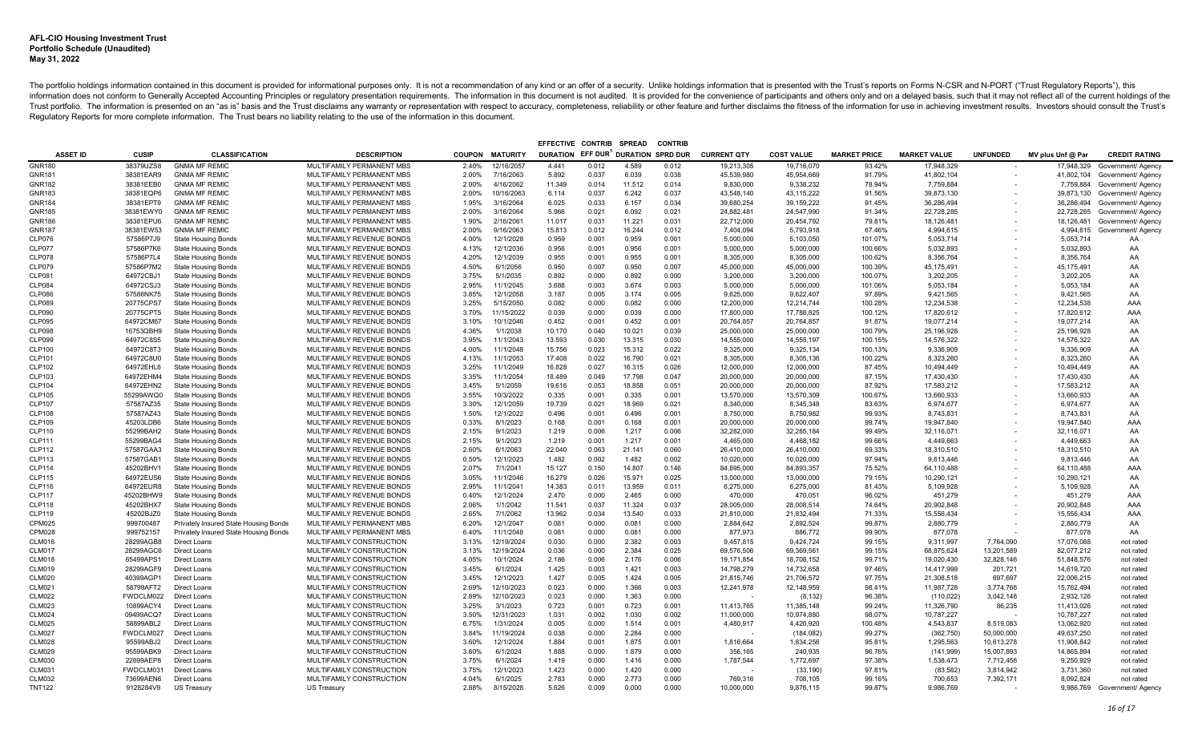**AFL-CIO Housing Investment Trust**
**Portfolio Schedule (Unaudited)**
**May 31, 2022**

The portfolio holdings information contained in this document is provided for informational purposes only. It is not a recommendation of any kind or an offer of a security. Unlike holdings information that is presented with the Trust's reports on Forms N-CSR and N-PORT ("Trust Regulatory Reports"), this information does not conform to Generally Accepted Accounting Principles or regulatory presentation requirements. The information in this document is not audited. It is provided for the convenience of participants and others only and on a delayed basis, such that it may not reflect all of the current holdings of the Trust portfolio. The information is presented on an "as is" basis and the Trust disclaims any warranty or representation with respect to accuracy, completeness, reliability or other feature and further disclaims the fitness of the information for use in achieving investment results. Investors should consult the Trust's Regulatory Reports for more complete information. The Trust bears no liability relating to the use of the information in this document.

| ASSET ID | CUSIP | CLASSIFICATION | DESCRIPTION | COUPON | MATURITY | EFFECTIVE DURATION | CONTRIB EFF DUR[1] | SPREAD DURATION | CONTRIB SPRD DUR | CURRENT QTY | COST VALUE | MARKET PRICE | MARKET VALUE | UNFUNDED | MV plus Unf @ Par | CREDIT RATING |
|---|---|---|---|---|---|---|---|---|---|---|---|---|---|---|---|---|
| GNR180 | 38379UZS8 | GNMA MF REMIC | MULTIFAMILY PERMANENT MBS | 2.40% | 12/16/2057 | 4.441 | 0.012 | 4.589 | 0.012 | 19,213,305 | 19,716,070 | 93.42% | 17,948,329 | - | 17,948,329 | Government/ Agency |
| GNR181 | 38381EAR9 | GNMA MF REMIC | MULTIFAMILY PERMANENT MBS | 2.00% | 7/16/2063 | 5.892 | 0.037 | 6.039 | 0.038 | 45,539,980 | 45,954,669 | 91.79% | 41,802,104 | - | 41,802,104 | Government/ Agency |
| GNR182 | 38381EEB0 | GNMA MF REMIC | MULTIFAMILY PERMANENT MBS | 2.00% | 4/16/2062 | 11.349 | 0.014 | 11.512 | 0.014 | 9,830,000 | 9,338,232 | 78.94% | 7,759,884 | - | 7,759,884 | Government/ Agency |
| GNR183 | 38381EQP6 | GNMA MF REMIC | MULTIFAMILY PERMANENT MBS | 2.00% | 10/16/2063 | 6.114 | 0.037 | 6.242 | 0.037 | 43,548,140 | 43,115,222 | 91.56% | 39,873,130 | - | 39,873,130 | Government/ Agency |
| GNR184 | 38381EPT9 | GNMA MF REMIC | MULTIFAMILY PERMANENT MBS | 1.95% | 3/16/2064 | 6.025 | 0.033 | 6.157 | 0.034 | 39,680,254 | 39,159,222 | 91.45% | 36,286,494 | - | 36,286,494 | Government/ Agency |
| GNR185 | 38381EWY0 | GNMA MF REMIC | MULTIFAMILY PERMANENT MBS | 2.00% | 3/16/2064 | 5.966 | 0.021 | 6.092 | 0.021 | 24,882,481 | 24,547,990 | 91.34% | 22,728,285 | - | 22,728,285 | Government/ Agency |
| GNR186 | 38381EPU6 | GNMA MF REMIC | MULTIFAMILY PERMANENT MBS | 1.90% | 2/16/2061 | 11.017 | 0.031 | 11.221 | 0.031 | 22,712,000 | 20,454,792 | 79.81% | 18,126,481 | - | 18,126,481 | Government/ Agency |
| GNR187 | 38381EW53 | GNMA MF REMIC | MULTIFAMILY PERMANENT MBS | 2.00% | 9/16/2063 | 15.813 | 0.012 | 16.244 | 0.012 | 7,404,094 | 5,793,918 | 67.46% | 4,994,615 | - | 4,994,615 | Government/ Agency |
| CLP076 | 57586P7J9 | State Housing Bonds | MULTIFAMILY REVENUE BONDS | 4.00% | 12/1/2028 | 0.959 | 0.001 | 0.959 | 0.001 | 5,000,000 | 5,103,050 | 101.07% | 5,053,714 | - | 5,053,714 | AA |
| CLP077 | 57586P7K6 | State Housing Bonds | MULTIFAMILY REVENUE BONDS | 4.13% | 12/1/2036 | 0.956 | 0.001 | 0.956 | 0.001 | 5,000,000 | 5,000,000 | 100.66% | 5,032,893 | - | 5,032,893 | AA |
| CLP078 | 57586P7L4 | State Housing Bonds | MULTIFAMILY REVENUE BONDS | 4.20% | 12/1/2039 | 0.955 | 0.001 | 0.955 | 0.001 | 8,305,000 | 8,305,000 | 100.62% | 8,356,764 | - | 8,356,764 | AA |
| CLP079 | 57586P7M2 | State Housing Bonds | MULTIFAMILY REVENUE BONDS | 4.50% | 6/1/2056 | 0.950 | 0.007 | 0.950 | 0.007 | 45,000,000 | 45,000,000 | 100.39% | 45,175,491 | - | 45,175,491 | AA |
| CLP081 | 64972CBJ1 | State Housing Bonds | MULTIFAMILY REVENUE BONDS | 3.75% | 5/1/2035 | 0.892 | 0.000 | 0.892 | 0.000 | 3,200,000 | 3,200,000 | 100.07% | 3,202,205 | - | 3,202,205 | AA |
| CLP084 | 64972CSJ3 | State Housing Bonds | MULTIFAMILY REVENUE BONDS | 2.95% | 11/1/2045 | 3.688 | 0.003 | 3.674 | 0.003 | 5,000,000 | 5,000,000 | 101.06% | 5,053,184 | - | 5,053,184 | AA |
| CLP086 | 57586NK75 | State Housing Bonds | MULTIFAMILY REVENUE BONDS | 3.85% | 12/1/2058 | 3.187 | 0.005 | 3.174 | 0.005 | 9,625,000 | 9,622,407 | 97.89% | 9,421,565 | - | 9,421,565 | AA |
| CLP089 | 20775CPS7 | State Housing Bonds | MULTIFAMILY REVENUE BONDS | 3.25% | 5/15/2050 | 0.082 | 0.000 | 0.082 | 0.000 | 12,200,000 | 12,214,744 | 100.28% | 12,234,538 | - | 12,234,538 | AAA |
| CLP090 | 20775CPT5 | State Housing Bonds | MULTIFAMILY REVENUE BONDS | 3.70% | 11/15/2022 | 0.039 | 0.000 | 0.039 | 0.000 | 17,800,000 | 17,788,825 | 100.12% | 17,820,612 | - | 17,820,612 | AAA |
| CLP095 | 64972CM67 | State Housing Bonds | MULTIFAMILY REVENUE BONDS | 3.10% | 10/1/2046 | 0.452 | 0.001 | 0.452 | 0.001 | 20,764,857 | 20,764,857 | 91.87% | 19,077,214 | - | 19,077,214 | AA |
| CLP098 | 16753QBH9 | State Housing Bonds | MULTIFAMILY REVENUE BONDS | 4.36% | 1/1/2038 | 10.170 | 0.040 | 10.021 | 0.039 | 25,000,000 | 25,000,000 | 100.79% | 25,196,928 | - | 25,196,928 | AA |
| CLP099 | 64972C8S5 | State Housing Bonds | MULTIFAMILY REVENUE BONDS | 3.95% | 11/1/2043 | 13.593 | 0.030 | 13.315 | 0.030 | 14,555,000 | 14,555,197 | 100.15% | 14,576,322 | - | 14,576,322 | AA |
| CLP100 | 64972C8T3 | State Housing Bonds | MULTIFAMILY REVENUE BONDS | 4.00% | 11/1/2048 | 15.756 | 0.023 | 15.312 | 0.022 | 9,325,000 | 9,325,134 | 100.13% | 9,336,909 | - | 9,336,909 | AA |
| CLP101 | 64972C8U0 | State Housing Bonds | MULTIFAMILY REVENUE BONDS | 4.13% | 11/1/2053 | 17.408 | 0.022 | 16.790 | 0.021 | 8,305,000 | 8,305,136 | 100.22% | 8,323,260 | - | 8,323,260 | AA |
| CLP102 | 64972EHL6 | State Housing Bonds | MULTIFAMILY REVENUE BONDS | 3.25% | 11/1/2049 | 16.828 | 0.027 | 16.315 | 0.026 | 12,000,000 | 12,000,000 | 87.45% | 10,494,449 | - | 10,494,449 | AA |
| CLP103 | 64972EHM4 | State Housing Bonds | MULTIFAMILY REVENUE BONDS | 3.35% | 11/1/2054 | 18.489 | 0.049 | 17.798 | 0.047 | 20,000,000 | 20,000,000 | 87.15% | 17,430,430 | - | 17,430,430 | AA |
| CLP104 | 64972EHN2 | State Housing Bonds | MULTIFAMILY REVENUE BONDS | 3.45% | 5/1/2059 | 19.616 | 0.053 | 18.858 | 0.051 | 20,000,000 | 20,000,000 | 87.92% | 17,583,212 | - | 17,583,212 | AA |
| CLP105 | 55299AWQ0 | State Housing Bonds | MULTIFAMILY REVENUE BONDS | 3.55% | 10/3/2022 | 0.335 | 0.001 | 0.335 | 0.001 | 13,570,000 | 13,570,309 | 100.67% | 13,660,933 | - | 13,660,933 | AA |
| CLP107 | 57587AZ35 | State Housing Bonds | MULTIFAMILY REVENUE BONDS | 3.30% | 12/1/2059 | 19.739 | 0.021 | 18.969 | 0.021 | 8,340,000 | 8,345,348 | 83.63% | 6,974,677 | - | 6,974,677 | AA |
| CLP108 | 57587AZ43 | State Housing Bonds | MULTIFAMILY REVENUE BONDS | 1.50% | 12/1/2022 | 0.496 | 0.001 | 0.496 | 0.001 | 8,750,000 | 8,750,982 | 99.93% | 8,743,831 | - | 8,743,831 | AA |
| CLP109 | 45203LDB6 | State Housing Bonds | MULTIFAMILY REVENUE BONDS | 0.33% | 8/1/2023 | 0.168 | 0.001 | 0.168 | 0.001 | 20,000,000 | 20,000,000 | 99.74% | 19,947,840 | - | 19,947,840 | AAA |
| CLP110 | 55299BAH2 | State Housing Bonds | MULTIFAMILY REVENUE BONDS | 2.15% | 9/1/2023 | 1.219 | 0.006 | 1.217 | 0.006 | 32,282,000 | 32,285,184 | 99.49% | 32,116,071 | - | 32,116,071 | AA |
| CLP111 | 55299BAG4 | State Housing Bonds | MULTIFAMILY REVENUE BONDS | 2.15% | 9/1/2023 | 1.219 | 0.001 | 1.217 | 0.001 | 4,465,000 | 4,468,182 | 99.66% | 4,449,663 | - | 4,449,663 | AA |
| CLP112 | 57587GAA3 | State Housing Bonds | MULTIFAMILY REVENUE BONDS | 2.60% | 6/1/2063 | 22.040 | 0.063 | 21.141 | 0.060 | 26,410,000 | 26,410,000 | 69.33% | 18,310,510 | - | 18,310,510 | AA |
| CLP113 | 57587GAB1 | State Housing Bonds | MULTIFAMILY REVENUE BONDS | 0.50% | 12/1/2023 | 1.482 | 0.002 | 1.482 | 0.002 | 10,020,000 | 10,020,000 | 97.94% | 9,813,446 | - | 9,813,446 | AA |
| CLP114 | 45202BHV1 | State Housing Bonds | MULTIFAMILY REVENUE BONDS | 2.07% | 7/1/2041 | 15.127 | 0.150 | 14.807 | 0.146 | 84,895,000 | 84,893,357 | 75.52% | 64,110,488 | - | 64,110,488 | AAA |
| CLP115 | 64972EUS6 | State Housing Bonds | MULTIFAMILY REVENUE BONDS | 3.05% | 11/1/2046 | 16.279 | 0.026 | 15.971 | 0.025 | 13,000,000 | 13,000,000 | 79.15% | 10,290,121 | - | 10,290,121 | AA |
| CLP116 | 64972EUR8 | State Housing Bonds | MULTIFAMILY REVENUE BONDS | 2.95% | 11/1/2041 | 14.383 | 0.011 | 13.959 | 0.011 | 6,275,000 | 6,275,000 | 81.43% | 5,109,928 | - | 5,109,928 | AA |
| CLP117 | 45202BHW9 | State Housing Bonds | MULTIFAMILY REVENUE BONDS | 0.40% | 12/1/2024 | 2.470 | 0.000 | 2.465 | 0.000 | 470,000 | 470,051 | 96.02% | 451,279 | - | 451,279 | AAA |
| CLP118 | 45202BHX7 | State Housing Bonds | MULTIFAMILY REVENUE BONDS | 2.06% | 1/1/2042 | 11.541 | 0.037 | 11.324 | 0.037 | 28,005,000 | 28,008,514 | 74.64% | 20,902,848 | - | 20,902,848 | AAA |
| CLP119 | 45202BJZ0 | State Housing Bonds | MULTIFAMILY REVENUE BONDS | 2.65% | 7/1/2062 | 13.962 | 0.034 | 13.540 | 0.033 | 21,810,000 | 21,832,494 | 71.33% | 15,556,434 | - | 15,556,434 | AAA |
| CPM025 | 999700487 | Privately Insured State Housing Bonds | MULTIFAMILY PERMANENT MBS | 6.20% | 12/1/2047 | 0.081 | 0.000 | 0.081 | 0.000 | 2,884,642 | 2,892,524 | 99.87% | 2,880,779 | - | 2,880,779 | AA |
| CPM028 | 999752157 | Privately Insured State Housing Bonds | MULTIFAMILY PERMANENT MBS | 6.40% | 11/1/2048 | 0.081 | 0.000 | 0.081 | 0.000 | 877,973 | 886,772 | 99.90% | 877,078 | - | 877,078 | AA |
| CLM016 | 28299AGB8 | Direct Loans | MULTIFAMILY CONSTRUCTION | 3.13% | 12/19/2024 | 0.030 | 0.000 | 2.382 | 0.003 | 9,457,815 | 9,424,724 | 99.15% | 9,311,997 | 7,764,090 | 17,076,088 | not rated |
| CLM017 | 28299AGC6 | Direct Loans | MULTIFAMILY CONSTRUCTION | 3.13% | 12/19/2024 | 0.036 | 0.000 | 2.384 | 0.025 | 69,576,506 | 69,369,561 | 99.15% | 68,875,624 | 13,201,589 | 82,077,212 | not rated |
| CLM018 | 65499APS1 | Direct Loans | MULTIFAMILY CONSTRUCTION | 4.05% | 10/1/2024 | 2.186 | 0.006 | 2.176 | 0.006 | 19,171,854 | 18,708,152 | 99.71% | 19,020,430 | 32,828,146 | 51,848,576 | not rated |
| CLM019 | 28299AGF9 | Direct Loans | MULTIFAMILY CONSTRUCTION | 3.45% | 6/1/2024 | 1.425 | 0.003 | 1.421 | 0.003 | 14,798,279 | 14,732,658 | 97.46% | 14,417,999 | 201,721 | 14,619,720 | not rated |
| CLM020 | 40399AGP1 | Direct Loans | MULTIFAMILY CONSTRUCTION | 3.45% | 12/1/2023 | 1.427 | 0.005 | 1.424 | 0.005 | 21,815,746 | 21,706,572 | 97.75% | 21,308,518 | 697,697 | 22,006,215 | not rated |
| CLM021 | 58799AFT2 | Direct Loans | MULTIFAMILY CONSTRUCTION | 2.69% | 12/10/2023 | 0.023 | 0.000 | 1.366 | 0.003 | 12,241,978 | 12,148,959 | 98.41% | 11,987,728 | 3,774,766 | 15,762,494 | not rated |
| CLM022 | FWDCLM022 | Direct Loans | MULTIFAMILY CONSTRUCTION | 2.89% | 12/10/2023 | 0.023 | 0.000 | 1.363 | 0.000 | - | (8,132) | 96.38% | (110,022) | 3,042,148 | 2,932,126 | not rated |
| CLM023 | 10899ACY4 | Direct Loans | MULTIFAMILY CONSTRUCTION | 3.25% | 3/1/2023 | 0.723 | 0.001 | 0.723 | 0.001 | 11,413,765 | 11,385,148 | 99.24% | 11,326,790 | 86,235 | 11,413,026 | not rated |
| CLM024 | 09499ACQ7 | Direct Loans | MULTIFAMILY CONSTRUCTION | 3.50% | 12/31/2023 | 1.031 | 0.002 | 1.030 | 0.002 | 11,000,000 | 10,974,880 | 98.07% | 10,787,227 | - | 10,787,227 | not rated |
| CLM025 | 58899ABL2 | Direct Loans | MULTIFAMILY CONSTRUCTION | 6.75% | 1/31/2024 | 0.005 | 0.000 | 1.514 | 0.001 | 4,480,917 | 4,420,920 | 100.48% | 4,543,837 | 8,519,083 | 13,062,920 | not rated |
| CLM027 | FWDCLM027 | Direct Loans | MULTIFAMILY CONSTRUCTION | 3.84% | 11/19/2024 | 0.038 | 0.000 | 2.284 | 0.000 | - | (184,082) | 99.27% | (362,750) | 50,000,000 | 49,637,250 | not rated |
| CLM028 | 95599ABJ2 | Direct Loans | MULTIFAMILY CONSTRUCTION | 3.60% | 12/1/2024 | 1.884 | 0.001 | 1.875 | 0.001 | 1,816,664 | 1,834,256 | 95.81% | 1,295,563 | 10,613,278 | 11,908,842 | not rated |
| CLM029 | 95599ABK9 | Direct Loans | MULTIFAMILY CONSTRUCTION | 3.60% | 6/1/2024 | 1.888 | 0.000 | 1.879 | 0.000 | 356,165 | 240,935 | 96.76% | (141,999) | 15,007,893 | 14,865,894 | not rated |
| CLM030 | 22699AEP8 | Direct Loans | MULTIFAMILY CONSTRUCTION | 3.75% | 6/1/2024 | 1.419 | 0.000 | 1.416 | 0.000 | 1,787,544 | 1,772,697 | 97.38% | 1,538,473 | 7,712,456 | 9,250,929 | not rated |
| CLM031 | FWDCLM031 | Direct Loans | MULTIFAMILY CONSTRUCTION | 3.75% | 12/1/2023 | 1.423 | 0.000 | 1.420 | 0.000 | - | (33,190) | 97.81% | (83,582) | 3,814,942 | 3,731,360 | not rated |
| CLM032 | 73699AEN6 | Direct Loans | MULTIFAMILY CONSTRUCTION | 4.04% | 6/1/2025 | 2.783 | 0.000 | 2.773 | 0.000 | 769,316 | 708,105 | 99.16% | 700,653 | 7,392,171 | 8,092,824 | not rated |
| TNT122 | 9128284V9 | US Treasury | US Treasury | 2.88% | 8/15/2028 | 5.626 | 0.009 | 0.000 | 0.000 | 10,000,000 | 9,876,115 | 99.87% | 9,986,769 | - | 9,986,769 | Government/ Agency |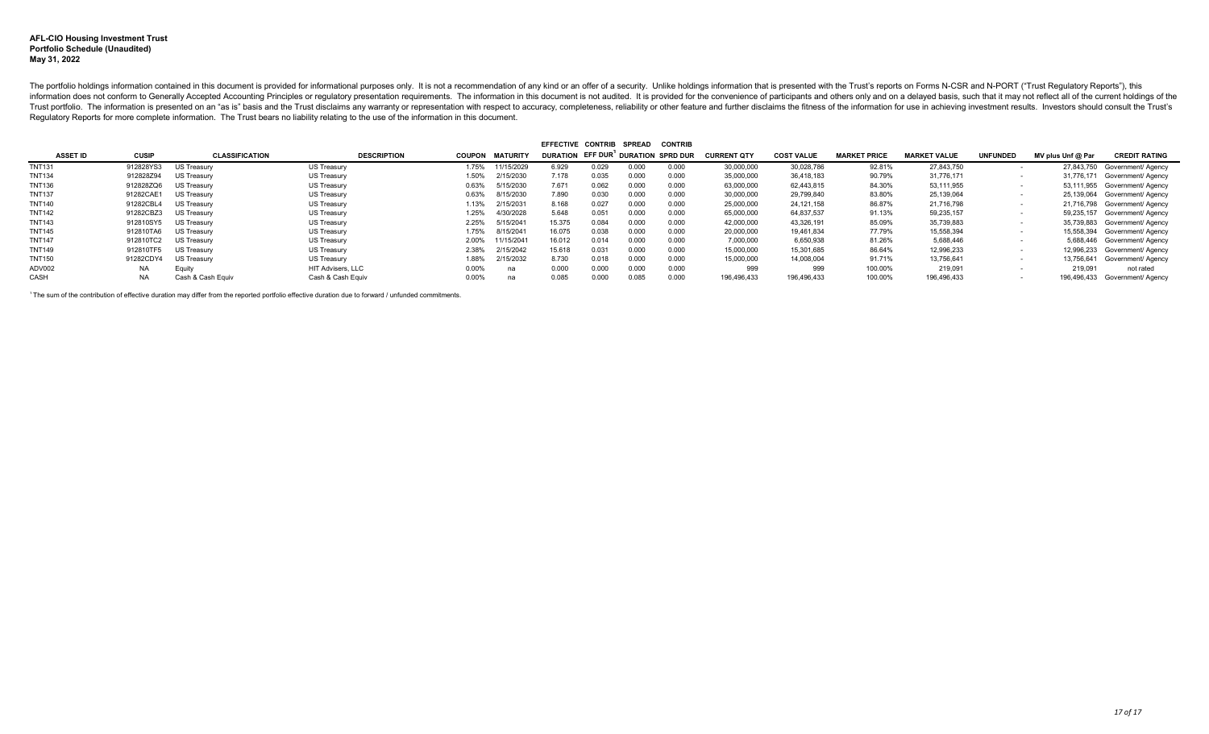**AFL-CIO Housing Investment Trust**
**Portfolio Schedule (Unaudited)**
**May 31, 2022**

The portfolio holdings information contained in this document is provided for informational purposes only. It is not a recommendation of any kind or an offer of a security. Unlike holdings information that is presented with the Trust's reports on Forms N-CSR and N-PORT ("Trust Regulatory Reports"), this information does not conform to Generally Accepted Accounting Principles or regulatory presentation requirements. The information in this document is not audited. It is provided for the convenience of participants and others only and on a delayed basis, such that it may not reflect all of the current holdings of the Trust portfolio. The information is presented on an "as is" basis and the Trust disclaims any warranty or representation with respect to accuracy, completeness, reliability or other feature and further disclaims the fitness of the information for use in achieving investment results. Investors should consult the Trust's Regulatory Reports for more complete information. The Trust bears no liability relating to the use of the information in this document.

| ASSET ID | CUSIP | CLASSIFICATION | DESCRIPTION | COUPON | MATURITY | EFFECTIVE DURATION | CONTRIB EFF DUR[1] | SPREAD DURATION | CONTRIB SPRD DUR | CURRENT QTY | COST VALUE | MARKET PRICE | MARKET VALUE | UNFUNDED | MV plus Unf @ Par | CREDIT RATING |
|---|---|---|---|---|---|---|---|---|---|---|---|---|---|---|---|---|
| TNT131 | 912828YS3 | US Treasury | US Treasury | 1.75% | 11/15/2029 | 6.929 | 0.029 | 0.000 | 0.000 | 30,000,000 | 30,028,786 | 92.81% | 27,843,750 | - | 27,843,750 | Government/ Agency |
| TNT134 | 912828Z94 | US Treasury | US Treasury | 1.50% | 2/15/2030 | 7.178 | 0.035 | 0.000 | 0.000 | 35,000,000 | 36,418,183 | 90.79% | 31,776,171 | - | 31,776,171 | Government/ Agency |
| TNT136 | 912828ZQ6 | US Treasury | US Treasury | 0.63% | 5/15/2030 | 7.671 | 0.062 | 0.000 | 0.000 | 63,000,000 | 62,443,815 | 84.30% | 53,111,955 | - | 53,111,955 | Government/ Agency |
| TNT137 | 91282CAE1 | US Treasury | US Treasury | 0.63% | 8/15/2030 | 7.890 | 0.030 | 0.000 | 0.000 | 30,000,000 | 29,799,840 | 83.80% | 25,139,064 | - | 25,139,064 | Government/ Agency |
| TNT140 | 91282CBL4 | US Treasury | US Treasury | 1.13% | 2/15/2031 | 8.168 | 0.027 | 0.000 | 0.000 | 25,000,000 | 24,121,158 | 86.87% | 21,716,798 | - | 21,716,798 | Government/ Agency |
| TNT142 | 91282CBZ3 | US Treasury | US Treasury | 1.25% | 4/30/2028 | 5.648 | 0.051 | 0.000 | 0.000 | 65,000,000 | 64,837,537 | 91.13% | 59,235,157 | - | 59,235,157 | Government/ Agency |
| TNT143 | 912810SY5 | US Treasury | US Treasury | 2.25% | 5/15/2041 | 15.375 | 0.084 | 0.000 | 0.000 | 42,000,000 | 43,326,191 | 85.09% | 35,739,883 | - | 35,739,883 | Government/ Agency |
| TNT145 | 912810TA6 | US Treasury | US Treasury | 1.75% | 8/15/2041 | 16.075 | 0.038 | 0.000 | 0.000 | 20,000,000 | 19,461,834 | 77.79% | 15,558,394 | - | 15,558,394 | Government/ Agency |
| TNT147 | 912810TC2 | US Treasury | US Treasury | 2.00% | 11/15/2041 | 16.012 | 0.014 | 0.000 | 0.000 | 7,000,000 | 6,650,938 | 81.26% | 5,688,446 | - | 5,688,446 | Government/ Agency |
| TNT149 | 912810TF5 | US Treasury | US Treasury | 2.38% | 2/15/2042 | 15.618 | 0.031 | 0.000 | 0.000 | 15,000,000 | 15,301,685 | 86.64% | 12,996,233 | - | 12,996,233 | Government/ Agency |
| TNT150 | 91282CDY4 | US Treasury | US Treasury | 1.88% | 2/15/2032 | 8.730 | 0.018 | 0.000 | 0.000 | 15,000,000 | 14,008,004 | 91.71% | 13,756,641 | - | 13,756,641 | Government/ Agency |
| ADV002 | NA | Equity | HIT Advisers, LLC | 0.00% | na | 0.000 | 0.000 | 0.000 | 0.000 | 999 | 999 | 100.00% | 219,091 | - | 219,091 | not rated |
| CASH | NA | Cash & Cash Equiv | Cash & Cash Equiv | 0.00% | na | 0.085 | 0.000 | 0.085 | 0.000 | 196,496,433 | 196,496,433 | 100.00% | 196,496,433 | - | 196,496,433 | Government/ Agency |

[1] The sum of the contribution of effective duration may differ from the reported portfolio effective duration due to forward / unfunded commitments.